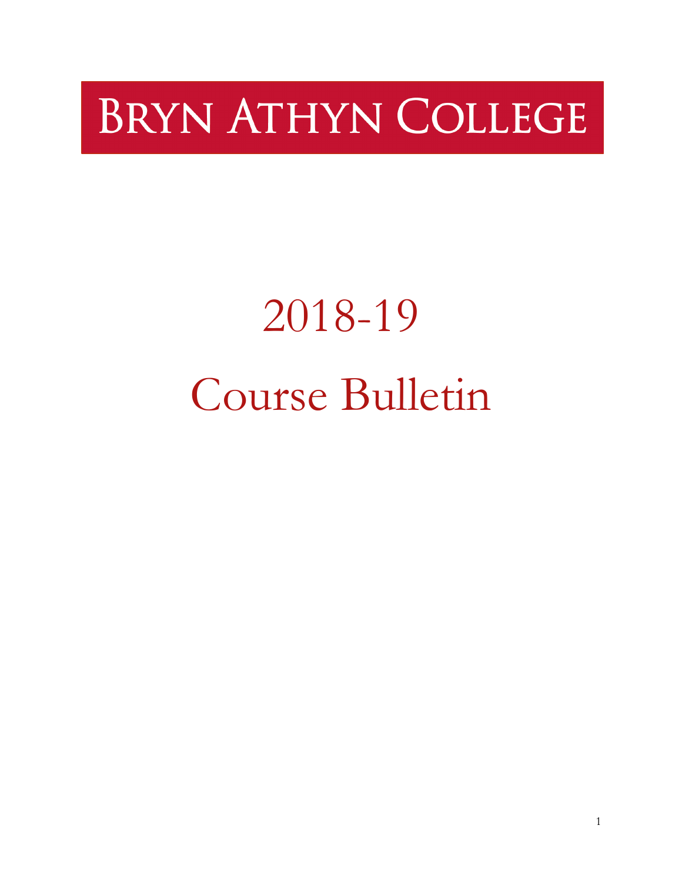# Bryn Athyn College

# 2018-19

# Course Bulletin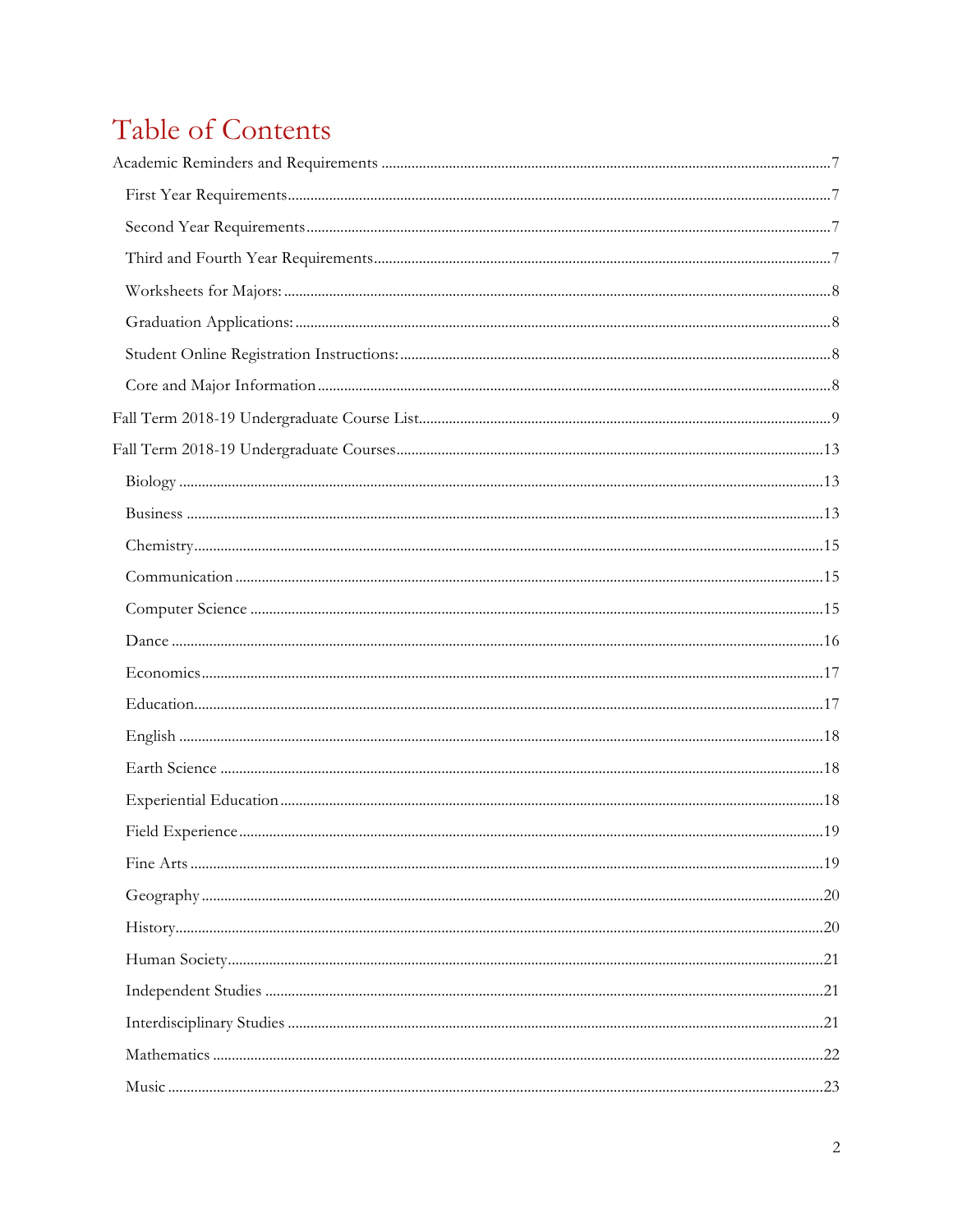# Table of Contents

Academic Reminders and Requirements ......................................................... 7

- First Year Requirements ......................................................... 7
- Second Year Requirements ......................................................... 7
- Third and Fourth Year Requirements ......................................................... 7
- Worksheets for Majors: ......................................................... 8
- Graduation Applications: ......................................................... 8
- Student Online Registration Instructions: ......................................................... 8
- Core and Major Information ......................................................... 8

Fall Term 2018-19 Undergraduate Course List ......................................................... 9

Fall Term 2018-19 Undergraduate Courses ......................................................... 13

- Biology ......................................................... 13
- Business ......................................................... 13
- Chemistry ......................................................... 15
- Communication ......................................................... 15
- Computer Science ......................................................... 15
- Dance ......................................................... 16
- Economics ......................................................... 17
- Education ......................................................... 17
- English ......................................................... 18
- Earth Science ......................................................... 18
- Experiential Education ......................................................... 18
- Field Experience ......................................................... 19
- Fine Arts ......................................................... 19
- Geography ......................................................... 20
- History ......................................................... 20
- Human Society ......................................................... 21
- Independent Studies ......................................................... 21
- Interdisciplinary Studies ......................................................... 21
- Mathematics ......................................................... 22
- Music ......................................................... 23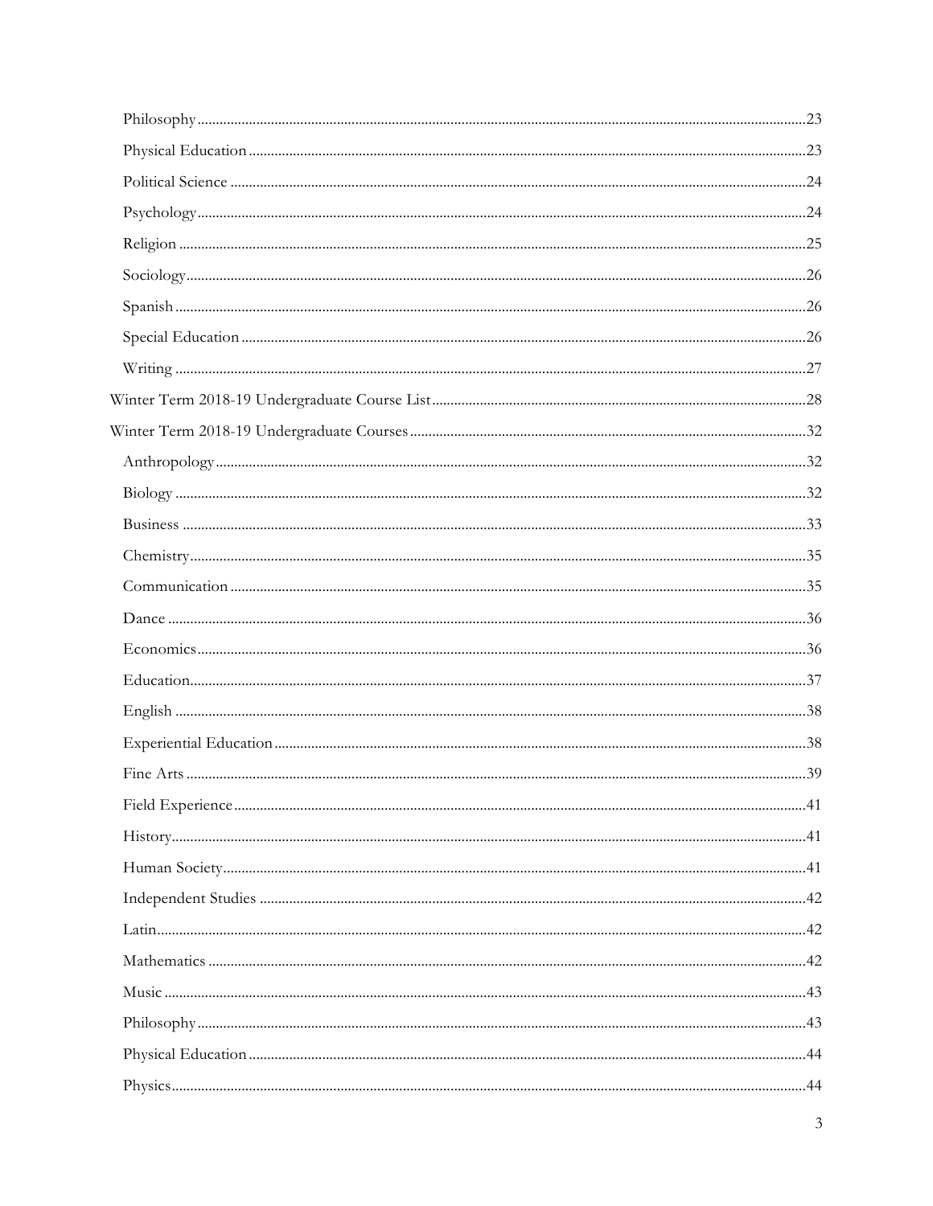- Philosophy ....... 23
- Physical Education ....... 23
- Political Science ....... 24
- Psychology ....... 24
- Religion ....... 25
- Sociology ....... 26
- Spanish ....... 26
- Special Education ....... 26
- Writing ....... 27

Winter Term 2018-19 Undergraduate Course List ....... 28

Winter Term 2018-19 Undergraduate Courses ....... 32

- Anthropology ....... 32
- Biology ....... 32
- Business ....... 33
- Chemistry ....... 35
- Communication ....... 35
- Dance ....... 36
- Economics ....... 36
- Education ....... 37
- English ....... 38
- Experiential Education ....... 38
- Fine Arts ....... 39
- Field Experience ....... 41
- History ....... 41
- Human Society ....... 41
- Independent Studies ....... 42
- Latin ....... 42
- Mathematics ....... 42
- Music ....... 43
- Philosophy ....... 43
- Physical Education ....... 44
- Physics ....... 44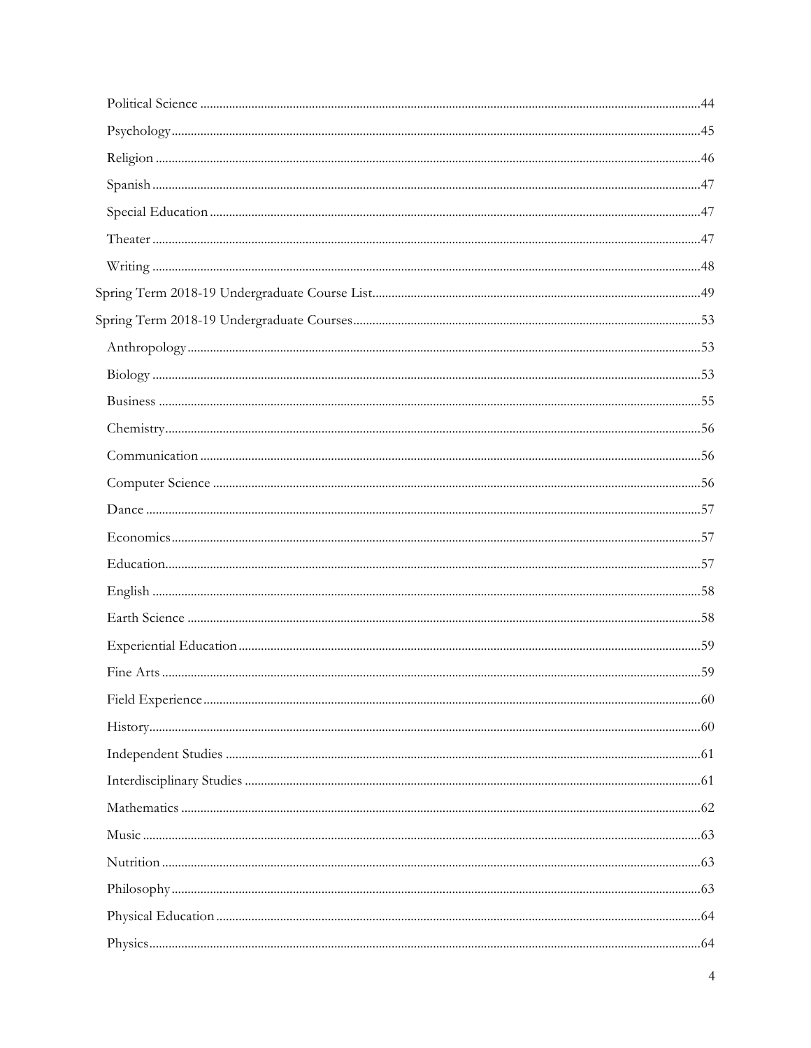Political Science ........................................................................................................................................... 44
Psychology .................................................................................................................................................... 45
Religion ......................................................................................................................................................... 46
Spanish ......................................................................................................................................................... 47
Special Education ........................................................................................................................................ 47
Theater .......................................................................................................................................................... 47
Writing .......................................................................................................................................................... 48

Spring Term 2018-19 Undergraduate Course List ....................................................................................... 49

Spring Term 2018-19 Undergraduate Courses ............................................................................................. 53

Anthropology ................................................................................................................................................ 53
Biology .......................................................................................................................................................... 53
Business ........................................................................................................................................................ 55
Chemistry ...................................................................................................................................................... 56
Communication ............................................................................................................................................ 56
Computer Science ........................................................................................................................................ 56
Dance ............................................................................................................................................................ 57
Economics .................................................................................................................................................... 57
Education ...................................................................................................................................................... 57
English .......................................................................................................................................................... 58
Earth Science ................................................................................................................................................ 58
Experiential Education ................................................................................................................................. 59
Fine Arts ....................................................................................................................................................... 59
Field Experience ........................................................................................................................................... 60
History ........................................................................................................................................................... 60
Independent Studies .................................................................................................................................... 61
Interdisciplinary Studies .............................................................................................................................. 61
Mathematics ................................................................................................................................................. 62
Music ............................................................................................................................................................. 63
Nutrition ....................................................................................................................................................... 63
Philosophy .................................................................................................................................................... 63
Physical Education ...................................................................................................................................... 64
Physics .......................................................................................................................................................... 64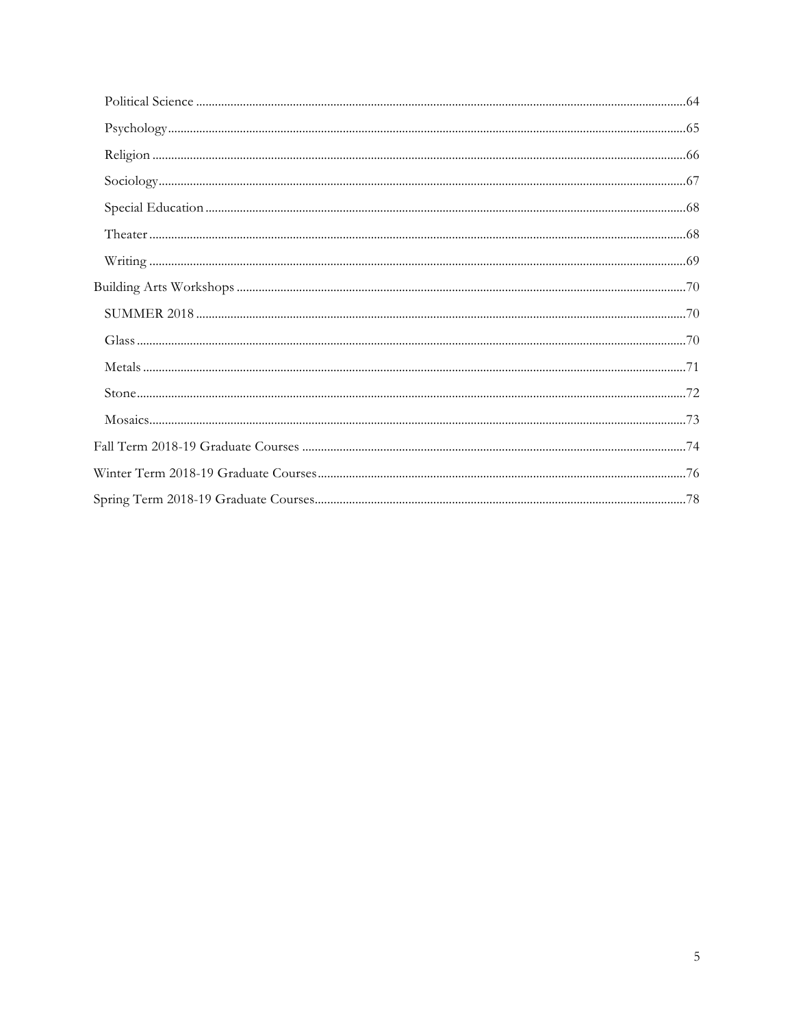- Political Science ....64
- Psychology ....65
- Religion ....66
- Sociology ....67
- Special Education ....68
- Theater ....68
- Writing ....69

Building Arts Workshops ....70

- SUMMER 2018 ....70
- Glass ....70
- Metals ....71
- Stone ....72
- Mosaics ....73

Fall Term 2018-19 Graduate Courses ....74

Winter Term 2018-19 Graduate Courses ....76

Spring Term 2018-19 Graduate Courses ....78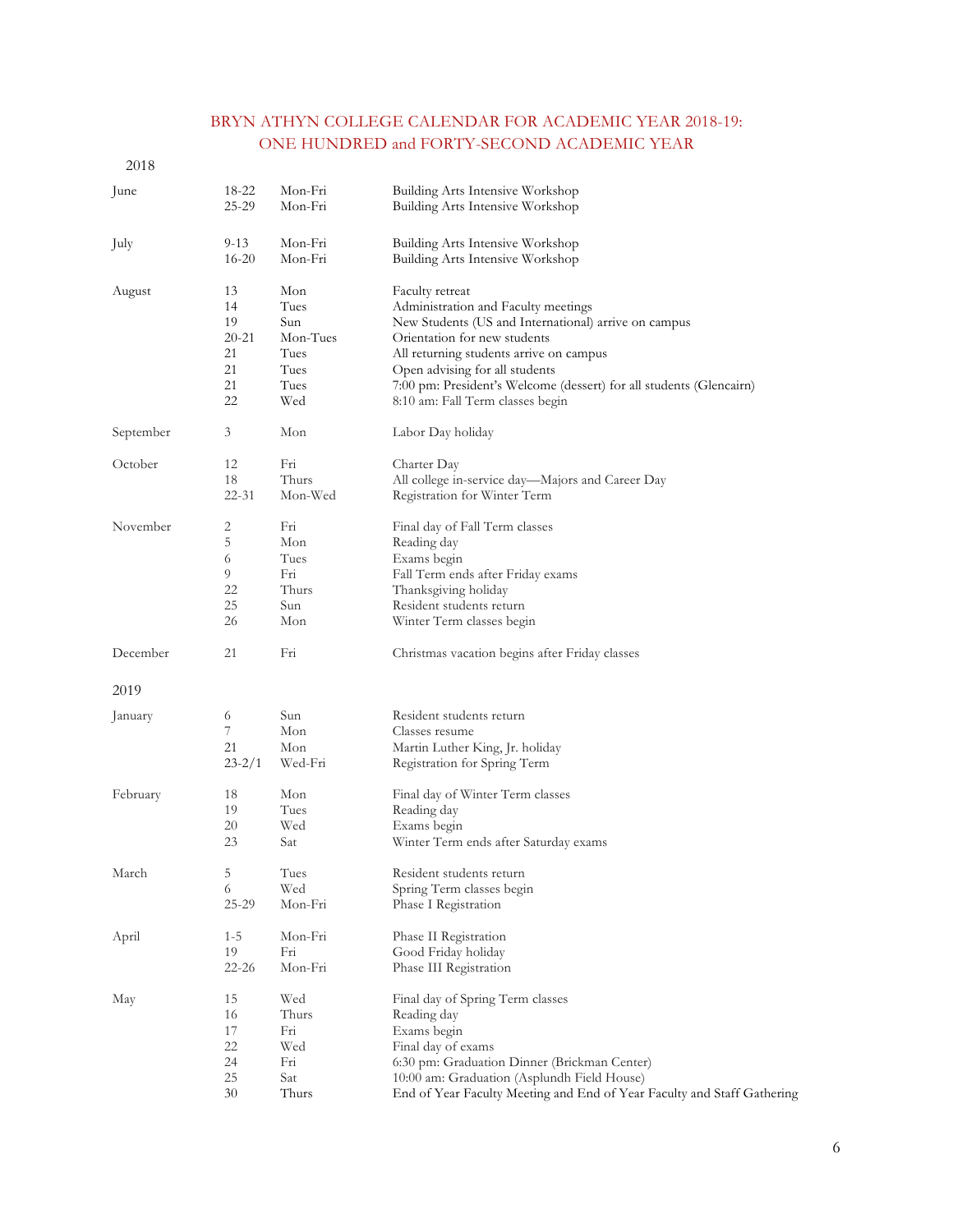# BRYN ATHYN COLLEGE CALENDAR FOR ACADEMIC YEAR 2018-19: ONE HUNDRED and FORTY-SECOND ACADEMIC YEAR

## 2018

| Month | Date | Day | Event |
|---|---|---|---|
| June | 18-22 | Mon-Fri | Building Arts Intensive Workshop |
| | 25-29 | Mon-Fri | Building Arts Intensive Workshop |
| July | 9-13 | Mon-Fri | Building Arts Intensive Workshop |
| | 16-20 | Mon-Fri | Building Arts Intensive Workshop |
| August | 13 | Mon | Faculty retreat |
| | 14 | Tues | Administration and Faculty meetings |
| | 19 | Sun | New Students (US and International) arrive on campus |
| | 20-21 | Mon-Tues | Orientation for new students |
| | 21 | Tues | All returning students arrive on campus |
| | 21 | Tues | Open advising for all students |
| | 21 | Tues | 7:00 pm: President's Welcome (dessert) for all students (Glencairn) |
| | 22 | Wed | 8:10 am: Fall Term classes begin |
| September | 3 | Mon | Labor Day holiday |
| October | 12 | Fri | Charter Day |
| | 18 | Thurs | All college in-service day—Majors and Career Day |
| | 22-31 | Mon-Wed | Registration for Winter Term |
| November | 2 | Fri | Final day of Fall Term classes |
| | 5 | Mon | Reading day |
| | 6 | Tues | Exams begin |
| | 9 | Fri | Fall Term ends after Friday exams |
| | 22 | Thurs | Thanksgiving holiday |
| | 25 | Sun | Resident students return |
| | 26 | Mon | Winter Term classes begin |
| December | 21 | Fri | Christmas vacation begins after Friday classes |

## 2019

| Month | Date | Day | Event |
|---|---|---|---|
| January | 6 | Sun | Resident students return |
| | 7 | Mon | Classes resume |
| | 21 | Mon | Martin Luther King, Jr. holiday |
| | 23-2/1 | Wed-Fri | Registration for Spring Term |
| February | 18 | Mon | Final day of Winter Term classes |
| | 19 | Tues | Reading day |
| | 20 | Wed | Exams begin |
| | 23 | Sat | Winter Term ends after Saturday exams |
| March | 5 | Tues | Resident students return |
| | 6 | Wed | Spring Term classes begin |
| | 25-29 | Mon-Fri | Phase I Registration |
| April | 1-5 | Mon-Fri | Phase II Registration |
| | 19 | Fri | Good Friday holiday |
| | 22-26 | Mon-Fri | Phase III Registration |
| May | 15 | Wed | Final day of Spring Term classes |
| | 16 | Thurs | Reading day |
| | 17 | Fri | Exams begin |
| | 22 | Wed | Final day of exams |
| | 24 | Fri | 6:30 pm: Graduation Dinner (Brickman Center) |
| | 25 | Sat | 10:00 am: Graduation (Asplundh Field House) |
| | 30 | Thurs | End of Year Faculty Meeting and End of Year Faculty and Staff Gathering |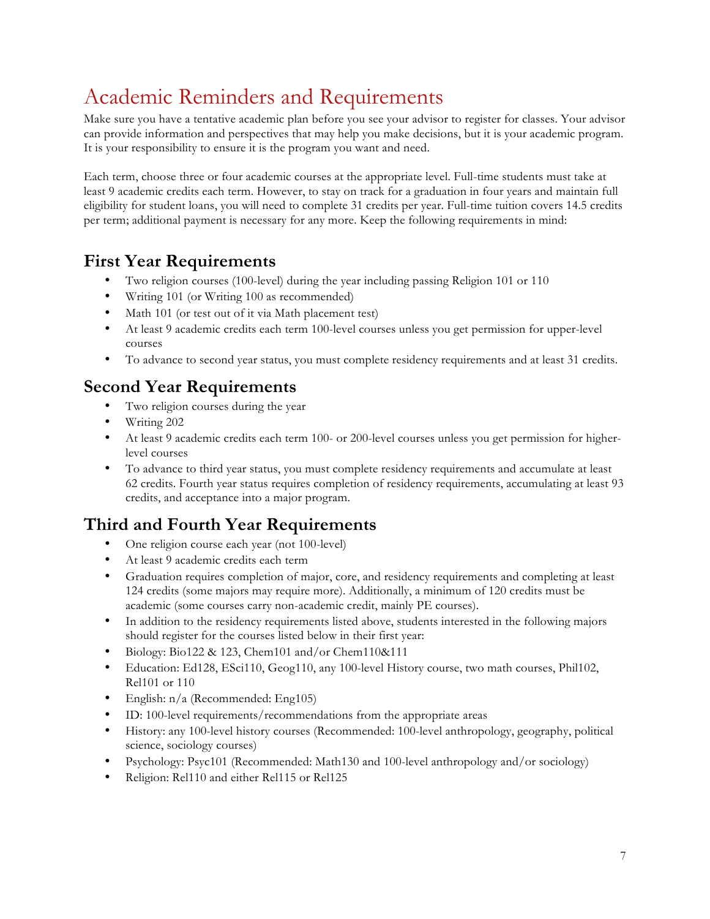# Academic Reminders and Requirements

Make sure you have a tentative academic plan before you see your advisor to register for classes. Your advisor can provide information and perspectives that may help you make decisions, but it is your academic program. It is your responsibility to ensure it is the program you want and need.

Each term, choose three or four academic courses at the appropriate level. Full-time students must take at least 9 academic credits each term. However, to stay on track for a graduation in four years and maintain full eligibility for student loans, you will need to complete 31 credits per year. Full-time tuition covers 14.5 credits per term; additional payment is necessary for any more. Keep the following requirements in mind:

## First Year Requirements

- Two religion courses (100-level) during the year including passing Religion 101 or 110
- Writing 101 (or Writing 100 as recommended)
- Math 101 (or test out of it via Math placement test)
- At least 9 academic credits each term 100-level courses unless you get permission for upper-level courses
- To advance to second year status, you must complete residency requirements and at least 31 credits.

## Second Year Requirements

- Two religion courses during the year
- Writing 202
- At least 9 academic credits each term 100- or 200-level courses unless you get permission for higher-level courses
- To advance to third year status, you must complete residency requirements and accumulate at least 62 credits. Fourth year status requires completion of residency requirements, accumulating at least 93 credits, and acceptance into a major program.

## Third and Fourth Year Requirements

- One religion course each year (not 100-level)
- At least 9 academic credits each term
- Graduation requires completion of major, core, and residency requirements and completing at least 124 credits (some majors may require more). Additionally, a minimum of 120 credits must be academic (some courses carry non-academic credit, mainly PE courses).
- In addition to the residency requirements listed above, students interested in the following majors should register for the courses listed below in their first year:
- Biology: Bio122 & 123, Chem101 and/or Chem110&111
- Education: Ed128, ESci110, Geog110, any 100-level History course, two math courses, Phil102, Rel101 or 110
- English: n/a (Recommended: Eng105)
- ID: 100-level requirements/recommendations from the appropriate areas
- History: any 100-level history courses (Recommended: 100-level anthropology, geography, political science, sociology courses)
- Psychology: Psyc101 (Recommended: Math130 and 100-level anthropology and/or sociology)
- Religion: Rel110 and either Rel115 or Rel125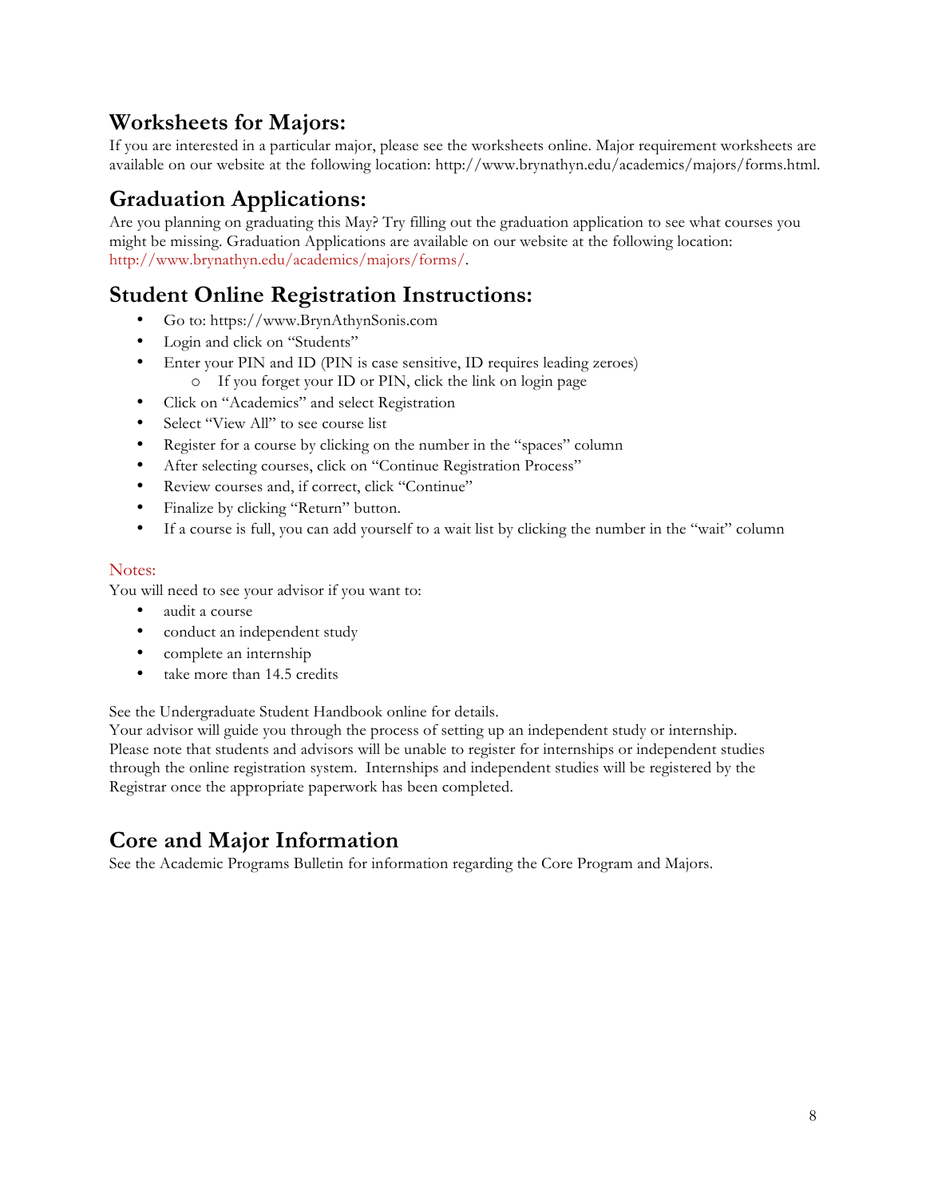## Worksheets for Majors:

If you are interested in a particular major, please see the worksheets online. Major requirement worksheets are available on our website at the following location: http://www.brynathyn.edu/academics/majors/forms.html.

## Graduation Applications:

Are you planning on graduating this May? Try filling out the graduation application to see what courses you might be missing. Graduation Applications are available on our website at the following location: http://www.brynathyn.edu/academics/majors/forms/.

## Student Online Registration Instructions:

- Go to: https://www.BrynAthynSonis.com
- Login and click on "Students"
- Enter your PIN and ID (PIN is case sensitive, ID requires leading zeroes)
  - If you forget your ID or PIN, click the link on login page
- Click on "Academics" and select Registration
- Select "View All" to see course list
- Register for a course by clicking on the number in the "spaces" column
- After selecting courses, click on "Continue Registration Process"
- Review courses and, if correct, click "Continue"
- Finalize by clicking "Return" button.
- If a course is full, you can add yourself to a wait list by clicking the number in the "wait" column

Notes:

You will need to see your advisor if you want to:

- audit a course
- conduct an independent study
- complete an internship
- take more than 14.5 credits

See the Undergraduate Student Handbook online for details.
Your advisor will guide you through the process of setting up an independent study or internship. Please note that students and advisors will be unable to register for internships or independent studies through the online registration system. Internships and independent studies will be registered by the Registrar once the appropriate paperwork has been completed.

## Core and Major Information

See the Academic Programs Bulletin for information regarding the Core Program and Majors.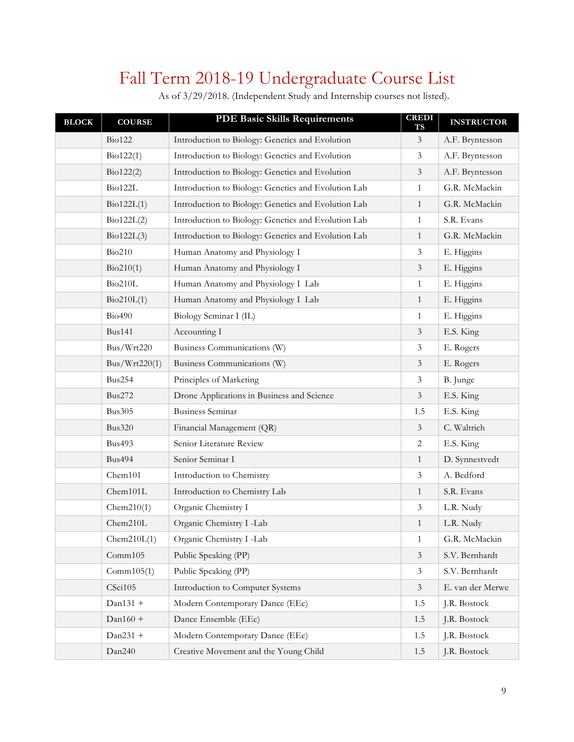# Fall Term 2018-19 Undergraduate Course List

As of 3/29/2018. (Independent Study and Internship courses not listed).

| BLOCK | COURSE | PDE Basic Skills Requirements | CREDITS | INSTRUCTOR |
|---|---|---|---|---|
| | Bio122 | Introduction to Biology: Genetics and Evolution | 3 | A.F. Bryntesson |
| | Bio122(1) | Introduction to Biology: Genetics and Evolution | 3 | A.F. Bryntesson |
| | Bio122(2) | Introduction to Biology: Genetics and Evolution | 3 | A.F. Bryntesson |
| | Bio122L | Introduction to Biology: Genetics and Evolution Lab | 1 | G.R. McMackin |
| | Bio122L(1) | Introduction to Biology: Genetics and Evolution Lab | 1 | G.R. McMackin |
| | Bio122L(2) | Introduction to Biology: Genetics and Evolution Lab | 1 | S.R. Evans |
| | Bio122L(3) | Introduction to Biology: Genetics and Evolution Lab | 1 | G.R. McMackin |
| | Bio210 | Human Anatomy and Physiology I | 3 | E. Higgins |
| | Bio210(1) | Human Anatomy and Physiology I | 3 | E. Higgins |
| | Bio210L | Human Anatomy and Physiology I Lab | 1 | E. Higgins |
| | Bio210L(1) | Human Anatomy and Physiology I Lab | 1 | E. Higgins |
| | Bio490 | Biology Seminar I (IL) | 1 | E. Higgins |
| | Bus141 | Accounting I | 3 | E.S. King |
| | Bus/Wrt220 | Business Communications (W) | 3 | E. Rogers |
| | Bus/Wrt220(1) | Business Communications (W) | 3 | E. Rogers |
| | Bus254 | Principles of Marketing | 3 | B. Junge |
| | Bus272 | Drone Applications in Business and Science | 3 | E.S. King |
| | Bus305 | Business Seminar | 1.5 | E.S. King |
| | Bus320 | Financial Management (QR) | 3 | C. Waltrich |
| | Bus493 | Senior Literature Review | 2 | E.S. King |
| | Bus494 | Senior Seminar I | 1 | D. Synnestvedt |
| | Chem101 | Introduction to Chemistry | 3 | A. Bedford |
| | Chem101L | Introduction to Chemistry Lab | 1 | S.R. Evans |
| | Chem210(1) | Organic Chemistry I | 3 | L.R. Nudy |
| | Chem210L | Organic Chemistry I -Lab | 1 | L.R. Nudy |
| | Chem210L(1) | Organic Chemistry I -Lab | 1 | G.R. McMackin |
| | Comm105 | Public Speaking (PP) | 3 | S.V. Bernhardt |
| | Comm105(1) | Public Speaking (PP) | 3 | S.V. Bernhardt |
| | CSci105 | Introduction to Computer Systems | 3 | E. van der Merwe |
| | Dan131 + | Modern Contemporary Dance (EEc) | 1.5 | J.R. Bostock |
| | Dan160 + | Dance Ensemble (EEc) | 1.5 | J.R. Bostock |
| | Dan231 + | Modern Contemporary Dance (EEc) | 1.5 | J.R. Bostock |
| | Dan240 | Creative Movement and the Young Child | 1.5 | J.R. Bostock |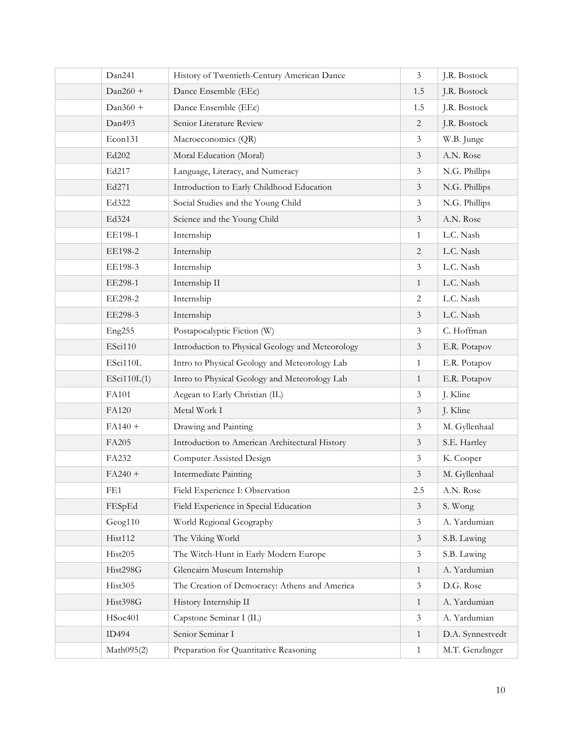| | | | | |
|---|---|---|---|---|
| | Dan241 | History of Twentieth-Century American Dance | 3 | J.R. Bostock |
| | Dan260 + | Dance Ensemble (EEc) | 1.5 | J.R. Bostock |
| | Dan360 + | Dance Ensemble (EEc) | 1.5 | J.R. Bostock |
| | Dan493 | Senior Literature Review | 2 | J.R. Bostock |
| | Econ131 | Macroeconomics (QR) | 3 | W.B. Junge |
| | Ed202 | Moral Education (Moral) | 3 | A.N. Rose |
| | Ed217 | Language, Literacy, and Numeracy | 3 | N.G. Phillips |
| | Ed271 | Introduction to Early Childhood Education | 3 | N.G. Phillips |
| | Ed322 | Social Studies and the Young Child | 3 | N.G. Phillips |
| | Ed324 | Science and the Young Child | 3 | A.N. Rose |
| | EE198-1 | Internship | 1 | L.C. Nash |
| | EE198-2 | Internship | 2 | L.C. Nash |
| | EE198-3 | Internship | 3 | L.C. Nash |
| | EE298-1 | Internship II | 1 | L.C. Nash |
| | EE298-2 | Internship | 2 | L.C. Nash |
| | EE298-3 | Internship | 3 | L.C. Nash |
| | Eng255 | Postapocalyptic Fiction (W) | 3 | C. Hoffman |
| | ESci110 | Introduction to Physical Geology and Meteorology | 3 | E.R. Potapov |
| | ESci110L | Intro to Physical Geology and Meteorology Lab | 1 | E.R. Potapov |
| | ESci110L(1) | Intro to Physical Geology and Meteorology Lab | 1 | E.R. Potapov |
| | FA101 | Aegean to Early Christian (IL) | 3 | J. Kline |
| | FA120 | Metal Work I | 3 | J. Kline |
| | FA140 + | Drawing and Painting | 3 | M. Gyllenhaal |
| | FA205 | Introduction to American Architectural History | 3 | S.E. Hartley |
| | FA232 | Computer Assisted Design | 3 | K. Cooper |
| | FA240 + | Intermediate Painting | 3 | M. Gyllenhaal |
| | FE1 | Field Experience I: Observation | 2.5 | A.N. Rose |
| | FESpEd | Field Experience in Special Education | 3 | S. Wong |
| | Geog110 | World Regional Geography | 3 | A. Yardumian |
| | Hist112 | The Viking World | 3 | S.B. Lawing |
| | Hist205 | The Witch-Hunt in Early Modern Europe | 3 | S.B. Lawing |
| | Hist298G | Glencairn Museum Internship | 1 | A. Yardumian |
| | Hist305 | The Creation of Democracy: Athens and America | 3 | D.G. Rose |
| | Hist398G | History Internship II | 1 | A. Yardumian |
| | HSoc401 | Capstone Seminar I (IL) | 3 | A. Yardumian |
| | ID494 | Senior Seminar I | 1 | D.A. Synnestvedt |
| | Math095(2) | Preparation for Quantitative Reasoning | 1 | M.T. Genzlinger |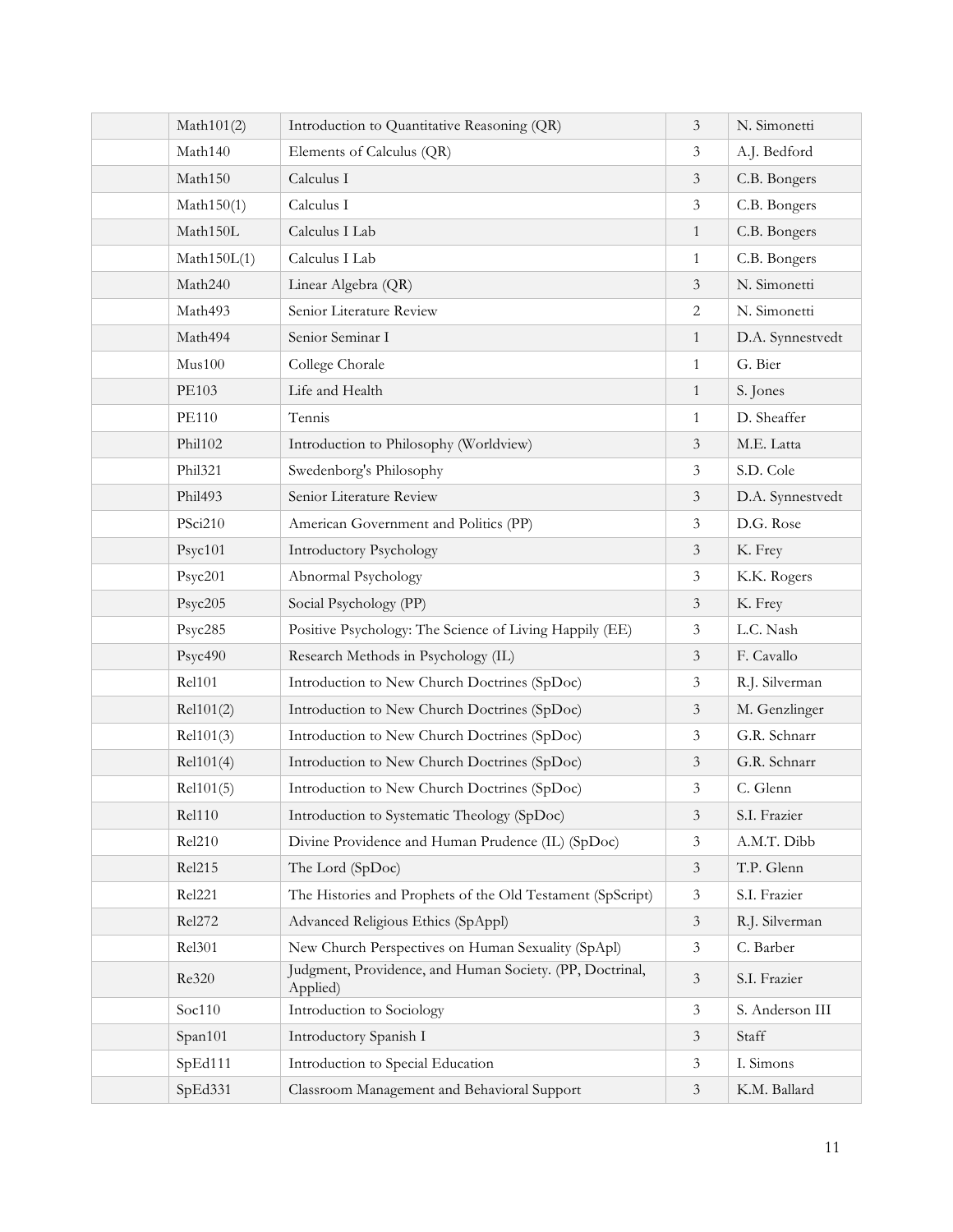| | | | | |
|---|---|---|---|---|
| | Math101(2) | Introduction to Quantitative Reasoning (QR) | 3 | N. Simonetti |
| | Math140 | Elements of Calculus (QR) | 3 | A.J. Bedford |
| | Math150 | Calculus I | 3 | C.B. Bongers |
| | Math150(1) | Calculus I | 3 | C.B. Bongers |
| | Math150L | Calculus I Lab | 1 | C.B. Bongers |
| | Math150L(1) | Calculus I Lab | 1 | C.B. Bongers |
| | Math240 | Linear Algebra (QR) | 3 | N. Simonetti |
| | Math493 | Senior Literature Review | 2 | N. Simonetti |
| | Math494 | Senior Seminar I | 1 | D.A. Synnestvedt |
| | Mus100 | College Chorale | 1 | G. Bier |
| | PE103 | Life and Health | 1 | S. Jones |
| | PE110 | Tennis | 1 | D. Sheaffer |
| | Phil102 | Introduction to Philosophy (Worldview) | 3 | M.E. Latta |
| | Phil321 | Swedenborg's Philosophy | 3 | S.D. Cole |
| | Phil493 | Senior Literature Review | 3 | D.A. Synnestvedt |
| | PSci210 | American Government and Politics (PP) | 3 | D.G. Rose |
| | Psyc101 | Introductory Psychology | 3 | K. Frey |
| | Psyc201 | Abnormal Psychology | 3 | K.K. Rogers |
| | Psyc205 | Social Psychology (PP) | 3 | K. Frey |
| | Psyc285 | Positive Psychology: The Science of Living Happily (EE) | 3 | L.C. Nash |
| | Psyc490 | Research Methods in Psychology (IL) | 3 | F. Cavallo |
| | Rel101 | Introduction to New Church Doctrines (SpDoc) | 3 | R.J. Silverman |
| | Rel101(2) | Introduction to New Church Doctrines (SpDoc) | 3 | M. Genzlinger |
| | Rel101(3) | Introduction to New Church Doctrines (SpDoc) | 3 | G.R. Schnarr |
| | Rel101(4) | Introduction to New Church Doctrines (SpDoc) | 3 | G.R. Schnarr |
| | Rel101(5) | Introduction to New Church Doctrines (SpDoc) | 3 | C. Glenn |
| | Rel110 | Introduction to Systematic Theology (SpDoc) | 3 | S.I. Frazier |
| | Rel210 | Divine Providence and Human Prudence (IL) (SpDoc) | 3 | A.M.T. Dibb |
| | Rel215 | The Lord (SpDoc) | 3 | T.P. Glenn |
| | Rel221 | The Histories and Prophets of the Old Testament (SpScript) | 3 | S.I. Frazier |
| | Rel272 | Advanced Religious Ethics (SpAppl) | 3 | R.J. Silverman |
| | Rel301 | New Church Perspectives on Human Sexuality (SpApl) | 3 | C. Barber |
| | Re320 | Judgment, Providence, and Human Society. (PP, Doctrinal, Applied) | 3 | S.I. Frazier |
| | Soc110 | Introduction to Sociology | 3 | S. Anderson III |
| | Span101 | Introductory Spanish I | 3 | Staff |
| | SpEd111 | Introduction to Special Education | 3 | I. Simons |
| | SpEd331 | Classroom Management and Behavioral Support | 3 | K.M. Ballard |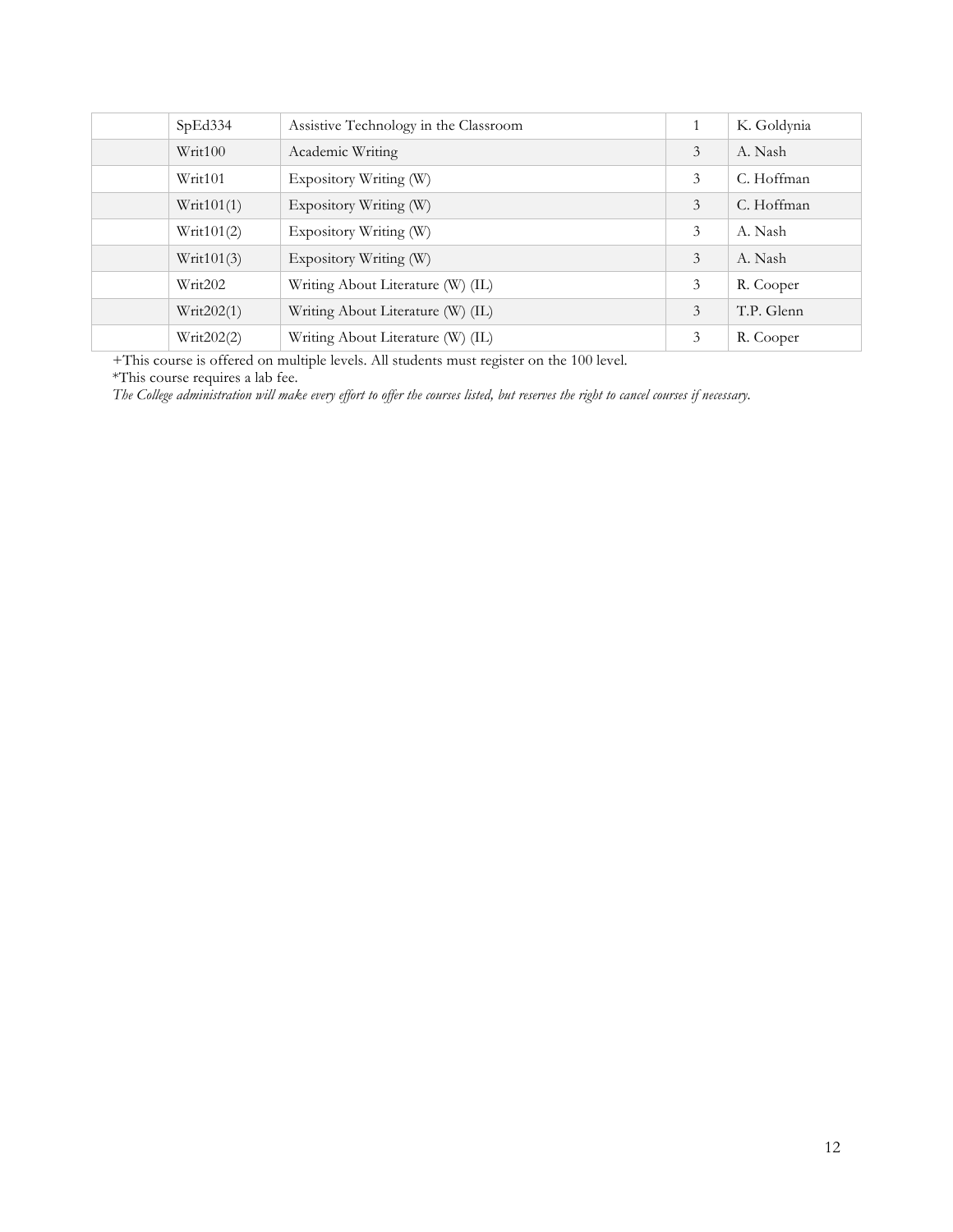| | | | | |
|---|---|---|---|---|
| | SpEd334 | Assistive Technology in the Classroom | 1 | K. Goldynia |
| | Writ100 | Academic Writing | 3 | A. Nash |
| | Writ101 | Expository Writing (W) | 3 | C. Hoffman |
| | Writ101(1) | Expository Writing (W) | 3 | C. Hoffman |
| | Writ101(2) | Expository Writing (W) | 3 | A. Nash |
| | Writ101(3) | Expository Writing (W) | 3 | A. Nash |
| | Writ202 | Writing About Literature (W) (IL) | 3 | R. Cooper |
| | Writ202(1) | Writing About Literature (W) (IL) | 3 | T.P. Glenn |
| | Writ202(2) | Writing About Literature (W) (IL) | 3 | R. Cooper |

+This course is offered on multiple levels. All students must register on the 100 level.
*This course requires a lab fee.
*The College administration will make every effort to offer the courses listed, but reserves the right to cancel courses if necessary.*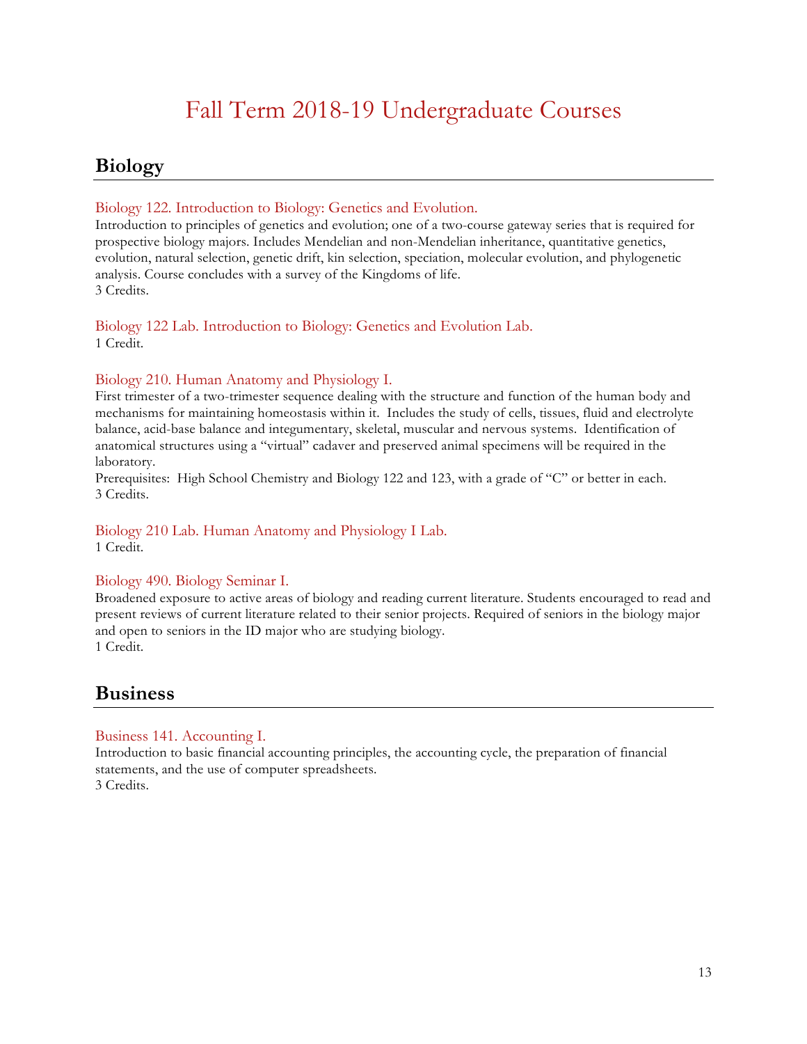# Fall Term 2018-19 Undergraduate Courses

## Biology

### Biology 122. Introduction to Biology: Genetics and Evolution.

Introduction to principles of genetics and evolution; one of a two-course gateway series that is required for prospective biology majors. Includes Mendelian and non-Mendelian inheritance, quantitative genetics, evolution, natural selection, genetic drift, kin selection, speciation, molecular evolution, and phylogenetic analysis. Course concludes with a survey of the Kingdoms of life.
3 Credits.

### Biology 122 Lab. Introduction to Biology: Genetics and Evolution Lab.

1 Credit.

### Biology 210. Human Anatomy and Physiology I.

First trimester of a two-trimester sequence dealing with the structure and function of the human body and mechanisms for maintaining homeostasis within it. Includes the study of cells, tissues, fluid and electrolyte balance, acid-base balance and integumentary, skeletal, muscular and nervous systems. Identification of anatomical structures using a "virtual" cadaver and preserved animal specimens will be required in the laboratory.
Prerequisites: High School Chemistry and Biology 122 and 123, with a grade of "C" or better in each.
3 Credits.

### Biology 210 Lab. Human Anatomy and Physiology I Lab.

1 Credit.

### Biology 490. Biology Seminar I.

Broadened exposure to active areas of biology and reading current literature. Students encouraged to read and present reviews of current literature related to their senior projects. Required of seniors in the biology major and open to seniors in the ID major who are studying biology.
1 Credit.

## Business

### Business 141. Accounting I.

Introduction to basic financial accounting principles, the accounting cycle, the preparation of financial statements, and the use of computer spreadsheets.
3 Credits.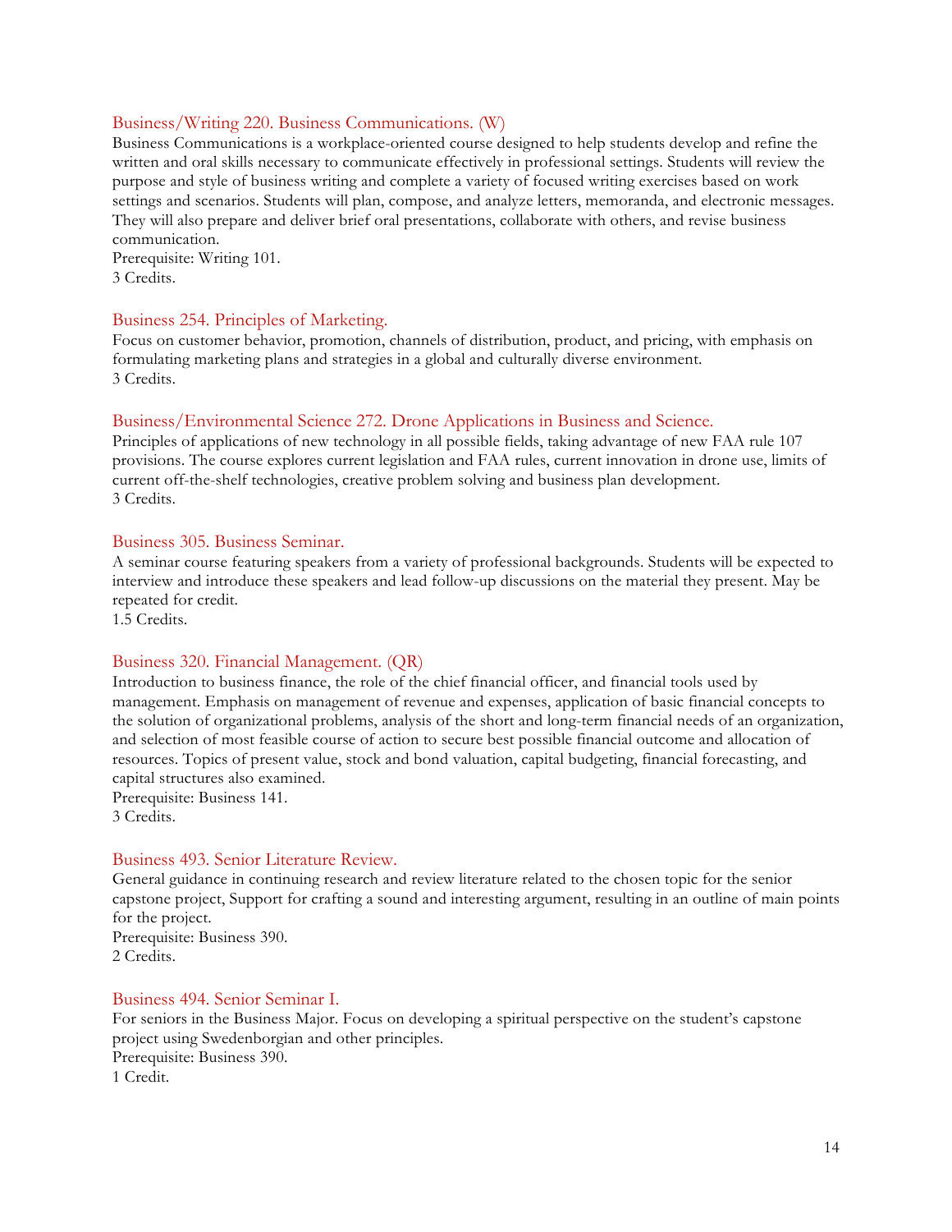### Business/Writing 220. Business Communications. (W)

Business Communications is a workplace-oriented course designed to help students develop and refine the written and oral skills necessary to communicate effectively in professional settings. Students will review the purpose and style of business writing and complete a variety of focused writing exercises based on work settings and scenarios. Students will plan, compose, and analyze letters, memoranda, and electronic messages. They will also prepare and deliver brief oral presentations, collaborate with others, and revise business communication.

Prerequisite: Writing 101.

3 Credits.

### Business 254. Principles of Marketing.

Focus on customer behavior, promotion, channels of distribution, product, and pricing, with emphasis on formulating marketing plans and strategies in a global and culturally diverse environment.

3 Credits.

### Business/Environmental Science 272. Drone Applications in Business and Science.

Principles of applications of new technology in all possible fields, taking advantage of new FAA rule 107 provisions. The course explores current legislation and FAA rules, current innovation in drone use, limits of current off-the-shelf technologies, creative problem solving and business plan development.

3 Credits.

### Business 305. Business Seminar.

A seminar course featuring speakers from a variety of professional backgrounds. Students will be expected to interview and introduce these speakers and lead follow-up discussions on the material they present. May be repeated for credit.

1.5 Credits.

### Business 320. Financial Management. (QR)

Introduction to business finance, the role of the chief financial officer, and financial tools used by management. Emphasis on management of revenue and expenses, application of basic financial concepts to the solution of organizational problems, analysis of the short and long-term financial needs of an organization, and selection of most feasible course of action to secure best possible financial outcome and allocation of resources. Topics of present value, stock and bond valuation, capital budgeting, financial forecasting, and capital structures also examined.

Prerequisite: Business 141.

3 Credits.

### Business 493. Senior Literature Review.

General guidance in continuing research and review literature related to the chosen topic for the senior capstone project, Support for crafting a sound and interesting argument, resulting in an outline of main points for the project.

Prerequisite: Business 390.

2 Credits.

### Business 494. Senior Seminar I.

For seniors in the Business Major. Focus on developing a spiritual perspective on the student's capstone project using Swedenborgian and other principles.

Prerequisite: Business 390.

1 Credit.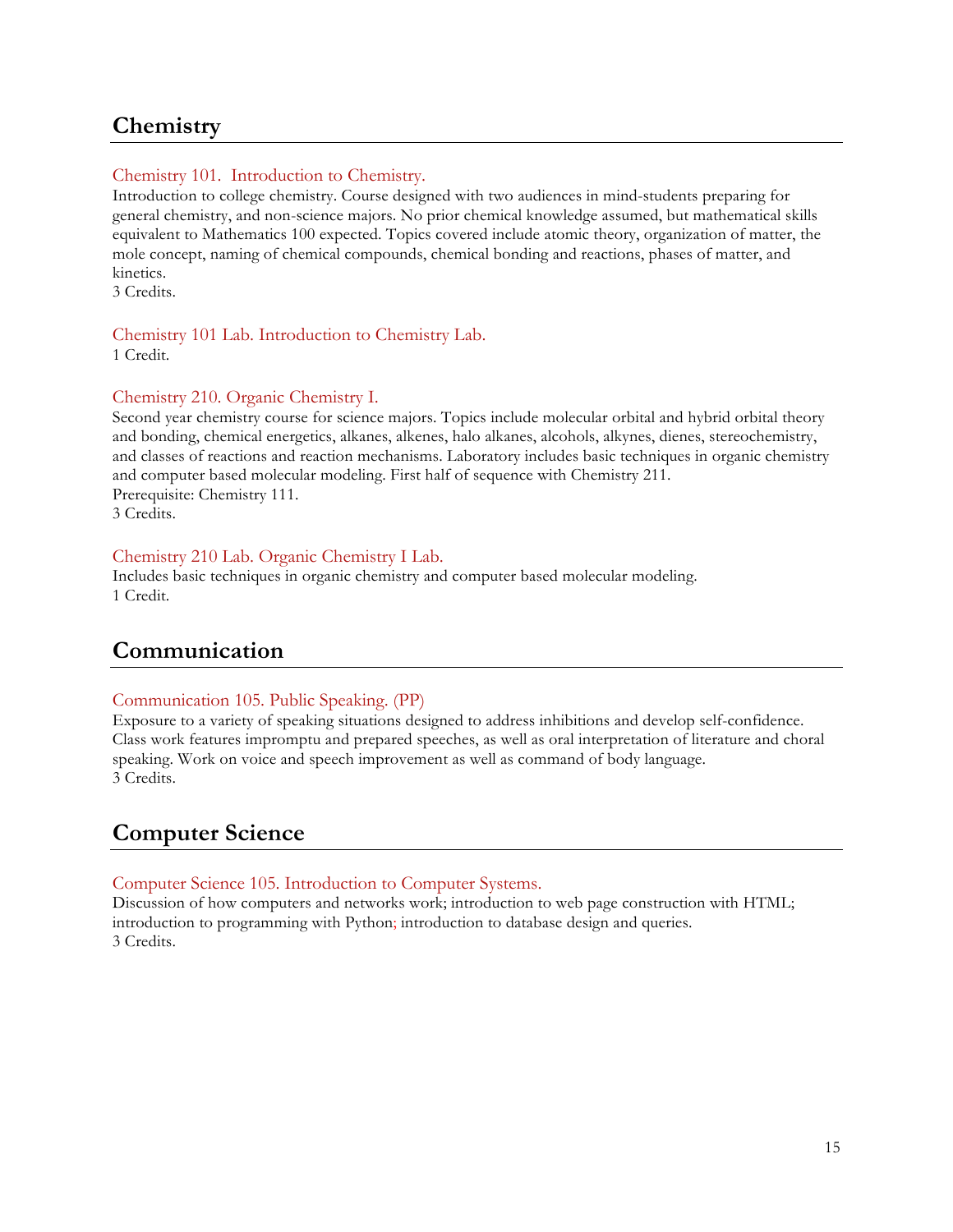## Chemistry

### Chemistry 101. Introduction to Chemistry.

Introduction to college chemistry. Course designed with two audiences in mind-students preparing for general chemistry, and non-science majors. No prior chemical knowledge assumed, but mathematical skills equivalent to Mathematics 100 expected. Topics covered include atomic theory, organization of matter, the mole concept, naming of chemical compounds, chemical bonding and reactions, phases of matter, and kinetics.
3 Credits.

### Chemistry 101 Lab. Introduction to Chemistry Lab.

1 Credit.

### Chemistry 210. Organic Chemistry I.

Second year chemistry course for science majors. Topics include molecular orbital and hybrid orbital theory and bonding, chemical energetics, alkanes, alkenes, halo alkanes, alcohols, alkynes, dienes, stereochemistry, and classes of reactions and reaction mechanisms. Laboratory includes basic techniques in organic chemistry and computer based molecular modeling. First half of sequence with Chemistry 211.
Prerequisite: Chemistry 111.
3 Credits.

### Chemistry 210 Lab. Organic Chemistry I Lab.

Includes basic techniques in organic chemistry and computer based molecular modeling.
1 Credit.

## Communication

### Communication 105. Public Speaking. (PP)

Exposure to a variety of speaking situations designed to address inhibitions and develop self-confidence. Class work features impromptu and prepared speeches, as well as oral interpretation of literature and choral speaking. Work on voice and speech improvement as well as command of body language.
3 Credits.

## Computer Science

### Computer Science 105. Introduction to Computer Systems.

Discussion of how computers and networks work; introduction to web page construction with HTML; introduction to programming with Python; introduction to database design and queries.
3 Credits.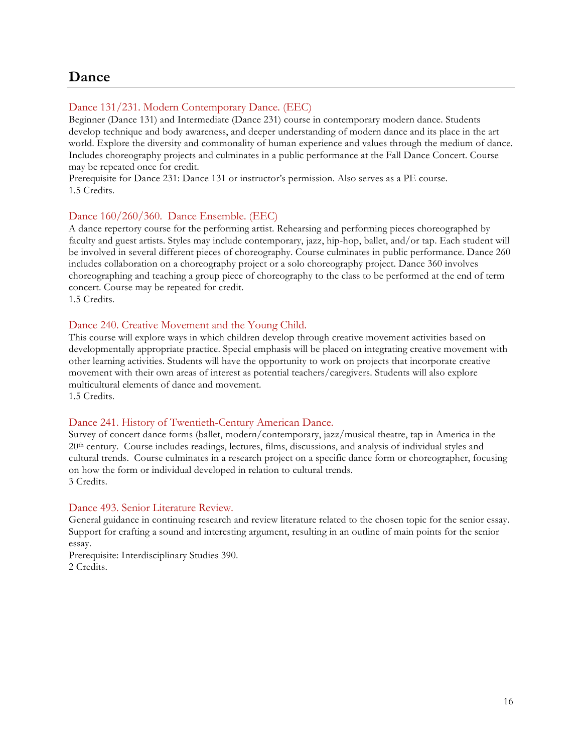# Dance

### Dance 131/231. Modern Contemporary Dance. (EEC)

Beginner (Dance 131) and Intermediate (Dance 231) course in contemporary modern dance. Students develop technique and body awareness, and deeper understanding of modern dance and its place in the art world. Explore the diversity and commonality of human experience and values through the medium of dance. Includes choreography projects and culminates in a public performance at the Fall Dance Concert. Course may be repeated once for credit.
Prerequisite for Dance 231: Dance 131 or instructor's permission. Also serves as a PE course.
1.5 Credits.

### Dance 160/260/360. Dance Ensemble. (EEC)

A dance repertory course for the performing artist. Rehearsing and performing pieces choreographed by faculty and guest artists. Styles may include contemporary, jazz, hip-hop, ballet, and/or tap. Each student will be involved in several different pieces of choreography. Course culminates in public performance. Dance 260 includes collaboration on a choreography project or a solo choreography project. Dance 360 involves choreographing and teaching a group piece of choreography to the class to be performed at the end of term concert. Course may be repeated for credit.
1.5 Credits.

### Dance 240. Creative Movement and the Young Child.

This course will explore ways in which children develop through creative movement activities based on developmentally appropriate practice. Special emphasis will be placed on integrating creative movement with other learning activities. Students will have the opportunity to work on projects that incorporate creative movement with their own areas of interest as potential teachers/caregivers. Students will also explore multicultural elements of dance and movement.
1.5 Credits.

### Dance 241. History of Twentieth-Century American Dance.

Survey of concert dance forms (ballet, modern/contemporary, jazz/musical theatre, tap in America in the 20th century. Course includes readings, lectures, films, discussions, and analysis of individual styles and cultural trends. Course culminates in a research project on a specific dance form or choreographer, focusing on how the form or individual developed in relation to cultural trends.
3 Credits.

### Dance 493. Senior Literature Review.

General guidance in continuing research and review literature related to the chosen topic for the senior essay. Support for crafting a sound and interesting argument, resulting in an outline of main points for the senior essay.
Prerequisite: Interdisciplinary Studies 390.
2 Credits.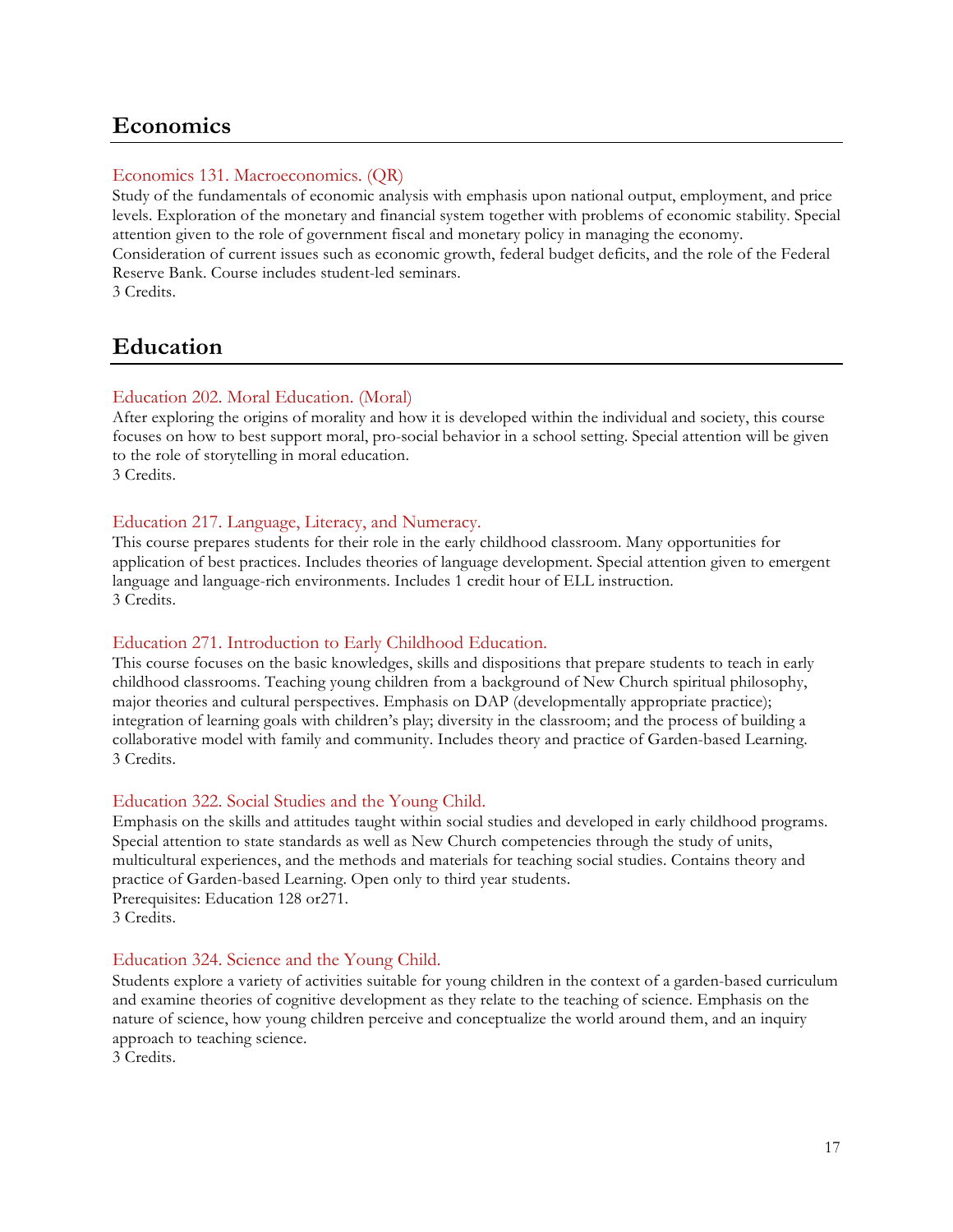## Economics

### Economics 131. Macroeconomics. (QR)

Study of the fundamentals of economic analysis with emphasis upon national output, employment, and price levels. Exploration of the monetary and financial system together with problems of economic stability. Special attention given to the role of government fiscal and monetary policy in managing the economy. Consideration of current issues such as economic growth, federal budget deficits, and the role of the Federal Reserve Bank. Course includes student-led seminars.
3 Credits.

## Education

### Education 202. Moral Education. (Moral)

After exploring the origins of morality and how it is developed within the individual and society, this course focuses on how to best support moral, pro-social behavior in a school setting. Special attention will be given to the role of storytelling in moral education.
3 Credits.

### Education 217. Language, Literacy, and Numeracy.

This course prepares students for their role in the early childhood classroom. Many opportunities for application of best practices. Includes theories of language development. Special attention given to emergent language and language-rich environments. Includes 1 credit hour of ELL instruction.
3 Credits.

### Education 271. Introduction to Early Childhood Education.

This course focuses on the basic knowledges, skills and dispositions that prepare students to teach in early childhood classrooms. Teaching young children from a background of New Church spiritual philosophy, major theories and cultural perspectives. Emphasis on DAP (developmentally appropriate practice); integration of learning goals with children's play; diversity in the classroom; and the process of building a collaborative model with family and community. Includes theory and practice of Garden-based Learning.
3 Credits.

### Education 322. Social Studies and the Young Child.

Emphasis on the skills and attitudes taught within social studies and developed in early childhood programs. Special attention to state standards as well as New Church competencies through the study of units, multicultural experiences, and the methods and materials for teaching social studies. Contains theory and practice of Garden-based Learning. Open only to third year students.
Prerequisites: Education 128 or271.
3 Credits.

### Education 324. Science and the Young Child.

Students explore a variety of activities suitable for young children in the context of a garden-based curriculum and examine theories of cognitive development as they relate to the teaching of science. Emphasis on the nature of science, how young children perceive and conceptualize the world around them, and an inquiry approach to teaching science.
3 Credits.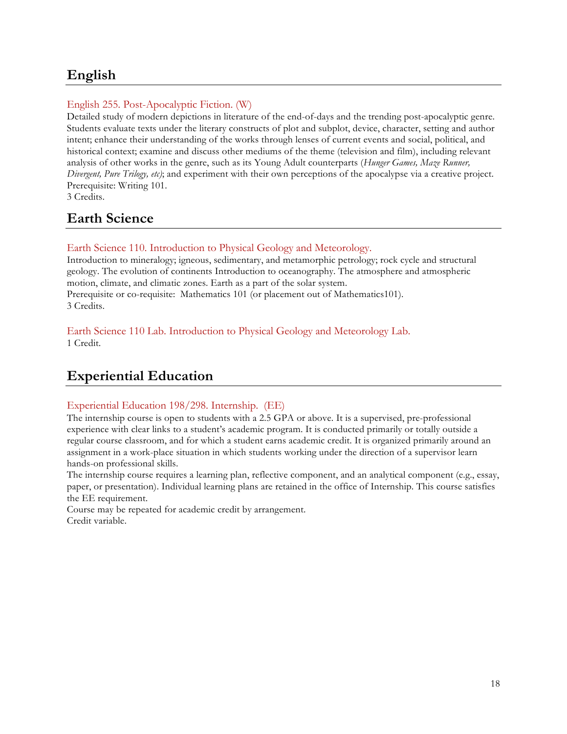## English

### English 255. Post-Apocalyptic Fiction. (W)

Detailed study of modern depictions in literature of the end-of-days and the trending post-apocalyptic genre. Students evaluate texts under the literary constructs of plot and subplot, device, character, setting and author intent; enhance their understanding of the works through lenses of current events and social, political, and historical context; examine and discuss other mediums of the theme (television and film), including relevant analysis of other works in the genre, such as its Young Adult counterparts (*Hunger Games, Maze Runner, Divergent, Pure Trilogy, etc)*; and experiment with their own perceptions of the apocalypse via a creative project.
Prerequisite: Writing 101.
3 Credits.

## Earth Science

### Earth Science 110. Introduction to Physical Geology and Meteorology.

Introduction to mineralogy; igneous, sedimentary, and metamorphic petrology; rock cycle and structural geology. The evolution of continents Introduction to oceanography. The atmosphere and atmospheric motion, climate, and climatic zones. Earth as a part of the solar system.
Prerequisite or co-requisite: Mathematics 101 (or placement out of Mathematics101).
3 Credits.

### Earth Science 110 Lab. Introduction to Physical Geology and Meteorology Lab.

1 Credit.

## Experiential Education

### Experiential Education 198/298. Internship. (EE)

The internship course is open to students with a 2.5 GPA or above. It is a supervised, pre-professional experience with clear links to a student's academic program. It is conducted primarily or totally outside a regular course classroom, and for which a student earns academic credit. It is organized primarily around an assignment in a work-place situation in which students working under the direction of a supervisor learn hands-on professional skills.

The internship course requires a learning plan, reflective component, and an analytical component (e.g., essay, paper, or presentation). Individual learning plans are retained in the office of Internship. This course satisfies the EE requirement.
Course may be repeated for academic credit by arrangement.
Credit variable.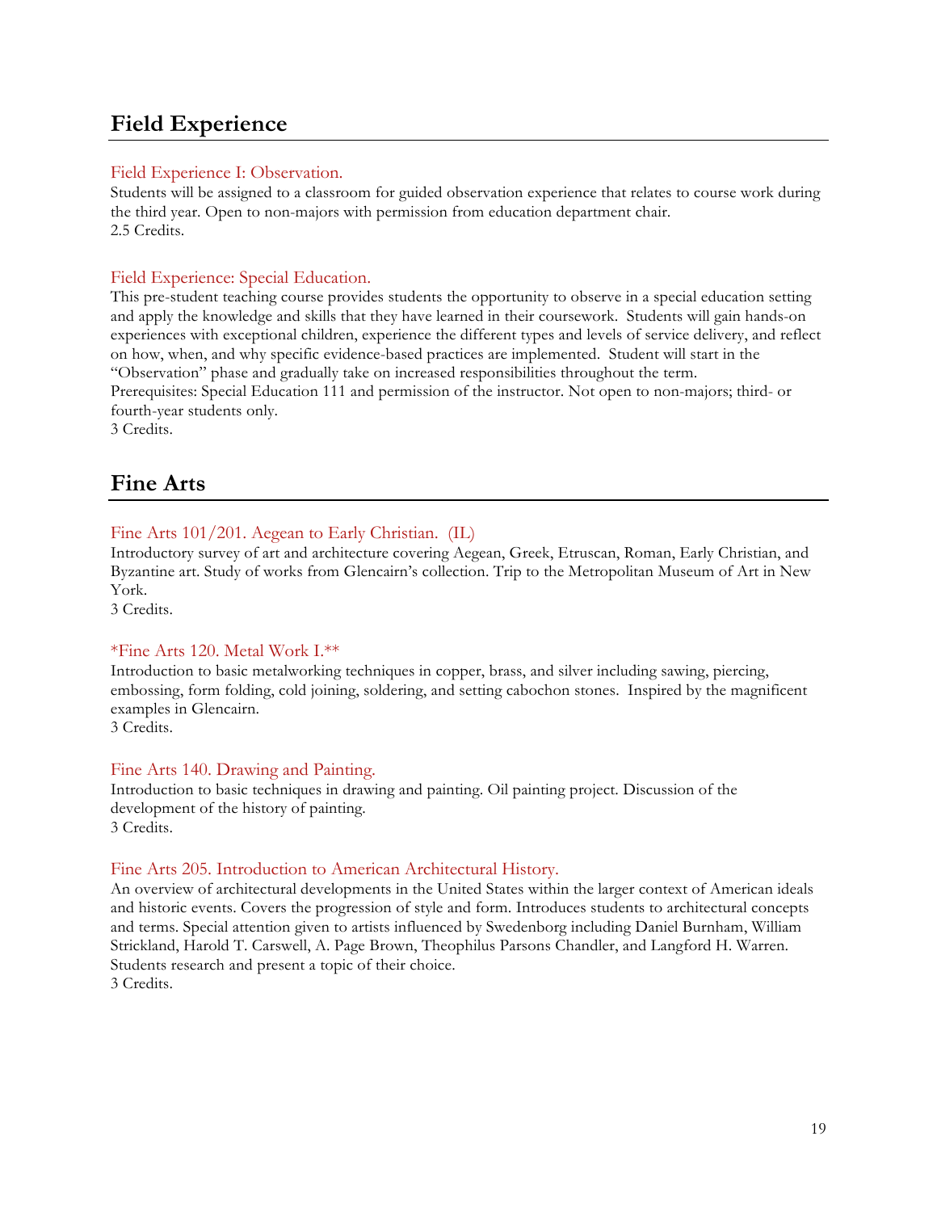## Field Experience

### Field Experience I: Observation.

Students will be assigned to a classroom for guided observation experience that relates to course work during the third year. Open to non-majors with permission from education department chair.
2.5 Credits.

### Field Experience: Special Education.

This pre-student teaching course provides students the opportunity to observe in a special education setting and apply the knowledge and skills that they have learned in their coursework. Students will gain hands-on experiences with exceptional children, experience the different types and levels of service delivery, and reflect on how, when, and why specific evidence-based practices are implemented. Student will start in the "Observation" phase and gradually take on increased responsibilities throughout the term.
Prerequisites: Special Education 111 and permission of the instructor. Not open to non-majors; third- or fourth-year students only.
3 Credits.

## Fine Arts

### Fine Arts 101/201. Aegean to Early Christian. (IL)

Introductory survey of art and architecture covering Aegean, Greek, Etruscan, Roman, Early Christian, and Byzantine art. Study of works from Glencairn's collection. Trip to the Metropolitan Museum of Art in New York.
3 Credits.

### *Fine Arts 120. Metal Work I.**

Introduction to basic metalworking techniques in copper, brass, and silver including sawing, piercing, embossing, form folding, cold joining, soldering, and setting cabochon stones. Inspired by the magnificent examples in Glencairn.
3 Credits.

### Fine Arts 140. Drawing and Painting.

Introduction to basic techniques in drawing and painting. Oil painting project. Discussion of the development of the history of painting.
3 Credits.

### Fine Arts 205. Introduction to American Architectural History.

An overview of architectural developments in the United States within the larger context of American ideals and historic events. Covers the progression of style and form. Introduces students to architectural concepts and terms. Special attention given to artists influenced by Swedenborg including Daniel Burnham, William Strickland, Harold T. Carswell, A. Page Brown, Theophilus Parsons Chandler, and Langford H. Warren. Students research and present a topic of their choice.
3 Credits.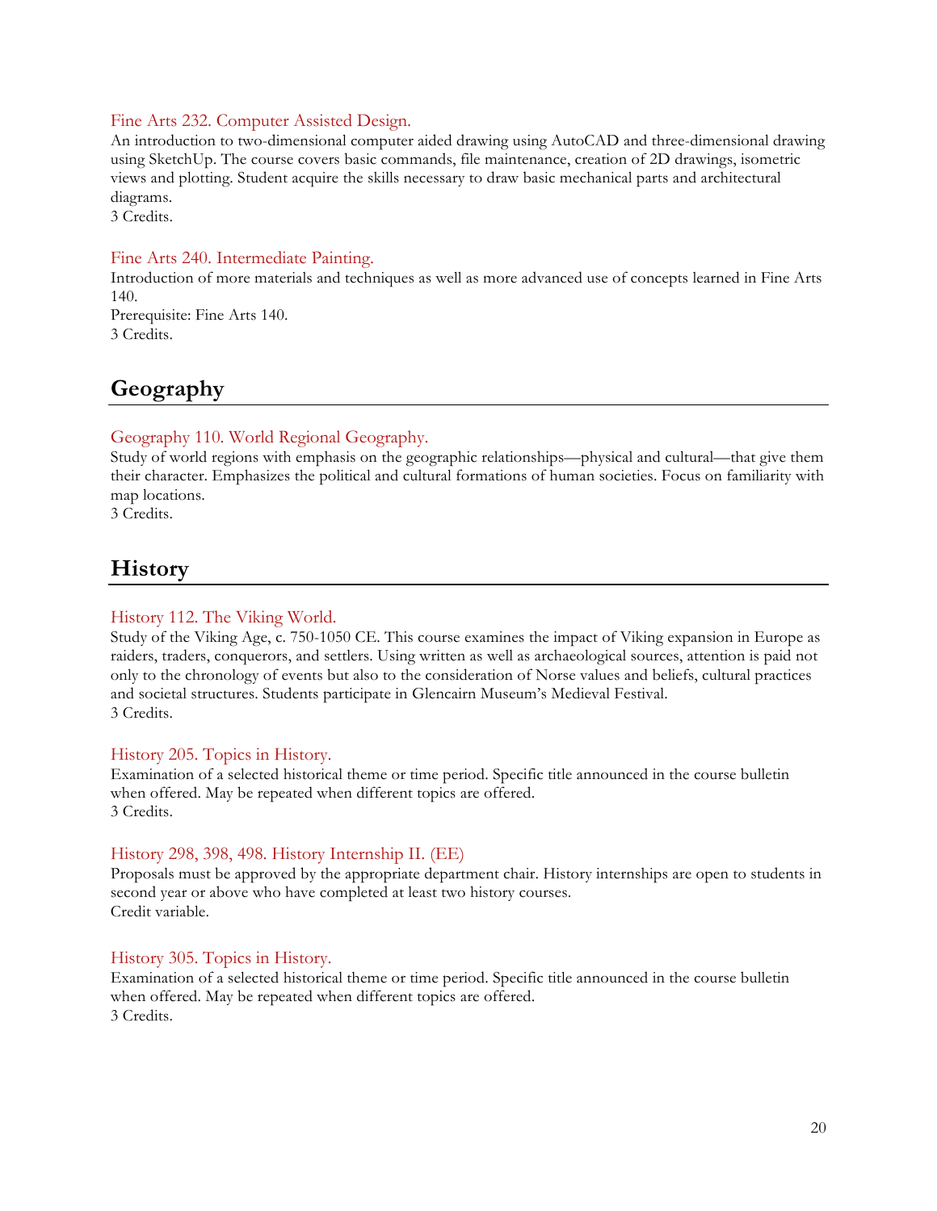### Fine Arts 232. Computer Assisted Design.

An introduction to two-dimensional computer aided drawing using AutoCAD and three-dimensional drawing using SketchUp. The course covers basic commands, file maintenance, creation of 2D drawings, isometric views and plotting. Student acquire the skills necessary to draw basic mechanical parts and architectural diagrams.
3 Credits.

### Fine Arts 240. Intermediate Painting.

Introduction of more materials and techniques as well as more advanced use of concepts learned in Fine Arts 140.
Prerequisite: Fine Arts 140.
3 Credits.

## Geography

### Geography 110. World Regional Geography.

Study of world regions with emphasis on the geographic relationships—physical and cultural—that give them their character. Emphasizes the political and cultural formations of human societies. Focus on familiarity with map locations.
3 Credits.

## History

### History 112. The Viking World.

Study of the Viking Age, c. 750-1050 CE. This course examines the impact of Viking expansion in Europe as raiders, traders, conquerors, and settlers. Using written as well as archaeological sources, attention is paid not only to the chronology of events but also to the consideration of Norse values and beliefs, cultural practices and societal structures. Students participate in Glencairn Museum's Medieval Festival.
3 Credits.

### History 205. Topics in History.

Examination of a selected historical theme or time period. Specific title announced in the course bulletin when offered. May be repeated when different topics are offered.
3 Credits.

### History 298, 398, 498. History Internship II. (EE)

Proposals must be approved by the appropriate department chair. History internships are open to students in second year or above who have completed at least two history courses.
Credit variable.

### History 305. Topics in History.

Examination of a selected historical theme or time period. Specific title announced in the course bulletin when offered. May be repeated when different topics are offered.
3 Credits.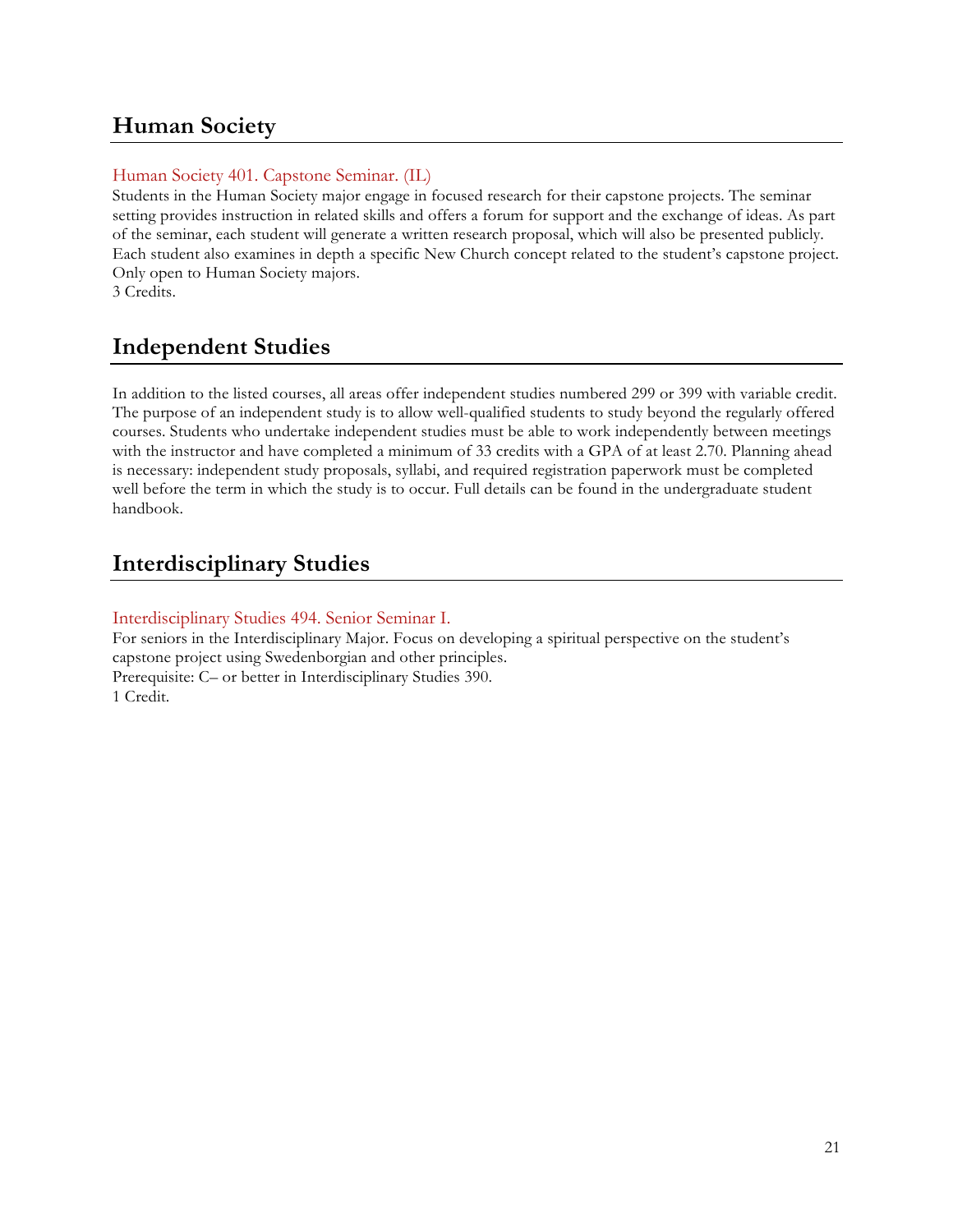## Human Society

### Human Society 401. Capstone Seminar. (IL)

Students in the Human Society major engage in focused research for their capstone projects. The seminar setting provides instruction in related skills and offers a forum for support and the exchange of ideas. As part of the seminar, each student will generate a written research proposal, which will also be presented publicly. Each student also examines in depth a specific New Church concept related to the student's capstone project. Only open to Human Society majors.
3 Credits.

## Independent Studies

In addition to the listed courses, all areas offer independent studies numbered 299 or 399 with variable credit. The purpose of an independent study is to allow well-qualified students to study beyond the regularly offered courses. Students who undertake independent studies must be able to work independently between meetings with the instructor and have completed a minimum of 33 credits with a GPA of at least 2.70. Planning ahead is necessary: independent study proposals, syllabi, and required registration paperwork must be completed well before the term in which the study is to occur. Full details can be found in the undergraduate student handbook.

## Interdisciplinary Studies

### Interdisciplinary Studies 494. Senior Seminar I.

For seniors in the Interdisciplinary Major. Focus on developing a spiritual perspective on the student's capstone project using Swedenborgian and other principles.
Prerequisite: C– or better in Interdisciplinary Studies 390.
1 Credit.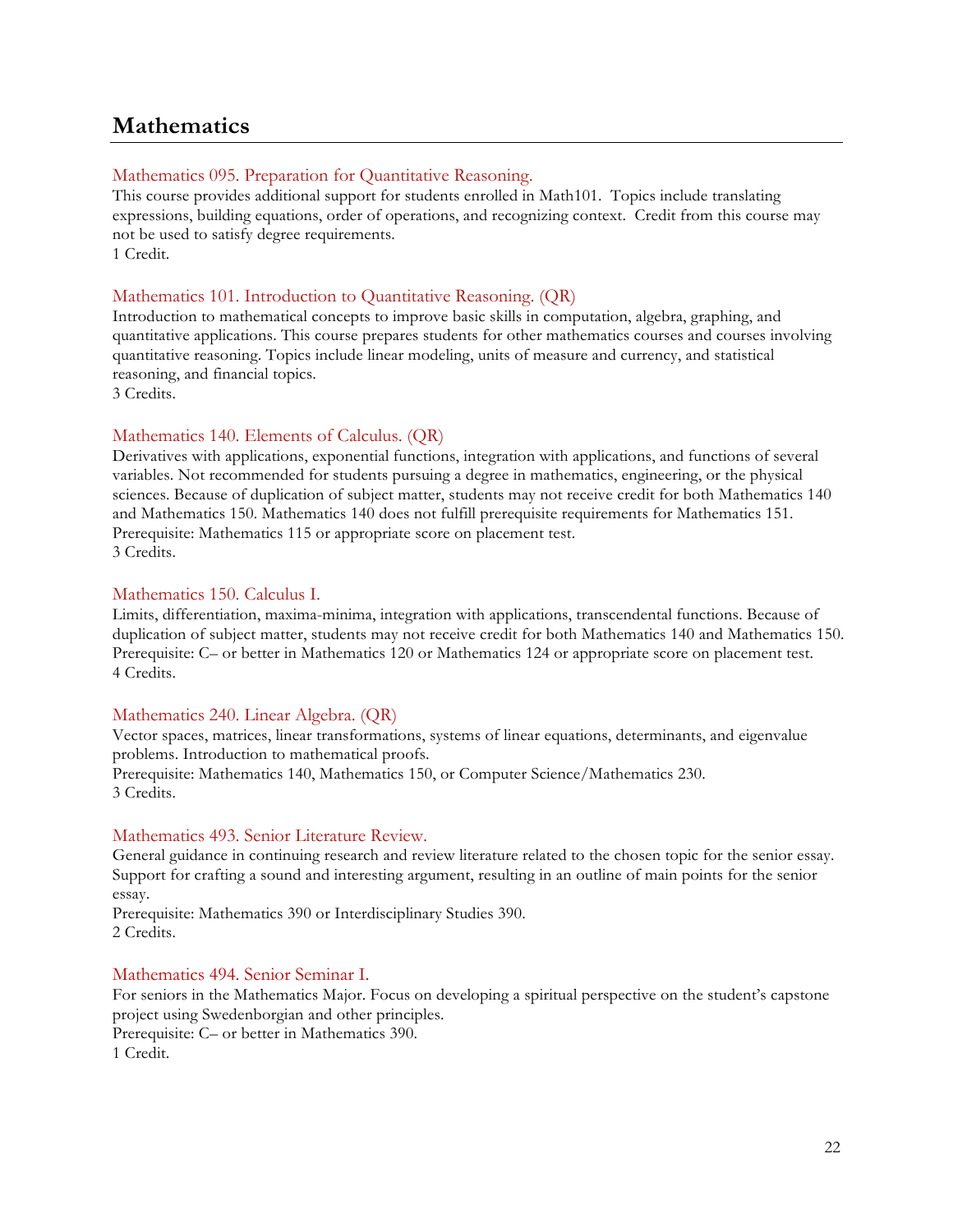# Mathematics

### Mathematics 095. Preparation for Quantitative Reasoning.

This course provides additional support for students enrolled in Math101. Topics include translating expressions, building equations, order of operations, and recognizing context. Credit from this course may not be used to satisfy degree requirements.
1 Credit.

### Mathematics 101. Introduction to Quantitative Reasoning. (QR)

Introduction to mathematical concepts to improve basic skills in computation, algebra, graphing, and quantitative applications. This course prepares students for other mathematics courses and courses involving quantitative reasoning. Topics include linear modeling, units of measure and currency, and statistical reasoning, and financial topics.
3 Credits.

### Mathematics 140. Elements of Calculus. (QR)

Derivatives with applications, exponential functions, integration with applications, and functions of several variables. Not recommended for students pursuing a degree in mathematics, engineering, or the physical sciences. Because of duplication of subject matter, students may not receive credit for both Mathematics 140 and Mathematics 150. Mathematics 140 does not fulfill prerequisite requirements for Mathematics 151.
Prerequisite: Mathematics 115 or appropriate score on placement test.
3 Credits.

### Mathematics 150. Calculus I.

Limits, differentiation, maxima-minima, integration with applications, transcendental functions. Because of duplication of subject matter, students may not receive credit for both Mathematics 140 and Mathematics 150.
Prerequisite: C– or better in Mathematics 120 or Mathematics 124 or appropriate score on placement test.
4 Credits.

### Mathematics 240. Linear Algebra. (QR)

Vector spaces, matrices, linear transformations, systems of linear equations, determinants, and eigenvalue problems. Introduction to mathematical proofs.
Prerequisite: Mathematics 140, Mathematics 150, or Computer Science/Mathematics 230.
3 Credits.

### Mathematics 493. Senior Literature Review.

General guidance in continuing research and review literature related to the chosen topic for the senior essay. Support for crafting a sound and interesting argument, resulting in an outline of main points for the senior essay.
Prerequisite: Mathematics 390 or Interdisciplinary Studies 390.
2 Credits.

### Mathematics 494. Senior Seminar I.

For seniors in the Mathematics Major. Focus on developing a spiritual perspective on the student's capstone project using Swedenborgian and other principles.
Prerequisite: C– or better in Mathematics 390.
1 Credit.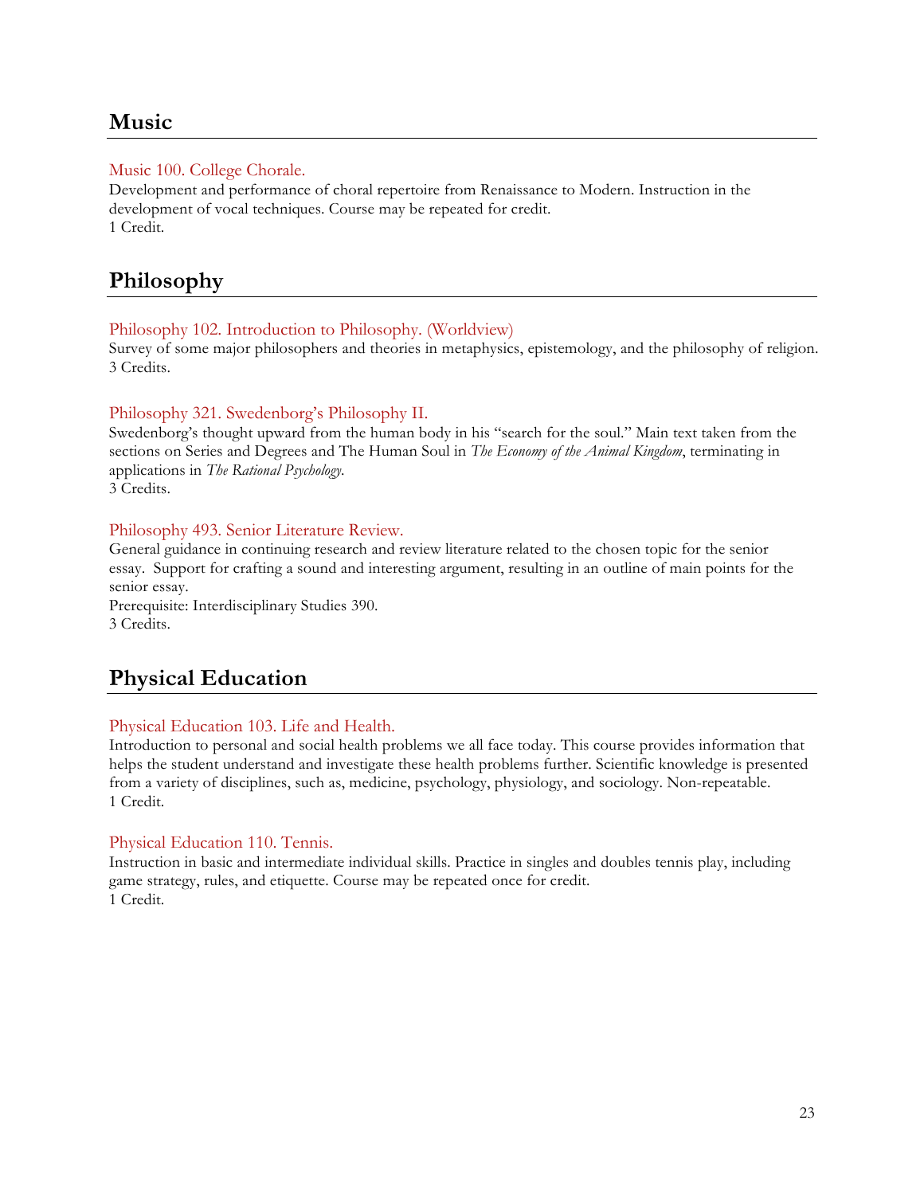## Music

### Music 100. College Chorale.

Development and performance of choral repertoire from Renaissance to Modern. Instruction in the development of vocal techniques. Course may be repeated for credit.
1 Credit.

## Philosophy

### Philosophy 102. Introduction to Philosophy. (Worldview)

Survey of some major philosophers and theories in metaphysics, epistemology, and the philosophy of religion.
3 Credits.

### Philosophy 321. Swedenborg's Philosophy II.

Swedenborg's thought upward from the human body in his "search for the soul." Main text taken from the sections on Series and Degrees and The Human Soul in *The Economy of the Animal Kingdom*, terminating in applications in *The Rational Psychology.*
3 Credits.

### Philosophy 493. Senior Literature Review.

General guidance in continuing research and review literature related to the chosen topic for the senior essay. Support for crafting a sound and interesting argument, resulting in an outline of main points for the senior essay.
Prerequisite: Interdisciplinary Studies 390.
3 Credits.

## Physical Education

### Physical Education 103. Life and Health.

Introduction to personal and social health problems we all face today. This course provides information that helps the student understand and investigate these health problems further. Scientific knowledge is presented from a variety of disciplines, such as, medicine, psychology, physiology, and sociology. Non-repeatable.
1 Credit.

### Physical Education 110. Tennis.

Instruction in basic and intermediate individual skills. Practice in singles and doubles tennis play, including game strategy, rules, and etiquette. Course may be repeated once for credit.
1 Credit.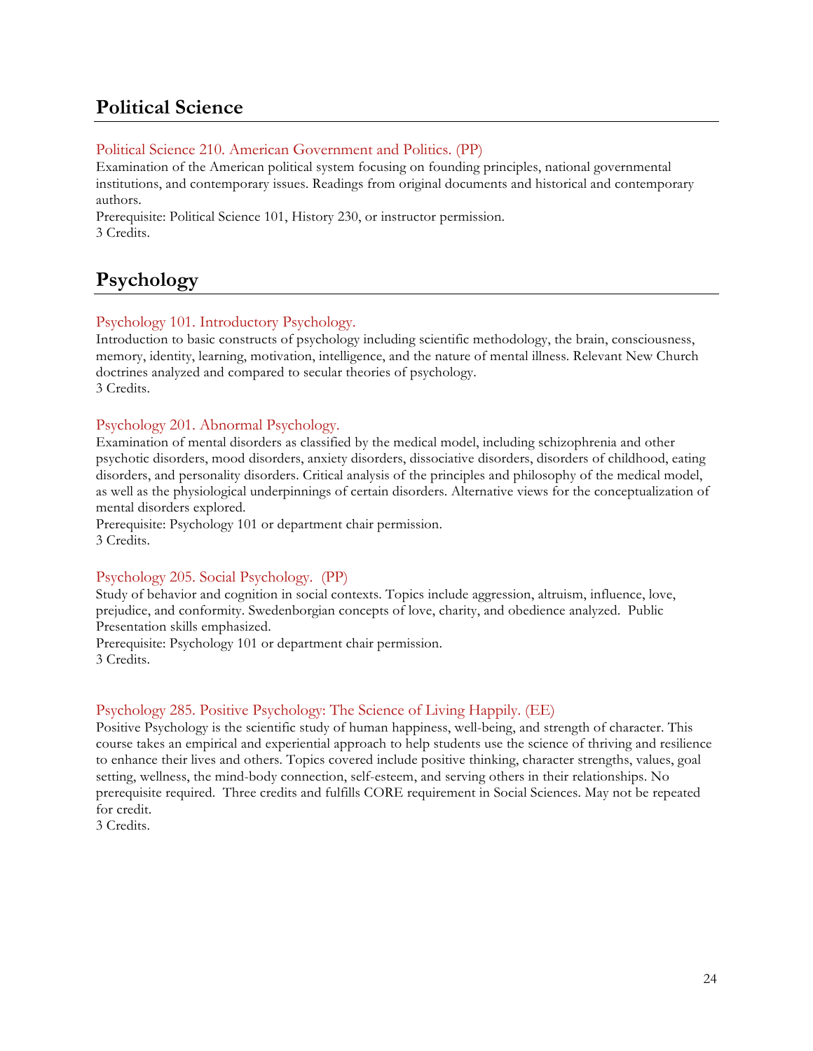## Political Science

### Political Science 210. American Government and Politics. (PP)

Examination of the American political system focusing on founding principles, national governmental institutions, and contemporary issues. Readings from original documents and historical and contemporary authors.
Prerequisite: Political Science 101, History 230, or instructor permission.
3 Credits.

## Psychology

### Psychology 101. Introductory Psychology.

Introduction to basic constructs of psychology including scientific methodology, the brain, consciousness, memory, identity, learning, motivation, intelligence, and the nature of mental illness. Relevant New Church doctrines analyzed and compared to secular theories of psychology.
3 Credits.

### Psychology 201. Abnormal Psychology.

Examination of mental disorders as classified by the medical model, including schizophrenia and other psychotic disorders, mood disorders, anxiety disorders, dissociative disorders, disorders of childhood, eating disorders, and personality disorders. Critical analysis of the principles and philosophy of the medical model, as well as the physiological underpinnings of certain disorders. Alternative views for the conceptualization of mental disorders explored.
Prerequisite: Psychology 101 or department chair permission.
3 Credits.

### Psychology 205. Social Psychology. (PP)

Study of behavior and cognition in social contexts. Topics include aggression, altruism, influence, love, prejudice, and conformity. Swedenborgian concepts of love, charity, and obedience analyzed. Public Presentation skills emphasized.
Prerequisite: Psychology 101 or department chair permission.
3 Credits.

### Psychology 285. Positive Psychology: The Science of Living Happily. (EE)

Positive Psychology is the scientific study of human happiness, well-being, and strength of character. This course takes an empirical and experiential approach to help students use the science of thriving and resilience to enhance their lives and others. Topics covered include positive thinking, character strengths, values, goal setting, wellness, the mind-body connection, self-esteem, and serving others in their relationships. No prerequisite required. Three credits and fulfills CORE requirement in Social Sciences. May not be repeated for credit.
3 Credits.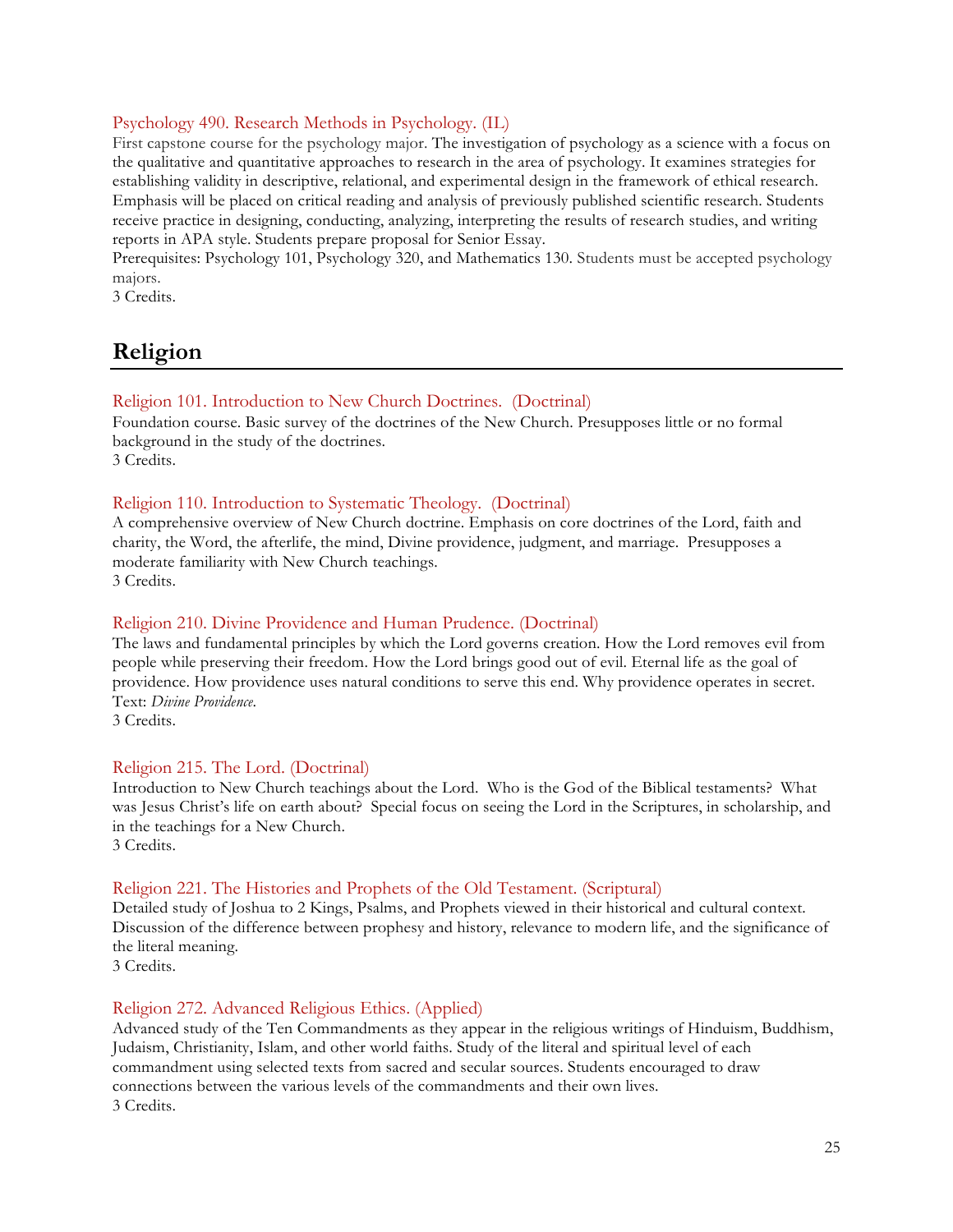### Psychology 490. Research Methods in Psychology. (IL)

First capstone course for the psychology major. The investigation of psychology as a science with a focus on the qualitative and quantitative approaches to research in the area of psychology. It examines strategies for establishing validity in descriptive, relational, and experimental design in the framework of ethical research. Emphasis will be placed on critical reading and analysis of previously published scientific research. Students receive practice in designing, conducting, analyzing, interpreting the results of research studies, and writing reports in APA style. Students prepare proposal for Senior Essay.
Prerequisites: Psychology 101, Psychology 320, and Mathematics 130. Students must be accepted psychology majors.
3 Credits.

## Religion

### Religion 101. Introduction to New Church Doctrines. (Doctrinal)

Foundation course. Basic survey of the doctrines of the New Church. Presupposes little or no formal background in the study of the doctrines.
3 Credits.

### Religion 110. Introduction to Systematic Theology. (Doctrinal)

A comprehensive overview of New Church doctrine. Emphasis on core doctrines of the Lord, faith and charity, the Word, the afterlife, the mind, Divine providence, judgment, and marriage. Presupposes a moderate familiarity with New Church teachings.
3 Credits.

### Religion 210. Divine Providence and Human Prudence. (Doctrinal)

The laws and fundamental principles by which the Lord governs creation. How the Lord removes evil from people while preserving their freedom. How the Lord brings good out of evil. Eternal life as the goal of providence. How providence uses natural conditions to serve this end. Why providence operates in secret.
Text: *Divine Providence.*
3 Credits.

### Religion 215. The Lord. (Doctrinal)

Introduction to New Church teachings about the Lord. Who is the God of the Biblical testaments? What was Jesus Christ's life on earth about? Special focus on seeing the Lord in the Scriptures, in scholarship, and in the teachings for a New Church.
3 Credits.

### Religion 221. The Histories and Prophets of the Old Testament. (Scriptural)

Detailed study of Joshua to 2 Kings, Psalms, and Prophets viewed in their historical and cultural context. Discussion of the difference between prophesy and history, relevance to modern life, and the significance of the literal meaning.
3 Credits.

### Religion 272. Advanced Religious Ethics. (Applied)

Advanced study of the Ten Commandments as they appear in the religious writings of Hinduism, Buddhism, Judaism, Christianity, Islam, and other world faiths. Study of the literal and spiritual level of each commandment using selected texts from sacred and secular sources. Students encouraged to draw connections between the various levels of the commandments and their own lives.
3 Credits.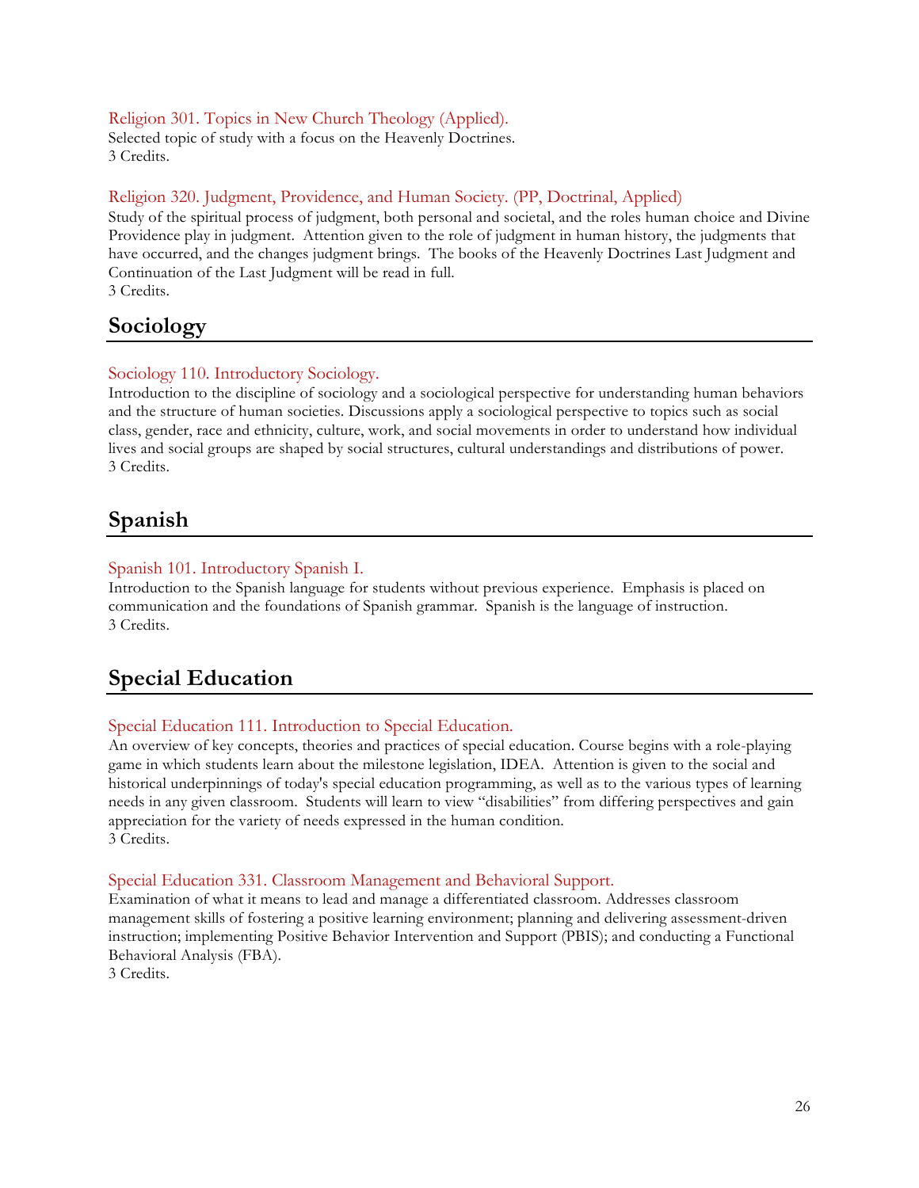Religion 301. Topics in New Church Theology (Applied).
Selected topic of study with a focus on the Heavenly Doctrines.
3 Credits.

Religion 320. Judgment, Providence, and Human Society. (PP, Doctrinal, Applied)
Study of the spiritual process of judgment, both personal and societal, and the roles human choice and Divine Providence play in judgment. Attention given to the role of judgment in human history, the judgments that have occurred, and the changes judgment brings. The books of the Heavenly Doctrines Last Judgment and Continuation of the Last Judgment will be read in full.
3 Credits.

## Sociology

Sociology 110. Introductory Sociology.
Introduction to the discipline of sociology and a sociological perspective for understanding human behaviors and the structure of human societies. Discussions apply a sociological perspective to topics such as social class, gender, race and ethnicity, culture, work, and social movements in order to understand how individual lives and social groups are shaped by social structures, cultural understandings and distributions of power.
3 Credits.

## Spanish

Spanish 101. Introductory Spanish I.
Introduction to the Spanish language for students without previous experience. Emphasis is placed on communication and the foundations of Spanish grammar. Spanish is the language of instruction.
3 Credits.

## Special Education

Special Education 111. Introduction to Special Education.
An overview of key concepts, theories and practices of special education. Course begins with a role-playing game in which students learn about the milestone legislation, IDEA. Attention is given to the social and historical underpinnings of today's special education programming, as well as to the various types of learning needs in any given classroom. Students will learn to view "disabilities" from differing perspectives and gain appreciation for the variety of needs expressed in the human condition.
3 Credits.

Special Education 331. Classroom Management and Behavioral Support.
Examination of what it means to lead and manage a differentiated classroom. Addresses classroom management skills of fostering a positive learning environment; planning and delivering assessment-driven instruction; implementing Positive Behavior Intervention and Support (PBIS); and conducting a Functional Behavioral Analysis (FBA).
3 Credits.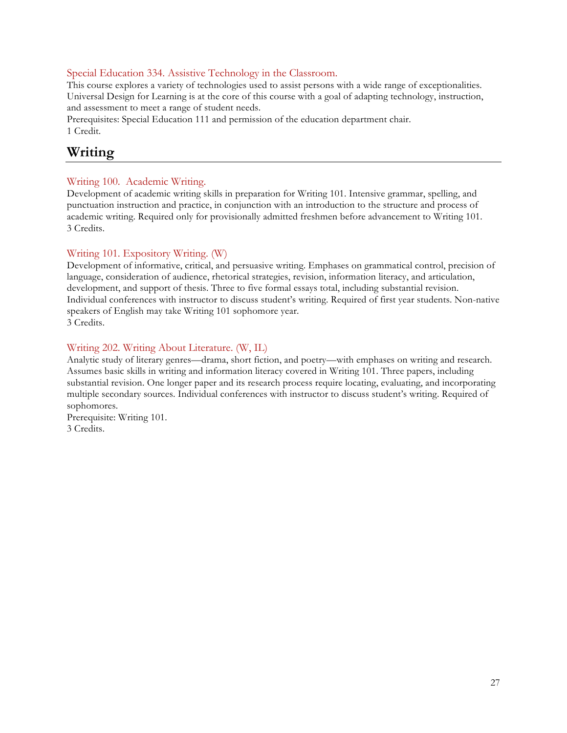### Special Education 334. Assistive Technology in the Classroom.

This course explores a variety of technologies used to assist persons with a wide range of exceptionalities. Universal Design for Learning is at the core of this course with a goal of adapting technology, instruction, and assessment to meet a range of student needs.
Prerequisites: Special Education 111 and permission of the education department chair.
1 Credit.

## Writing

### Writing 100. Academic Writing.

Development of academic writing skills in preparation for Writing 101. Intensive grammar, spelling, and punctuation instruction and practice, in conjunction with an introduction to the structure and process of academic writing. Required only for provisionally admitted freshmen before advancement to Writing 101.
3 Credits.

### Writing 101. Expository Writing. (W)

Development of informative, critical, and persuasive writing. Emphases on grammatical control, precision of language, consideration of audience, rhetorical strategies, revision, information literacy, and articulation, development, and support of thesis. Three to five formal essays total, including substantial revision. Individual conferences with instructor to discuss student's writing. Required of first year students. Non-native speakers of English may take Writing 101 sophomore year.
3 Credits.

### Writing 202. Writing About Literature. (W, IL)

Analytic study of literary genres—drama, short fiction, and poetry—with emphases on writing and research. Assumes basic skills in writing and information literacy covered in Writing 101. Three papers, including substantial revision. One longer paper and its research process require locating, evaluating, and incorporating multiple secondary sources. Individual conferences with instructor to discuss student's writing. Required of sophomores.
Prerequisite: Writing 101.
3 Credits.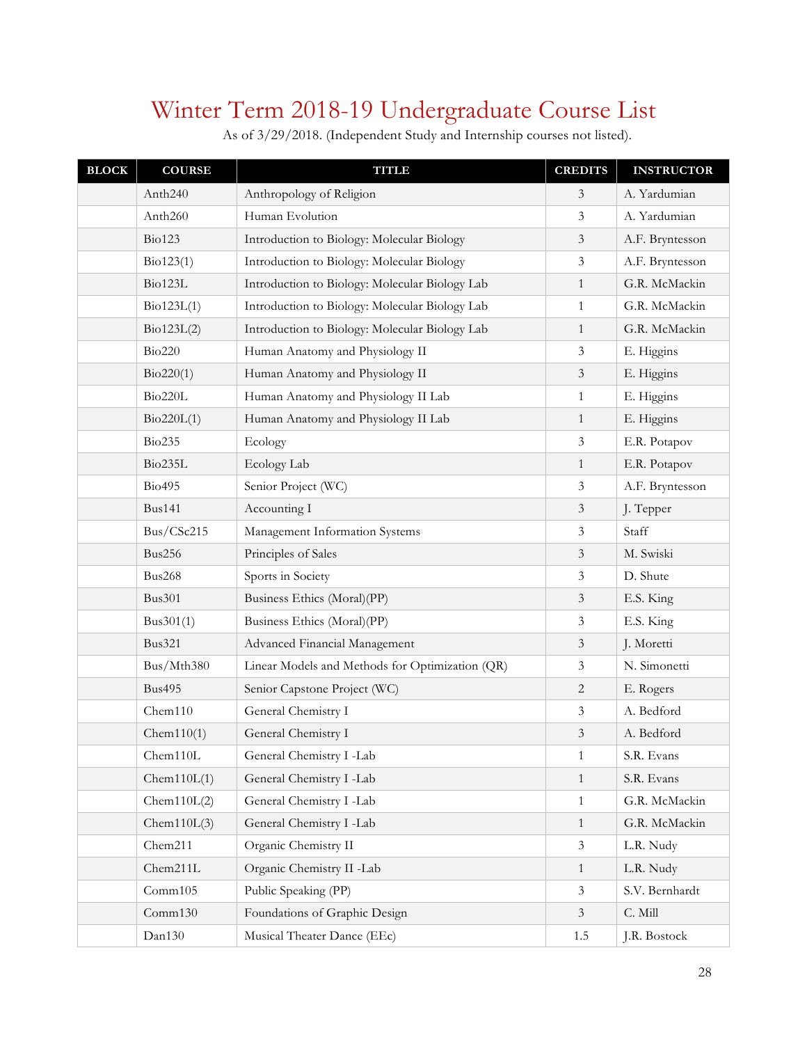# Winter Term 2018-19 Undergraduate Course List

As of 3/29/2018. (Independent Study and Internship courses not listed).

| BLOCK | COURSE | TITLE | CREDITS | INSTRUCTOR |
|---|---|---|---|---|
| | Anth240 | Anthropology of Religion | 3 | A. Yardumian |
| | Anth260 | Human Evolution | 3 | A. Yardumian |
| | Bio123 | Introduction to Biology: Molecular Biology | 3 | A.F. Bryntesson |
| | Bio123(1) | Introduction to Biology: Molecular Biology | 3 | A.F. Bryntesson |
| | Bio123L | Introduction to Biology: Molecular Biology Lab | 1 | G.R. McMackin |
| | Bio123L(1) | Introduction to Biology: Molecular Biology Lab | 1 | G.R. McMackin |
| | Bio123L(2) | Introduction to Biology: Molecular Biology Lab | 1 | G.R. McMackin |
| | Bio220 | Human Anatomy and Physiology II | 3 | E. Higgins |
| | Bio220(1) | Human Anatomy and Physiology II | 3 | E. Higgins |
| | Bio220L | Human Anatomy and Physiology II Lab | 1 | E. Higgins |
| | Bio220L(1) | Human Anatomy and Physiology II Lab | 1 | E. Higgins |
| | Bio235 | Ecology | 3 | E.R. Potapov |
| | Bio235L | Ecology Lab | 1 | E.R. Potapov |
| | Bio495 | Senior Project (WC) | 3 | A.F. Bryntesson |
| | Bus141 | Accounting I | 3 | J. Tepper |
| | Bus/CSc215 | Management Information Systems | 3 | Staff |
| | Bus256 | Principles of Sales | 3 | M. Swiski |
| | Bus268 | Sports in Society | 3 | D. Shute |
| | Bus301 | Business Ethics (Moral)(PP) | 3 | E.S. King |
| | Bus301(1) | Business Ethics (Moral)(PP) | 3 | E.S. King |
| | Bus321 | Advanced Financial Management | 3 | J. Moretti |
| | Bus/Mth380 | Linear Models and Methods for Optimization (QR) | 3 | N. Simonetti |
| | Bus495 | Senior Capstone Project (WC) | 2 | E. Rogers |
| | Chem110 | General Chemistry I | 3 | A. Bedford |
| | Chem110(1) | General Chemistry I | 3 | A. Bedford |
| | Chem110L | General Chemistry I -Lab | 1 | S.R. Evans |
| | Chem110L(1) | General Chemistry I -Lab | 1 | S.R. Evans |
| | Chem110L(2) | General Chemistry I -Lab | 1 | G.R. McMackin |
| | Chem110L(3) | General Chemistry I -Lab | 1 | G.R. McMackin |
| | Chem211 | Organic Chemistry II | 3 | L.R. Nudy |
| | Chem211L | Organic Chemistry II -Lab | 1 | L.R. Nudy |
| | Comm105 | Public Speaking (PP) | 3 | S.V. Bernhardt |
| | Comm130 | Foundations of Graphic Design | 3 | C. Mill |
| | Dan130 | Musical Theater Dance (EEc) | 1.5 | J.R. Bostock |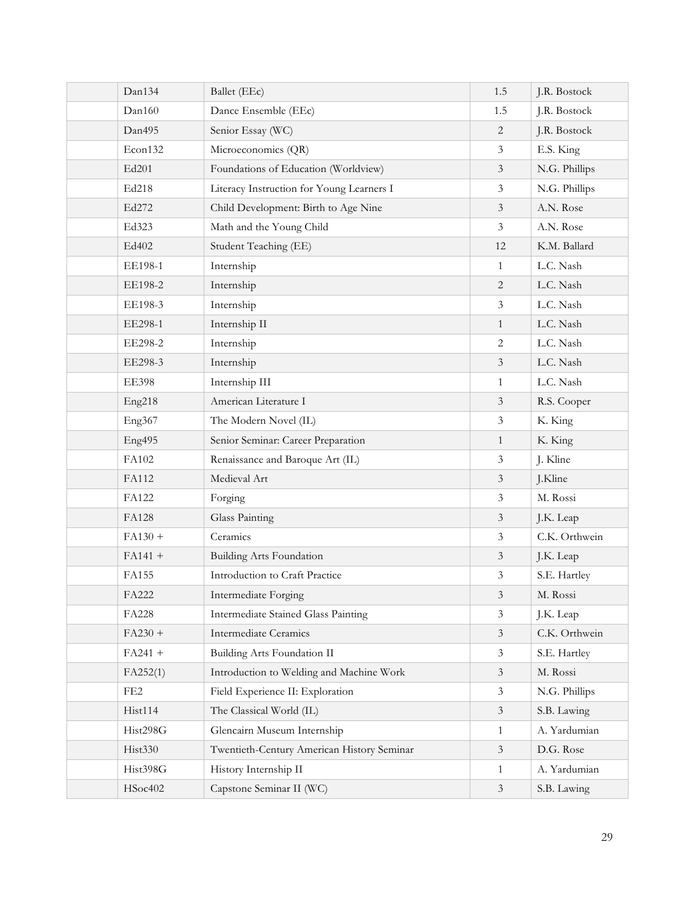| | Dan134 | Ballet (EEc) | 1.5 | J.R. Bostock |
|---|---|---|---|---|
| | Dan160 | Dance Ensemble (EEc) | 1.5 | J.R. Bostock |
| | Dan495 | Senior Essay (WC) | 2 | J.R. Bostock |
| | Econ132 | Microeconomics (QR) | 3 | E.S. King |
| | Ed201 | Foundations of Education (Worldview) | 3 | N.G. Phillips |
| | Ed218 | Literacy Instruction for Young Learners I | 3 | N.G. Phillips |
| | Ed272 | Child Development: Birth to Age Nine | 3 | A.N. Rose |
| | Ed323 | Math and the Young Child | 3 | A.N. Rose |
| | Ed402 | Student Teaching (EE) | 12 | K.M. Ballard |
| | EE198-1 | Internship | 1 | L.C. Nash |
| | EE198-2 | Internship | 2 | L.C. Nash |
| | EE198-3 | Internship | 3 | L.C. Nash |
| | EE298-1 | Internship II | 1 | L.C. Nash |
| | EE298-2 | Internship | 2 | L.C. Nash |
| | EE298-3 | Internship | 3 | L.C. Nash |
| | EE398 | Internship III | 1 | L.C. Nash |
| | Eng218 | American Literature I | 3 | R.S. Cooper |
| | Eng367 | The Modern Novel (IL) | 3 | K. King |
| | Eng495 | Senior Seminar: Career Preparation | 1 | K. King |
| | FA102 | Renaissance and Baroque Art (IL) | 3 | J. Kline |
| | FA112 | Medieval Art | 3 | J.Kline |
| | FA122 | Forging | 3 | M. Rossi |
| | FA128 | Glass Painting | 3 | J.K. Leap |
| | FA130 + | Ceramics | 3 | C.K. Orthwein |
| | FA141 + | Building Arts Foundation | 3 | J.K. Leap |
| | FA155 | Introduction to Craft Practice | 3 | S.E. Hartley |
| | FA222 | Intermediate Forging | 3 | M. Rossi |
| | FA228 | Intermediate Stained Glass Painting | 3 | J.K. Leap |
| | FA230 + | Intermediate Ceramics | 3 | C.K. Orthwein |
| | FA241 + | Building Arts Foundation II | 3 | S.E. Hartley |
| | FA252(1) | Introduction to Welding and Machine Work | 3 | M. Rossi |
| | FE2 | Field Experience II: Exploration | 3 | N.G. Phillips |
| | Hist114 | The Classical World (IL) | 3 | S.B. Lawing |
| | Hist298G | Glencairn Museum Internship | 1 | A. Yardumian |
| | Hist330 | Twentieth-Century American History Seminar | 3 | D.G. Rose |
| | Hist398G | History Internship II | 1 | A. Yardumian |
| | HSoc402 | Capstone Seminar II (WC) | 3 | S.B. Lawing |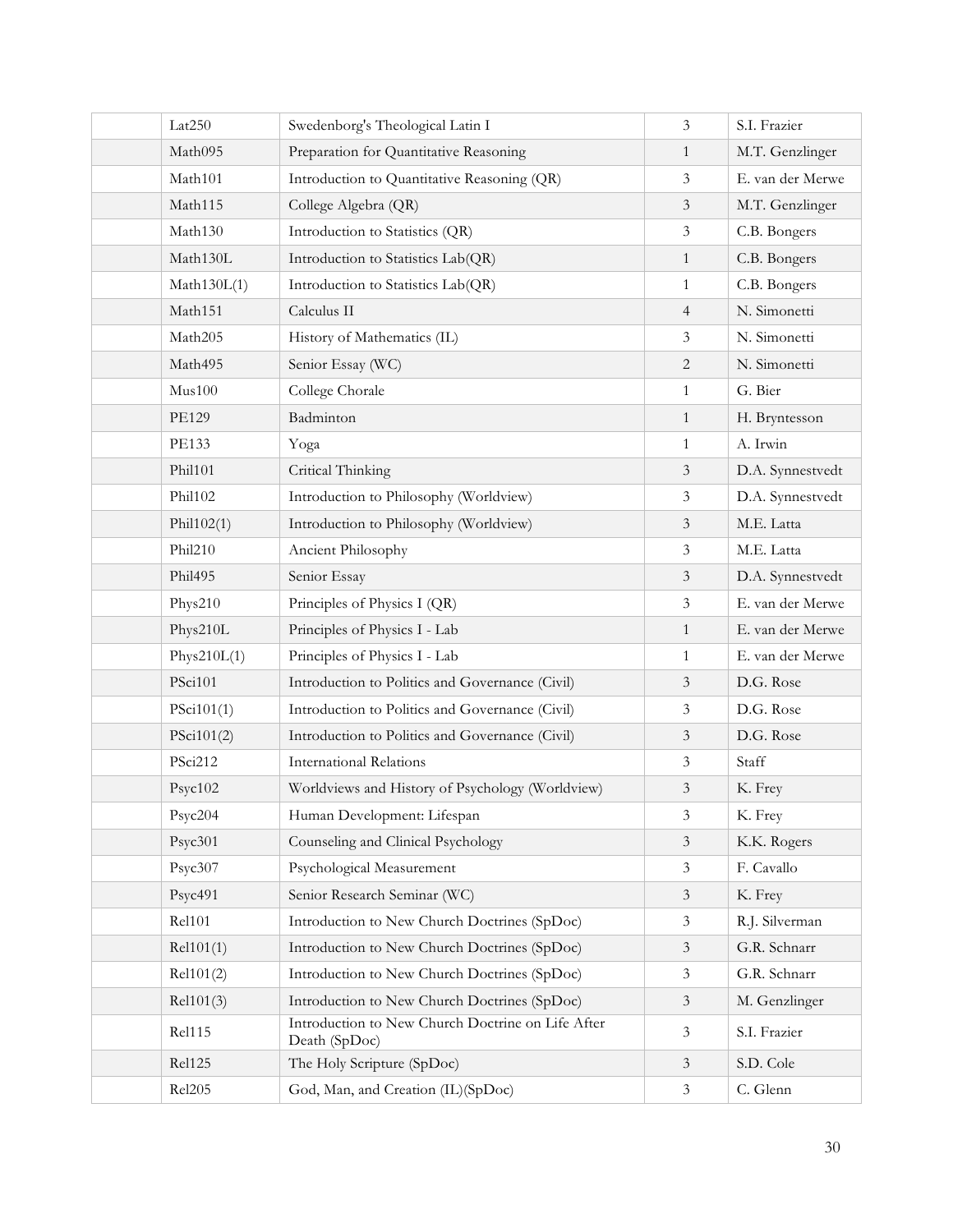| | | | | |
|---|---|---|---|---|
| | Lat250 | Swedenborg's Theological Latin I | 3 | S.I. Frazier |
| | Math095 | Preparation for Quantitative Reasoning | 1 | M.T. Genzlinger |
| | Math101 | Introduction to Quantitative Reasoning (QR) | 3 | E. van der Merwe |
| | Math115 | College Algebra (QR) | 3 | M.T. Genzlinger |
| | Math130 | Introduction to Statistics (QR) | 3 | C.B. Bongers |
| | Math130L | Introduction to Statistics Lab(QR) | 1 | C.B. Bongers |
| | Math130L(1) | Introduction to Statistics Lab(QR) | 1 | C.B. Bongers |
| | Math151 | Calculus II | 4 | N. Simonetti |
| | Math205 | History of Mathematics (IL) | 3 | N. Simonetti |
| | Math495 | Senior Essay (WC) | 2 | N. Simonetti |
| | Mus100 | College Chorale | 1 | G. Bier |
| | PE129 | Badminton | 1 | H. Bryntesson |
| | PE133 | Yoga | 1 | A. Irwin |
| | Phil101 | Critical Thinking | 3 | D.A. Synnestvedt |
| | Phil102 | Introduction to Philosophy (Worldview) | 3 | D.A. Synnestvedt |
| | Phil102(1) | Introduction to Philosophy (Worldview) | 3 | M.E. Latta |
| | Phil210 | Ancient Philosophy | 3 | M.E. Latta |
| | Phil495 | Senior Essay | 3 | D.A. Synnestvedt |
| | Phys210 | Principles of Physics I (QR) | 3 | E. van der Merwe |
| | Phys210L | Principles of Physics I - Lab | 1 | E. van der Merwe |
| | Phys210L(1) | Principles of Physics I - Lab | 1 | E. van der Merwe |
| | PSci101 | Introduction to Politics and Governance (Civil) | 3 | D.G. Rose |
| | PSci101(1) | Introduction to Politics and Governance (Civil) | 3 | D.G. Rose |
| | PSci101(2) | Introduction to Politics and Governance (Civil) | 3 | D.G. Rose |
| | PSci212 | International Relations | 3 | Staff |
| | Psyc102 | Worldviews and History of Psychology (Worldview) | 3 | K. Frey |
| | Psyc204 | Human Development: Lifespan | 3 | K. Frey |
| | Psyc301 | Counseling and Clinical Psychology | 3 | K.K. Rogers |
| | Psyc307 | Psychological Measurement | 3 | F. Cavallo |
| | Psyc491 | Senior Research Seminar (WC) | 3 | K. Frey |
| | Rel101 | Introduction to New Church Doctrines (SpDoc) | 3 | R.J. Silverman |
| | Rel101(1) | Introduction to New Church Doctrines (SpDoc) | 3 | G.R. Schnarr |
| | Rel101(2) | Introduction to New Church Doctrines (SpDoc) | 3 | G.R. Schnarr |
| | Rel101(3) | Introduction to New Church Doctrines (SpDoc) | 3 | M. Genzlinger |
| | Rel115 | Introduction to New Church Doctrine on Life After Death (SpDoc) | 3 | S.I. Frazier |
| | Rel125 | The Holy Scripture (SpDoc) | 3 | S.D. Cole |
| | Rel205 | God, Man, and Creation (IL)(SpDoc) | 3 | C. Glenn |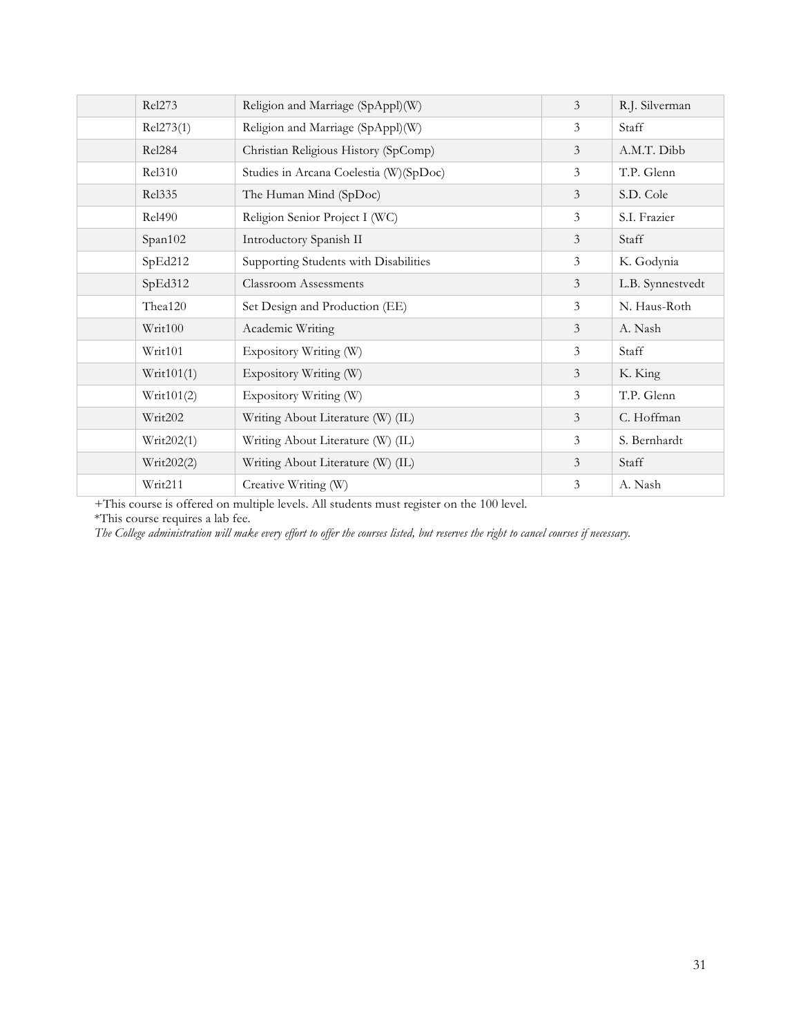| | | | | |
|---|---|---|---|---|
| | Rel273 | Religion and Marriage (SpAppl)(W) | 3 | R.J. Silverman |
| | Rel273(1) | Religion and Marriage (SpAppl)(W) | 3 | Staff |
| | Rel284 | Christian Religious History (SpComp) | 3 | A.M.T. Dibb |
| | Rel310 | Studies in Arcana Coelestia (W)(SpDoc) | 3 | T.P. Glenn |
| | Rel335 | The Human Mind (SpDoc) | 3 | S.D. Cole |
| | Rel490 | Religion Senior Project I (WC) | 3 | S.I. Frazier |
| | Span102 | Introductory Spanish II | 3 | Staff |
| | SpEd212 | Supporting Students with Disabilities | 3 | K. Godynia |
| | SpEd312 | Classroom Assessments | 3 | L.B. Synnestvedt |
| | Thea120 | Set Design and Production (EE) | 3 | N. Haus-Roth |
| | Writ100 | Academic Writing | 3 | A. Nash |
| | Writ101 | Expository Writing (W) | 3 | Staff |
| | Writ101(1) | Expository Writing (W) | 3 | K. King |
| | Writ101(2) | Expository Writing (W) | 3 | T.P. Glenn |
| | Writ202 | Writing About Literature (W) (IL) | 3 | C. Hoffman |
| | Writ202(1) | Writing About Literature (W) (IL) | 3 | S. Bernhardt |
| | Writ202(2) | Writing About Literature (W) (IL) | 3 | Staff |
| | Writ211 | Creative Writing (W) | 3 | A. Nash |

+This course is offered on multiple levels. All students must register on the 100 level.

*This course requires a lab fee.

*The College administration will make every effort to offer the courses listed, but reserves the right to cancel courses if necessary.*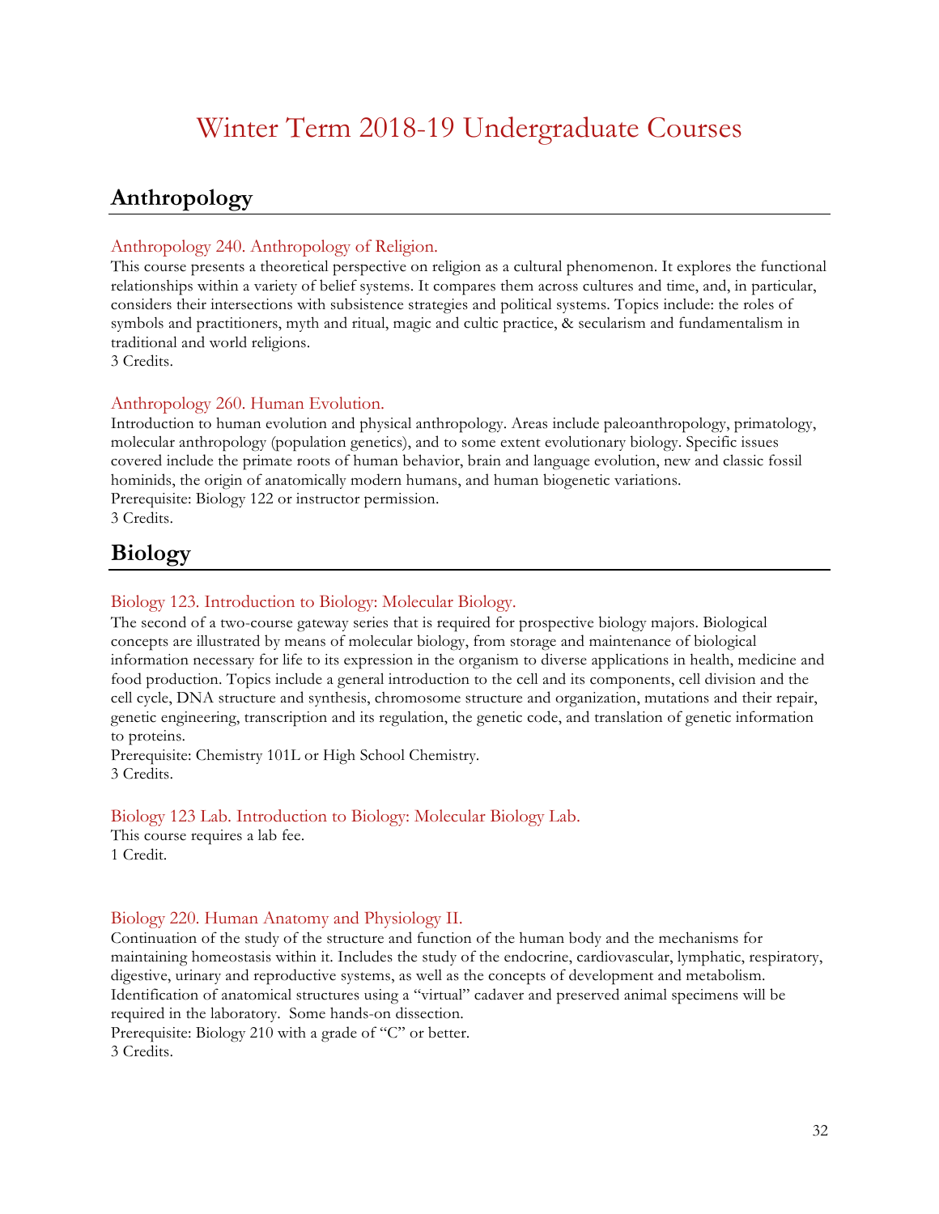# Winter Term 2018-19 Undergraduate Courses

## Anthropology

### Anthropology 240. Anthropology of Religion.

This course presents a theoretical perspective on religion as a cultural phenomenon. It explores the functional relationships within a variety of belief systems. It compares them across cultures and time, and, in particular, considers their intersections with subsistence strategies and political systems. Topics include: the roles of symbols and practitioners, myth and ritual, magic and cultic practice, & secularism and fundamentalism in traditional and world religions.
3 Credits.

### Anthropology 260. Human Evolution.

Introduction to human evolution and physical anthropology. Areas include paleoanthropology, primatology, molecular anthropology (population genetics), and to some extent evolutionary biology. Specific issues covered include the primate roots of human behavior, brain and language evolution, new and classic fossil hominids, the origin of anatomically modern humans, and human biogenetic variations.
Prerequisite: Biology 122 or instructor permission.
3 Credits.

## Biology

### Biology 123. Introduction to Biology: Molecular Biology.

The second of a two-course gateway series that is required for prospective biology majors. Biological concepts are illustrated by means of molecular biology, from storage and maintenance of biological information necessary for life to its expression in the organism to diverse applications in health, medicine and food production. Topics include a general introduction to the cell and its components, cell division and the cell cycle, DNA structure and synthesis, chromosome structure and organization, mutations and their repair, genetic engineering, transcription and its regulation, the genetic code, and translation of genetic information to proteins.
Prerequisite: Chemistry 101L or High School Chemistry.
3 Credits.

### Biology 123 Lab. Introduction to Biology: Molecular Biology Lab.

This course requires a lab fee.
1 Credit.

### Biology 220. Human Anatomy and Physiology II.

Continuation of the study of the structure and function of the human body and the mechanisms for maintaining homeostasis within it. Includes the study of the endocrine, cardiovascular, lymphatic, respiratory, digestive, urinary and reproductive systems, as well as the concepts of development and metabolism. Identification of anatomical structures using a "virtual" cadaver and preserved animal specimens will be required in the laboratory. Some hands-on dissection.
Prerequisite: Biology 210 with a grade of "C" or better.
3 Credits.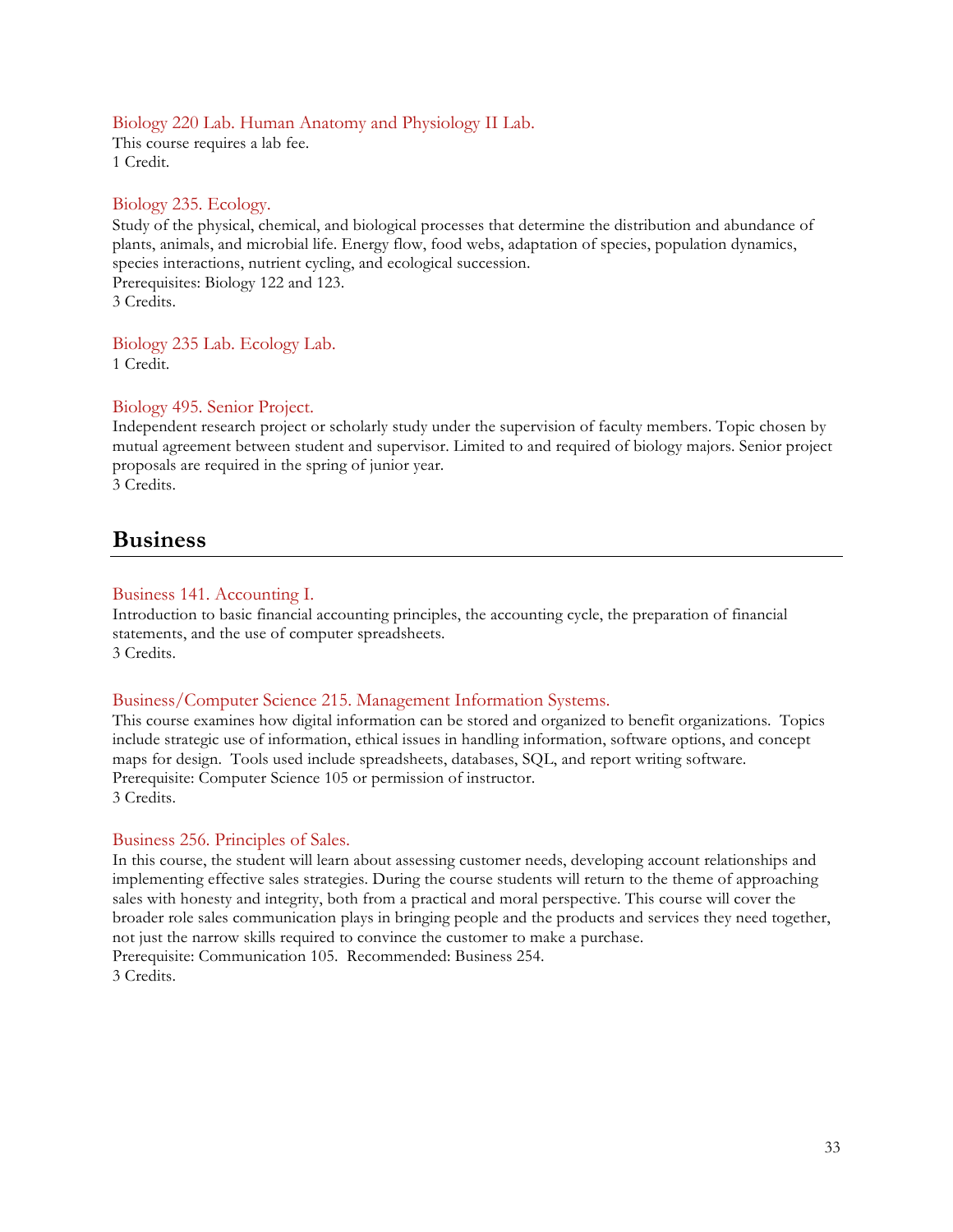### Biology 220 Lab. Human Anatomy and Physiology II Lab.

This course requires a lab fee.
1 Credit.

### Biology 235. Ecology.

Study of the physical, chemical, and biological processes that determine the distribution and abundance of plants, animals, and microbial life. Energy flow, food webs, adaptation of species, population dynamics, species interactions, nutrient cycling, and ecological succession.
Prerequisites: Biology 122 and 123.
3 Credits.

### Biology 235 Lab. Ecology Lab.

1 Credit.

### Biology 495. Senior Project.

Independent research project or scholarly study under the supervision of faculty members. Topic chosen by mutual agreement between student and supervisor. Limited to and required of biology majors. Senior project proposals are required in the spring of junior year.
3 Credits.

## Business

### Business 141. Accounting I.

Introduction to basic financial accounting principles, the accounting cycle, the preparation of financial statements, and the use of computer spreadsheets.
3 Credits.

### Business/Computer Science 215. Management Information Systems.

This course examines how digital information can be stored and organized to benefit organizations. Topics include strategic use of information, ethical issues in handling information, software options, and concept maps for design. Tools used include spreadsheets, databases, SQL, and report writing software.
Prerequisite: Computer Science 105 or permission of instructor.
3 Credits.

### Business 256. Principles of Sales.

In this course, the student will learn about assessing customer needs, developing account relationships and implementing effective sales strategies. During the course students will return to the theme of approaching sales with honesty and integrity, both from a practical and moral perspective. This course will cover the broader role sales communication plays in bringing people and the products and services they need together, not just the narrow skills required to convince the customer to make a purchase.
Prerequisite: Communication 105. Recommended: Business 254.
3 Credits.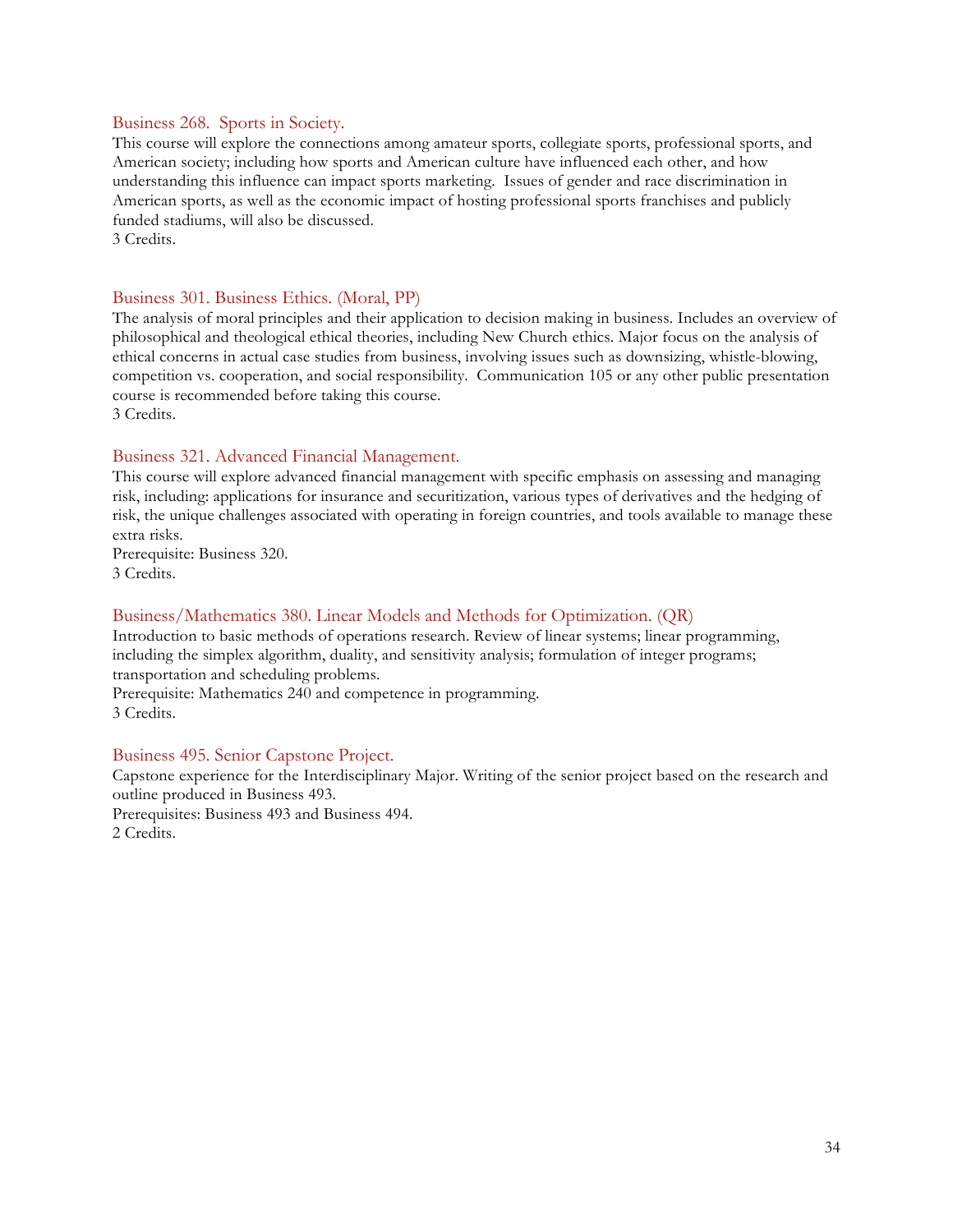### Business 268. Sports in Society.

This course will explore the connections among amateur sports, collegiate sports, professional sports, and American society; including how sports and American culture have influenced each other, and how understanding this influence can impact sports marketing. Issues of gender and race discrimination in American sports, as well as the economic impact of hosting professional sports franchises and publicly funded stadiums, will also be discussed.
3 Credits.

### Business 301. Business Ethics. (Moral, PP)

The analysis of moral principles and their application to decision making in business. Includes an overview of philosophical and theological ethical theories, including New Church ethics. Major focus on the analysis of ethical concerns in actual case studies from business, involving issues such as downsizing, whistle-blowing, competition vs. cooperation, and social responsibility. Communication 105 or any other public presentation course is recommended before taking this course.
3 Credits.

### Business 321. Advanced Financial Management.

This course will explore advanced financial management with specific emphasis on assessing and managing risk, including: applications for insurance and securitization, various types of derivatives and the hedging of risk, the unique challenges associated with operating in foreign countries, and tools available to manage these extra risks.
Prerequisite: Business 320.
3 Credits.

### Business/Mathematics 380. Linear Models and Methods for Optimization. (QR)

Introduction to basic methods of operations research. Review of linear systems; linear programming, including the simplex algorithm, duality, and sensitivity analysis; formulation of integer programs; transportation and scheduling problems.
Prerequisite: Mathematics 240 and competence in programming.
3 Credits.

### Business 495. Senior Capstone Project.

Capstone experience for the Interdisciplinary Major. Writing of the senior project based on the research and outline produced in Business 493.
Prerequisites: Business 493 and Business 494.
2 Credits.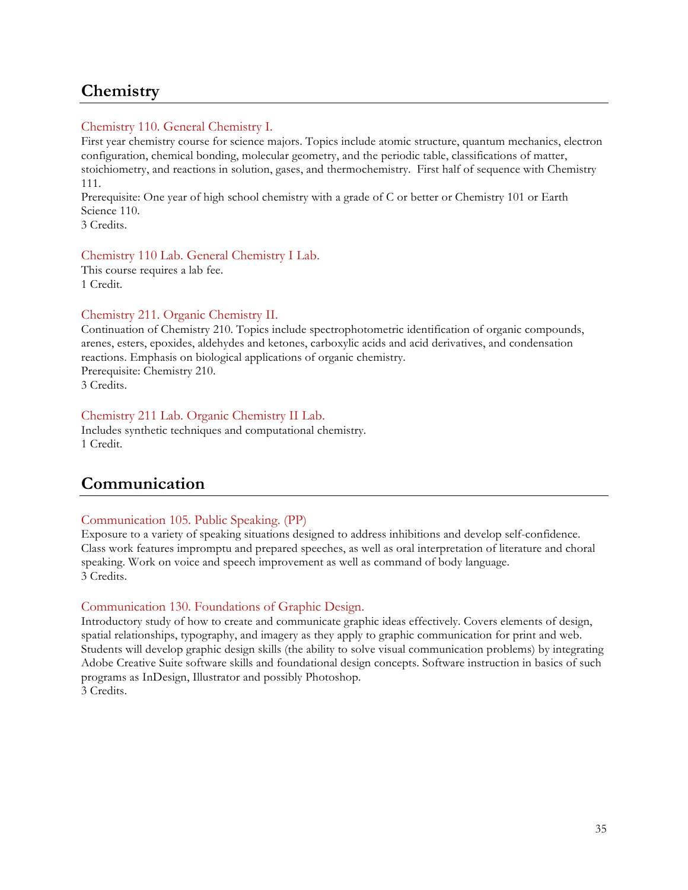## Chemistry

### Chemistry 110. General Chemistry I.

First year chemistry course for science majors. Topics include atomic structure, quantum mechanics, electron configuration, chemical bonding, molecular geometry, and the periodic table, classifications of matter, stoichiometry, and reactions in solution, gases, and thermochemistry. First half of sequence with Chemistry 111.
Prerequisite: One year of high school chemistry with a grade of C or better or Chemistry 101 or Earth Science 110.
3 Credits.

### Chemistry 110 Lab. General Chemistry I Lab.

This course requires a lab fee.
1 Credit.

### Chemistry 211. Organic Chemistry II.

Continuation of Chemistry 210. Topics include spectrophotometric identification of organic compounds, arenes, esters, epoxides, aldehydes and ketones, carboxylic acids and acid derivatives, and condensation reactions. Emphasis on biological applications of organic chemistry.
Prerequisite: Chemistry 210.
3 Credits.

### Chemistry 211 Lab. Organic Chemistry II Lab.

Includes synthetic techniques and computational chemistry.
1 Credit.

## Communication

### Communication 105. Public Speaking. (PP)

Exposure to a variety of speaking situations designed to address inhibitions and develop self-confidence. Class work features impromptu and prepared speeches, as well as oral interpretation of literature and choral speaking. Work on voice and speech improvement as well as command of body language.
3 Credits.

### Communication 130. Foundations of Graphic Design.

Introductory study of how to create and communicate graphic ideas effectively. Covers elements of design, spatial relationships, typography, and imagery as they apply to graphic communication for print and web. Students will develop graphic design skills (the ability to solve visual communication problems) by integrating Adobe Creative Suite software skills and foundational design concepts. Software instruction in basics of such programs as InDesign, Illustrator and possibly Photoshop.
3 Credits.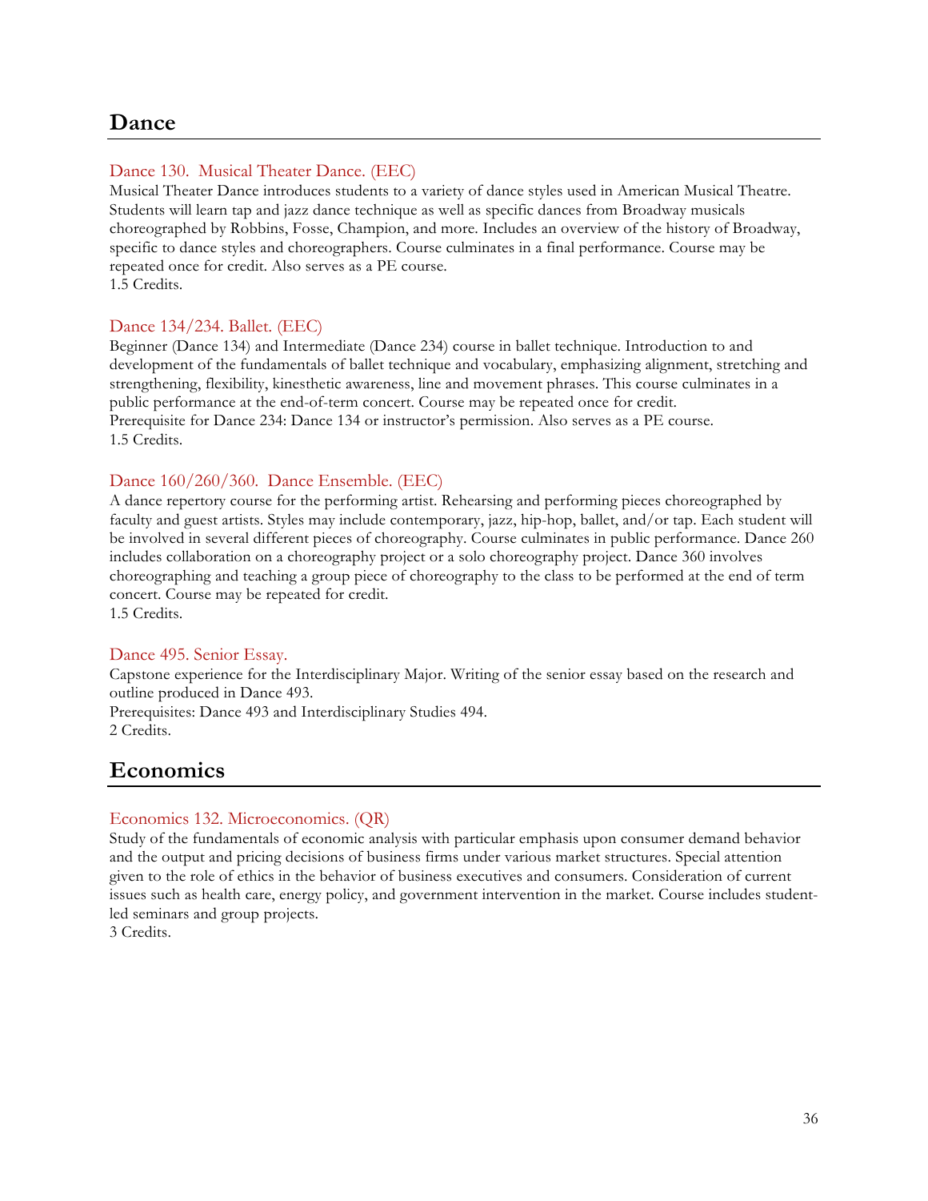## Dance

### Dance 130. Musical Theater Dance. (EEC)

Musical Theater Dance introduces students to a variety of dance styles used in American Musical Theatre. Students will learn tap and jazz dance technique as well as specific dances from Broadway musicals choreographed by Robbins, Fosse, Champion, and more. Includes an overview of the history of Broadway, specific to dance styles and choreographers. Course culminates in a final performance. Course may be repeated once for credit. Also serves as a PE course.
1.5 Credits.

### Dance 134/234. Ballet. (EEC)

Beginner (Dance 134) and Intermediate (Dance 234) course in ballet technique. Introduction to and development of the fundamentals of ballet technique and vocabulary, emphasizing alignment, stretching and strengthening, flexibility, kinesthetic awareness, line and movement phrases. This course culminates in a public performance at the end-of-term concert. Course may be repeated once for credit.
Prerequisite for Dance 234: Dance 134 or instructor's permission. Also serves as a PE course.
1.5 Credits.

### Dance 160/260/360. Dance Ensemble. (EEC)

A dance repertory course for the performing artist. Rehearsing and performing pieces choreographed by faculty and guest artists. Styles may include contemporary, jazz, hip-hop, ballet, and/or tap. Each student will be involved in several different pieces of choreography. Course culminates in public performance. Dance 260 includes collaboration on a choreography project or a solo choreography project. Dance 360 involves choreographing and teaching a group piece of choreography to the class to be performed at the end of term concert. Course may be repeated for credit.
1.5 Credits.

### Dance 495. Senior Essay.

Capstone experience for the Interdisciplinary Major. Writing of the senior essay based on the research and outline produced in Dance 493.
Prerequisites: Dance 493 and Interdisciplinary Studies 494.
2 Credits.

## Economics

### Economics 132. Microeconomics. (QR)

Study of the fundamentals of economic analysis with particular emphasis upon consumer demand behavior and the output and pricing decisions of business firms under various market structures. Special attention given to the role of ethics in the behavior of business executives and consumers. Consideration of current issues such as health care, energy policy, and government intervention in the market. Course includes student-led seminars and group projects.
3 Credits.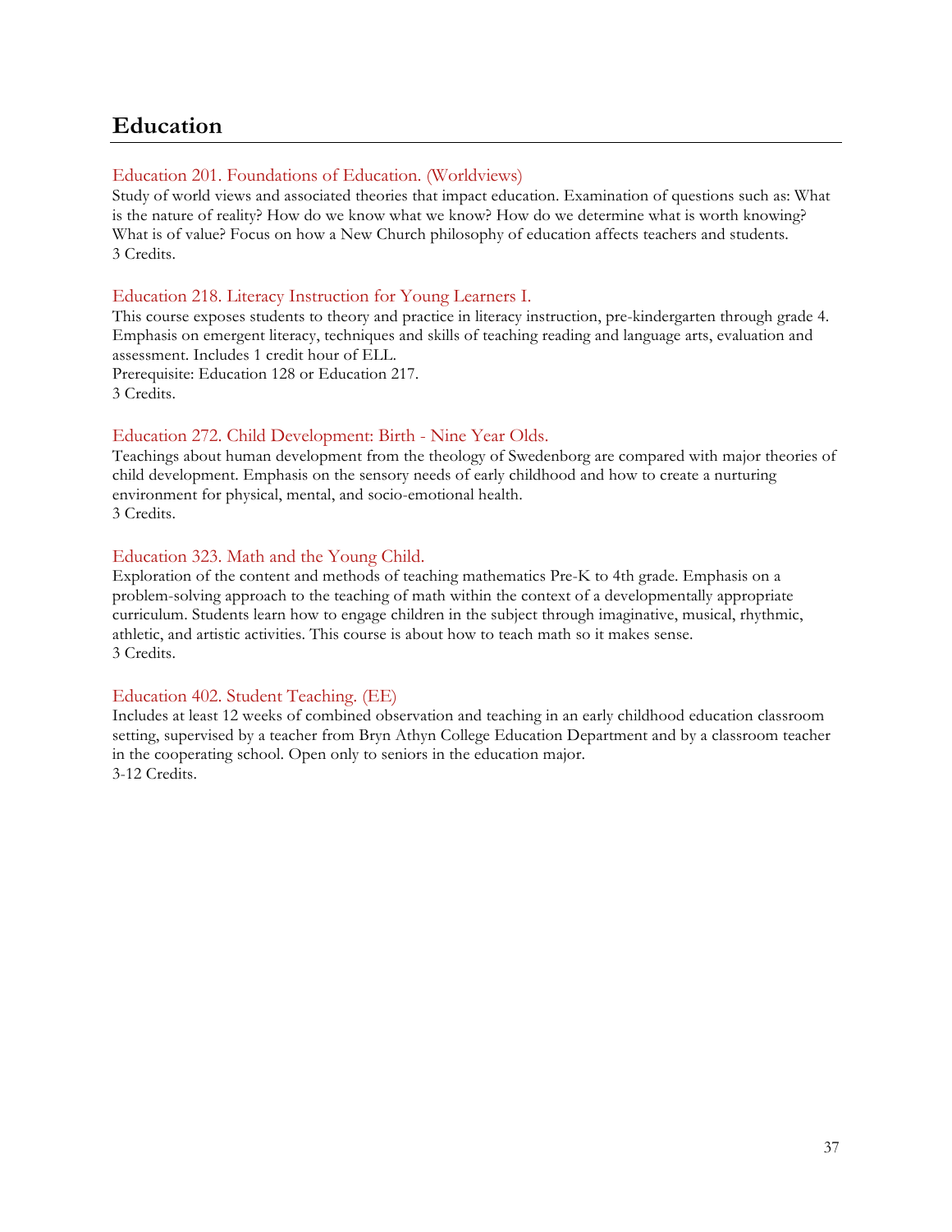## Education

### Education 201. Foundations of Education. (Worldviews)

Study of world views and associated theories that impact education. Examination of questions such as: What is the nature of reality? How do we know what we know? How do we determine what is worth knowing? What is of value? Focus on how a New Church philosophy of education affects teachers and students.
3 Credits.

### Education 218. Literacy Instruction for Young Learners I.

This course exposes students to theory and practice in literacy instruction, pre-kindergarten through grade 4. Emphasis on emergent literacy, techniques and skills of teaching reading and language arts, evaluation and assessment. Includes 1 credit hour of ELL.
Prerequisite: Education 128 or Education 217.
3 Credits.

### Education 272. Child Development: Birth - Nine Year Olds.

Teachings about human development from the theology of Swedenborg are compared with major theories of child development. Emphasis on the sensory needs of early childhood and how to create a nurturing environment for physical, mental, and socio-emotional health.
3 Credits.

### Education 323. Math and the Young Child.

Exploration of the content and methods of teaching mathematics Pre-K to 4th grade. Emphasis on a problem-solving approach to the teaching of math within the context of a developmentally appropriate curriculum. Students learn how to engage children in the subject through imaginative, musical, rhythmic, athletic, and artistic activities. This course is about how to teach math so it makes sense.
3 Credits.

### Education 402. Student Teaching. (EE)

Includes at least 12 weeks of combined observation and teaching in an early childhood education classroom setting, supervised by a teacher from Bryn Athyn College Education Department and by a classroom teacher in the cooperating school. Open only to seniors in the education major.
3-12 Credits.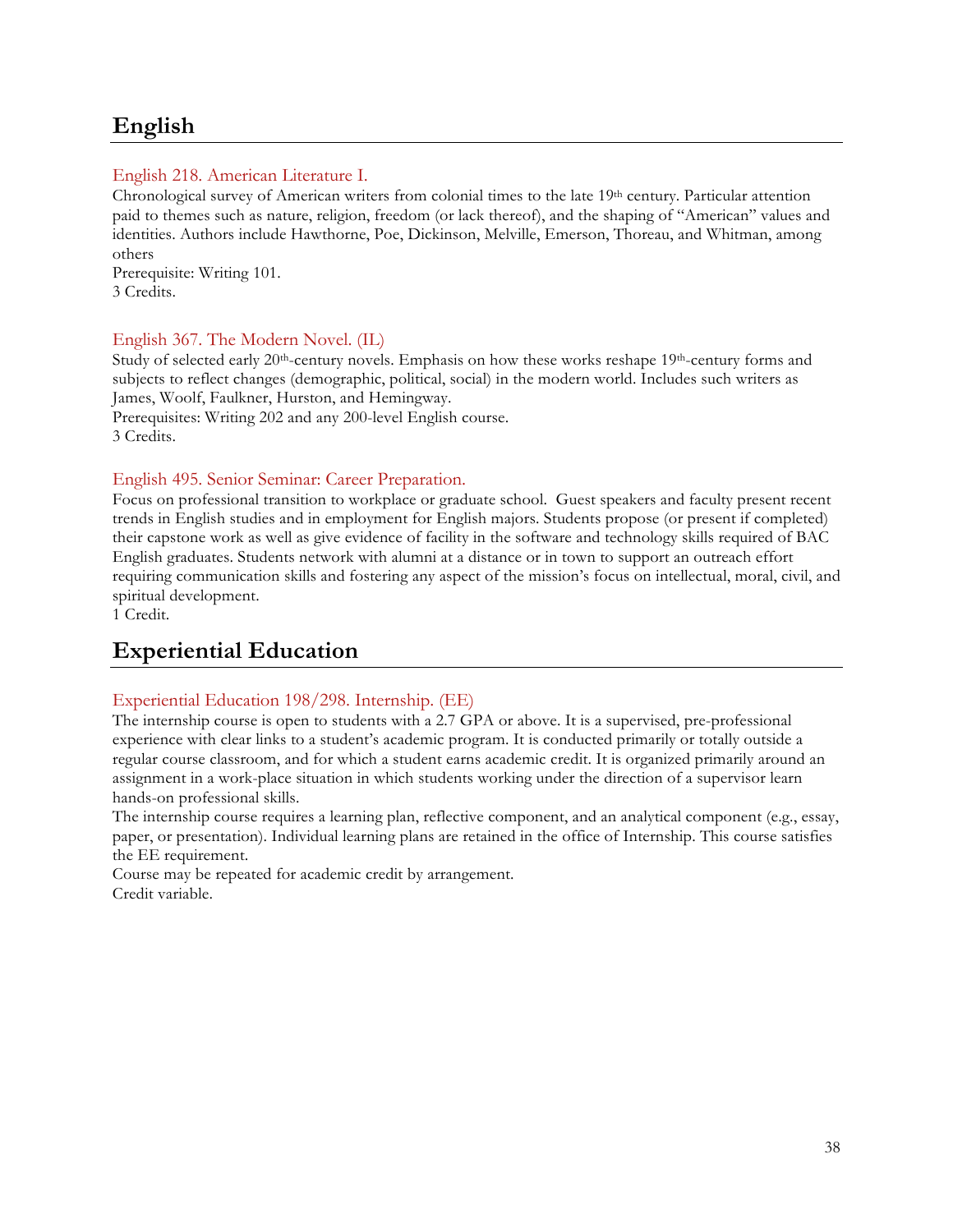# English

### English 218. American Literature I.

Chronological survey of American writers from colonial times to the late 19th century. Particular attention paid to themes such as nature, religion, freedom (or lack thereof), and the shaping of "American" values and identities. Authors include Hawthorne, Poe, Dickinson, Melville, Emerson, Thoreau, and Whitman, among others
Prerequisite: Writing 101.
3 Credits.

### English 367. The Modern Novel. (IL)

Study of selected early 20th-century novels. Emphasis on how these works reshape 19th-century forms and subjects to reflect changes (demographic, political, social) in the modern world. Includes such writers as James, Woolf, Faulkner, Hurston, and Hemingway.
Prerequisites: Writing 202 and any 200-level English course.
3 Credits.

### English 495. Senior Seminar: Career Preparation.

Focus on professional transition to workplace or graduate school. Guest speakers and faculty present recent trends in English studies and in employment for English majors. Students propose (or present if completed) their capstone work as well as give evidence of facility in the software and technology skills required of BAC English graduates. Students network with alumni at a distance or in town to support an outreach effort requiring communication skills and fostering any aspect of the mission's focus on intellectual, moral, civil, and spiritual development.
1 Credit.

# Experiential Education

### Experiential Education 198/298. Internship. (EE)

The internship course is open to students with a 2.7 GPA or above. It is a supervised, pre-professional experience with clear links to a student's academic program. It is conducted primarily or totally outside a regular course classroom, and for which a student earns academic credit. It is organized primarily around an assignment in a work-place situation in which students working under the direction of a supervisor learn hands-on professional skills.
The internship course requires a learning plan, reflective component, and an analytical component (e.g., essay, paper, or presentation). Individual learning plans are retained in the office of Internship. This course satisfies the EE requirement.
Course may be repeated for academic credit by arrangement.
Credit variable.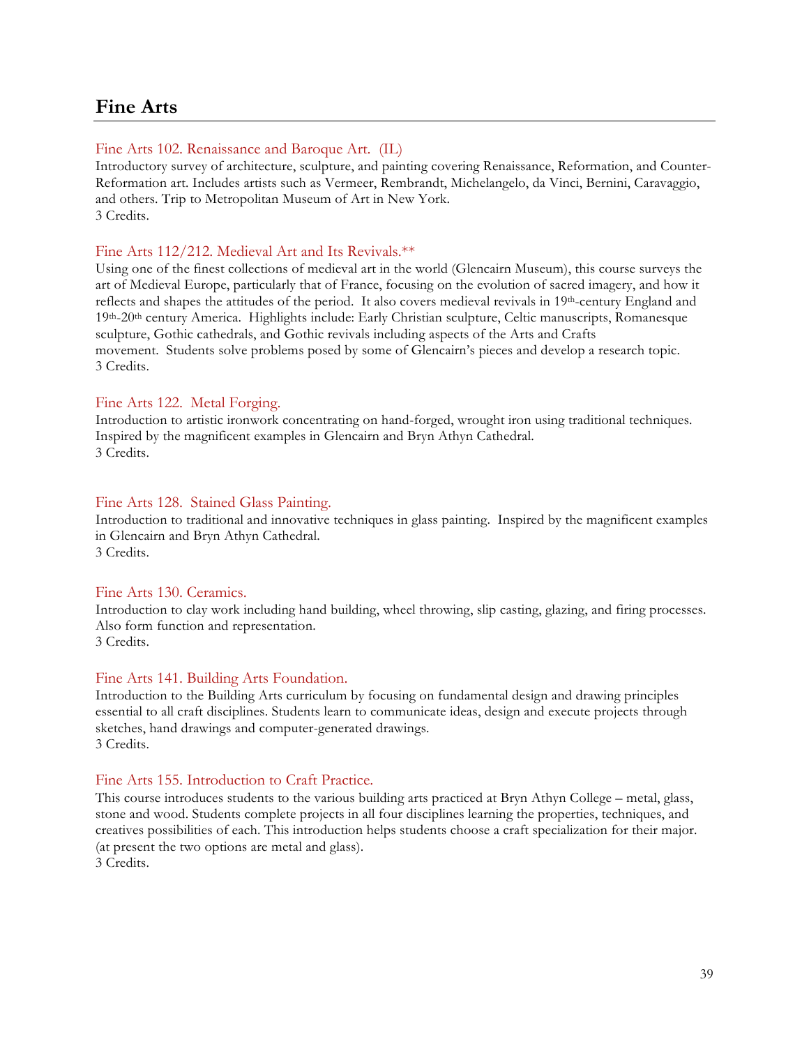# Fine Arts

### Fine Arts 102. Renaissance and Baroque Art. (IL)

Introductory survey of architecture, sculpture, and painting covering Renaissance, Reformation, and Counter-Reformation art. Includes artists such as Vermeer, Rembrandt, Michelangelo, da Vinci, Bernini, Caravaggio, and others. Trip to Metropolitan Museum of Art in New York.
3 Credits.

### Fine Arts 112/212. Medieval Art and Its Revivals.**

Using one of the finest collections of medieval art in the world (Glencairn Museum), this course surveys the art of Medieval Europe, particularly that of France, focusing on the evolution of sacred imagery, and how it reflects and shapes the attitudes of the period. It also covers medieval revivals in 19th-century England and 19th-20th century America. Highlights include: Early Christian sculpture, Celtic manuscripts, Romanesque sculpture, Gothic cathedrals, and Gothic revivals including aspects of the Arts and Crafts movement. Students solve problems posed by some of Glencairn's pieces and develop a research topic.
3 Credits.

### Fine Arts 122. Metal Forging.

Introduction to artistic ironwork concentrating on hand-forged, wrought iron using traditional techniques. Inspired by the magnificent examples in Glencairn and Bryn Athyn Cathedral.
3 Credits.

### Fine Arts 128. Stained Glass Painting.

Introduction to traditional and innovative techniques in glass painting. Inspired by the magnificent examples in Glencairn and Bryn Athyn Cathedral.
3 Credits.

### Fine Arts 130. Ceramics.

Introduction to clay work including hand building, wheel throwing, slip casting, glazing, and firing processes. Also form function and representation.
3 Credits.

### Fine Arts 141. Building Arts Foundation.

Introduction to the Building Arts curriculum by focusing on fundamental design and drawing principles essential to all craft disciplines. Students learn to communicate ideas, design and execute projects through sketches, hand drawings and computer-generated drawings.
3 Credits.

### Fine Arts 155. Introduction to Craft Practice.

This course introduces students to the various building arts practiced at Bryn Athyn College – metal, glass, stone and wood. Students complete projects in all four disciplines learning the properties, techniques, and creatives possibilities of each. This introduction helps students choose a craft specialization for their major. (at present the two options are metal and glass).
3 Credits.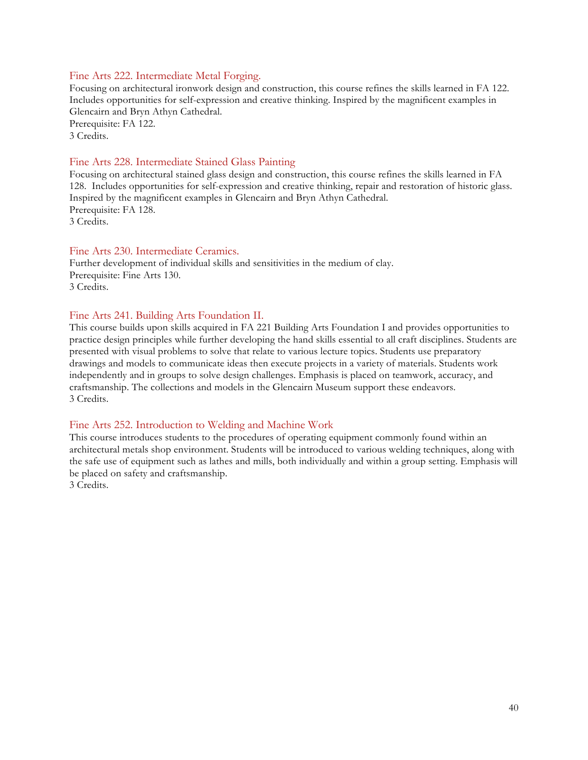### Fine Arts 222. Intermediate Metal Forging.

Focusing on architectural ironwork design and construction, this course refines the skills learned in FA 122. Includes opportunities for self-expression and creative thinking. Inspired by the magnificent examples in Glencairn and Bryn Athyn Cathedral.
Prerequisite: FA 122.
3 Credits.

### Fine Arts 228. Intermediate Stained Glass Painting

Focusing on architectural stained glass design and construction, this course refines the skills learned in FA 128. Includes opportunities for self-expression and creative thinking, repair and restoration of historic glass. Inspired by the magnificent examples in Glencairn and Bryn Athyn Cathedral.
Prerequisite: FA 128.
3 Credits.

### Fine Arts 230. Intermediate Ceramics.

Further development of individual skills and sensitivities in the medium of clay.
Prerequisite: Fine Arts 130.
3 Credits.

### Fine Arts 241. Building Arts Foundation II.

This course builds upon skills acquired in FA 221 Building Arts Foundation I and provides opportunities to practice design principles while further developing the hand skills essential to all craft disciplines. Students are presented with visual problems to solve that relate to various lecture topics. Students use preparatory drawings and models to communicate ideas then execute projects in a variety of materials. Students work independently and in groups to solve design challenges. Emphasis is placed on teamwork, accuracy, and craftsmanship. The collections and models in the Glencairn Museum support these endeavors.
3 Credits.

### Fine Arts 252. Introduction to Welding and Machine Work

This course introduces students to the procedures of operating equipment commonly found within an architectural metals shop environment. Students will be introduced to various welding techniques, along with the safe use of equipment such as lathes and mills, both individually and within a group setting. Emphasis will be placed on safety and craftsmanship.
3 Credits.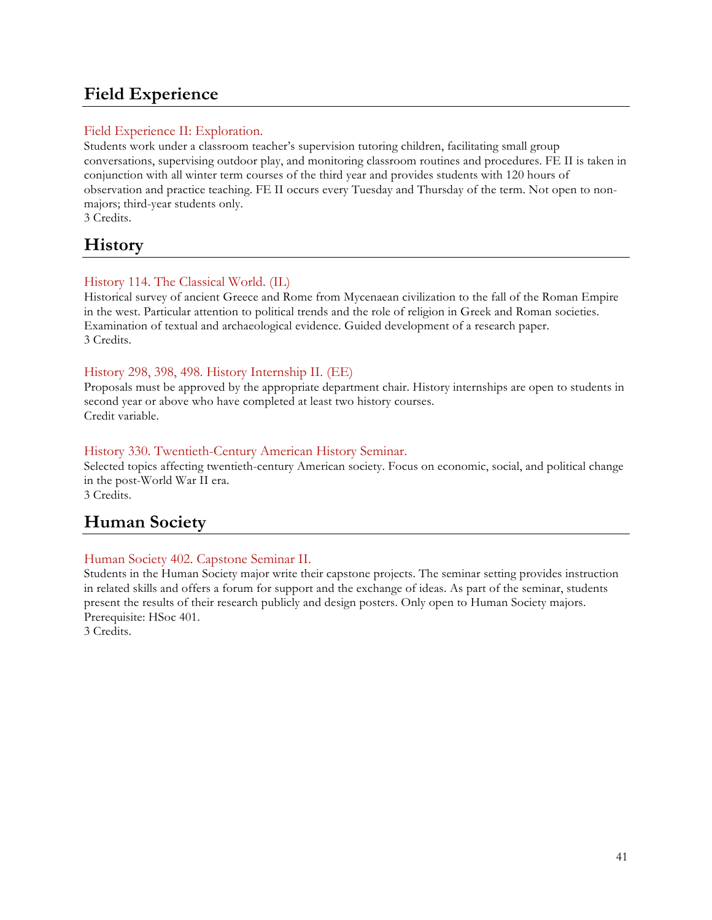## Field Experience

### Field Experience II: Exploration.

Students work under a classroom teacher's supervision tutoring children, facilitating small group conversations, supervising outdoor play, and monitoring classroom routines and procedures. FE II is taken in conjunction with all winter term courses of the third year and provides students with 120 hours of observation and practice teaching. FE II occurs every Tuesday and Thursday of the term. Not open to non-majors; third-year students only.
3 Credits.

## History

### History 114. The Classical World. (IL)

Historical survey of ancient Greece and Rome from Mycenaean civilization to the fall of the Roman Empire in the west. Particular attention to political trends and the role of religion in Greek and Roman societies. Examination of textual and archaeological evidence. Guided development of a research paper.
3 Credits.

### History 298, 398, 498. History Internship II. (EE)

Proposals must be approved by the appropriate department chair. History internships are open to students in second year or above who have completed at least two history courses.
Credit variable.

### History 330. Twentieth-Century American History Seminar.

Selected topics affecting twentieth-century American society. Focus on economic, social, and political change in the post-World War II era.
3 Credits.

## Human Society

### Human Society 402. Capstone Seminar II.

Students in the Human Society major write their capstone projects. The seminar setting provides instruction in related skills and offers a forum for support and the exchange of ideas. As part of the seminar, students present the results of their research publicly and design posters. Only open to Human Society majors.
Prerequisite: HSoc 401.
3 Credits.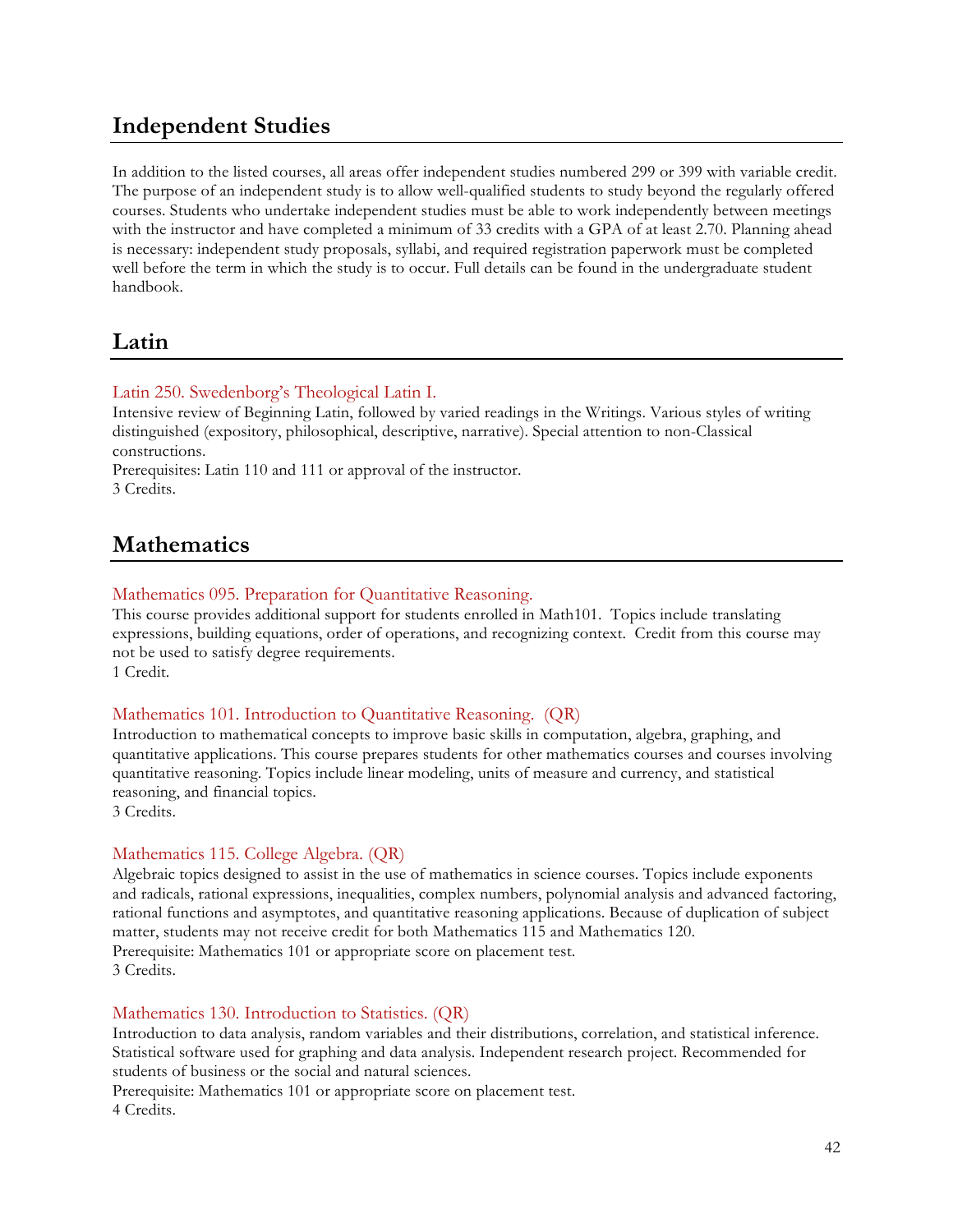## Independent Studies

In addition to the listed courses, all areas offer independent studies numbered 299 or 399 with variable credit. The purpose of an independent study is to allow well-qualified students to study beyond the regularly offered courses. Students who undertake independent studies must be able to work independently between meetings with the instructor and have completed a minimum of 33 credits with a GPA of at least 2.70. Planning ahead is necessary: independent study proposals, syllabi, and required registration paperwork must be completed well before the term in which the study is to occur. Full details can be found in the undergraduate student handbook.

## Latin

### Latin 250. Swedenborg's Theological Latin I.

Intensive review of Beginning Latin, followed by varied readings in the Writings. Various styles of writing distinguished (expository, philosophical, descriptive, narrative). Special attention to non-Classical constructions.
Prerequisites: Latin 110 and 111 or approval of the instructor.
3 Credits.

## Mathematics

### Mathematics 095. Preparation for Quantitative Reasoning.

This course provides additional support for students enrolled in Math101. Topics include translating expressions, building equations, order of operations, and recognizing context. Credit from this course may not be used to satisfy degree requirements.
1 Credit.

### Mathematics 101. Introduction to Quantitative Reasoning. (QR)

Introduction to mathematical concepts to improve basic skills in computation, algebra, graphing, and quantitative applications. This course prepares students for other mathematics courses and courses involving quantitative reasoning. Topics include linear modeling, units of measure and currency, and statistical reasoning, and financial topics.
3 Credits.

### Mathematics 115. College Algebra. (QR)

Algebraic topics designed to assist in the use of mathematics in science courses. Topics include exponents and radicals, rational expressions, inequalities, complex numbers, polynomial analysis and advanced factoring, rational functions and asymptotes, and quantitative reasoning applications. Because of duplication of subject matter, students may not receive credit for both Mathematics 115 and Mathematics 120.
Prerequisite: Mathematics 101 or appropriate score on placement test.
3 Credits.

### Mathematics 130. Introduction to Statistics. (QR)

Introduction to data analysis, random variables and their distributions, correlation, and statistical inference. Statistical software used for graphing and data analysis. Independent research project. Recommended for students of business or the social and natural sciences.
Prerequisite: Mathematics 101 or appropriate score on placement test.
4 Credits.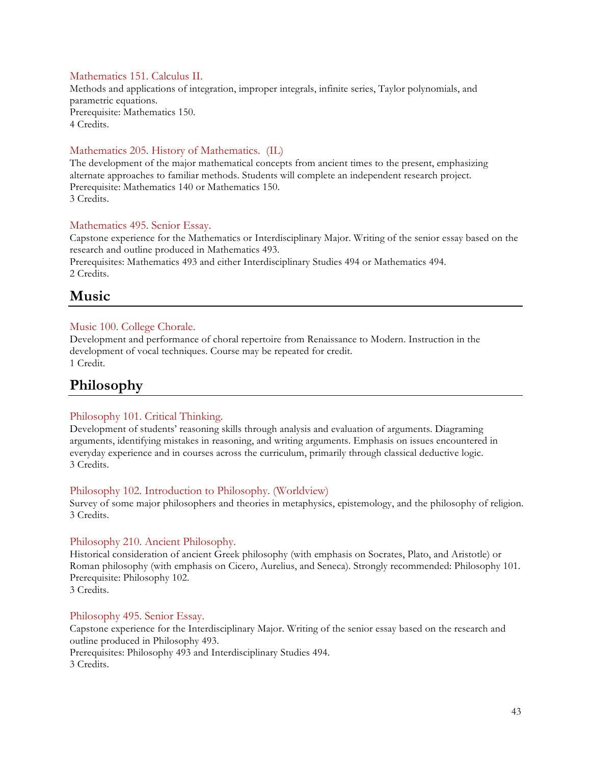### Mathematics 151. Calculus II.

Methods and applications of integration, improper integrals, infinite series, Taylor polynomials, and parametric equations.
Prerequisite: Mathematics 150.
4 Credits.

### Mathematics 205. History of Mathematics. (IL)

The development of the major mathematical concepts from ancient times to the present, emphasizing alternate approaches to familiar methods. Students will complete an independent research project.
Prerequisite: Mathematics 140 or Mathematics 150.
3 Credits.

### Mathematics 495. Senior Essay.

Capstone experience for the Mathematics or Interdisciplinary Major. Writing of the senior essay based on the research and outline produced in Mathematics 493.
Prerequisites: Mathematics 493 and either Interdisciplinary Studies 494 or Mathematics 494.
2 Credits.

## Music

### Music 100. College Chorale.

Development and performance of choral repertoire from Renaissance to Modern. Instruction in the development of vocal techniques. Course may be repeated for credit.
1 Credit.

## Philosophy

### Philosophy 101. Critical Thinking.

Development of students' reasoning skills through analysis and evaluation of arguments. Diagraming arguments, identifying mistakes in reasoning, and writing arguments. Emphasis on issues encountered in everyday experience and in courses across the curriculum, primarily through classical deductive logic.
3 Credits.

### Philosophy 102. Introduction to Philosophy. (Worldview)

Survey of some major philosophers and theories in metaphysics, epistemology, and the philosophy of religion.
3 Credits.

### Philosophy 210. Ancient Philosophy.

Historical consideration of ancient Greek philosophy (with emphasis on Socrates, Plato, and Aristotle) or Roman philosophy (with emphasis on Cicero, Aurelius, and Seneca). Strongly recommended: Philosophy 101.
Prerequisite: Philosophy 102.
3 Credits.

### Philosophy 495. Senior Essay.

Capstone experience for the Interdisciplinary Major. Writing of the senior essay based on the research and outline produced in Philosophy 493.
Prerequisites: Philosophy 493 and Interdisciplinary Studies 494.
3 Credits.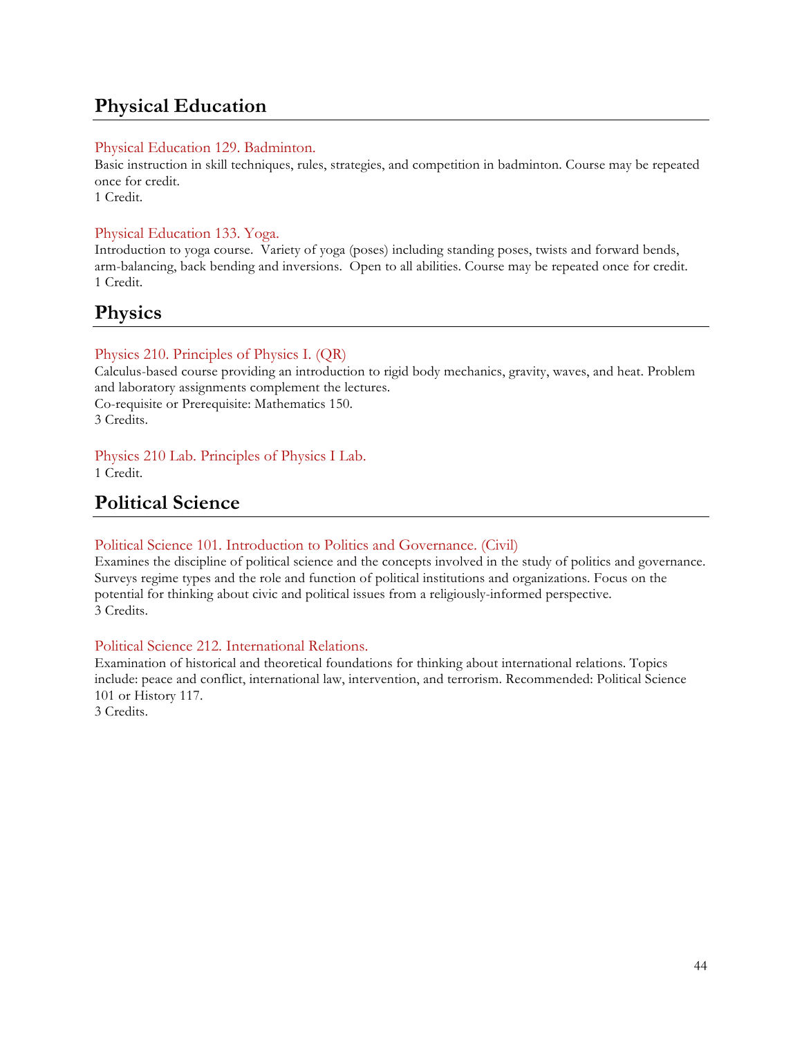## Physical Education

### Physical Education 129. Badminton.

Basic instruction in skill techniques, rules, strategies, and competition in badminton. Course may be repeated once for credit.
1 Credit.

### Physical Education 133. Yoga.

Introduction to yoga course. Variety of yoga (poses) including standing poses, twists and forward bends, arm-balancing, back bending and inversions. Open to all abilities. Course may be repeated once for credit.
1 Credit.

## Physics

### Physics 210. Principles of Physics I. (QR)

Calculus-based course providing an introduction to rigid body mechanics, gravity, waves, and heat. Problem and laboratory assignments complement the lectures.
Co-requisite or Prerequisite: Mathematics 150.
3 Credits.

### Physics 210 Lab. Principles of Physics I Lab.

1 Credit.

## Political Science

### Political Science 101. Introduction to Politics and Governance. (Civil)

Examines the discipline of political science and the concepts involved in the study of politics and governance. Surveys regime types and the role and function of political institutions and organizations. Focus on the potential for thinking about civic and political issues from a religiously-informed perspective.
3 Credits.

### Political Science 212. International Relations.

Examination of historical and theoretical foundations for thinking about international relations. Topics include: peace and conflict, international law, intervention, and terrorism. Recommended: Political Science 101 or History 117.
3 Credits.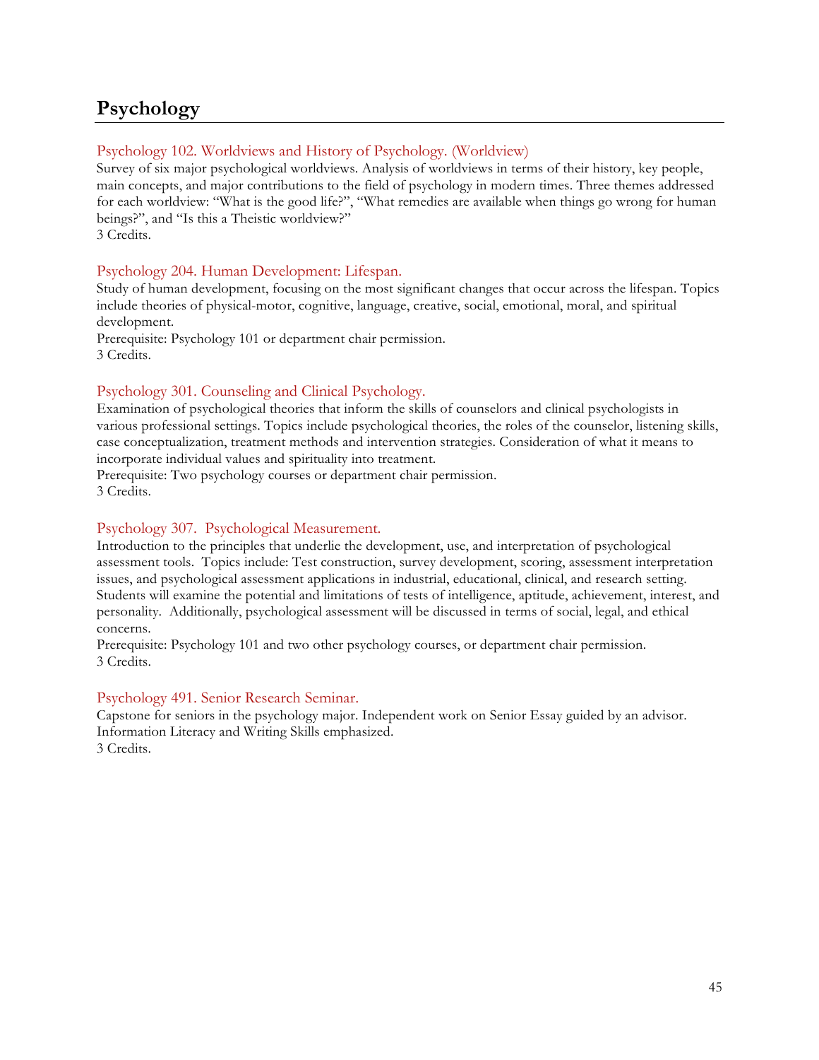# Psychology

### Psychology 102. Worldviews and History of Psychology. (Worldview)

Survey of six major psychological worldviews. Analysis of worldviews in terms of their history, key people, main concepts, and major contributions to the field of psychology in modern times. Three themes addressed for each worldview: "What is the good life?", "What remedies are available when things go wrong for human beings?", and "Is this a Theistic worldview?"
3 Credits.

### Psychology 204. Human Development: Lifespan.

Study of human development, focusing on the most significant changes that occur across the lifespan. Topics include theories of physical-motor, cognitive, language, creative, social, emotional, moral, and spiritual development.
Prerequisite: Psychology 101 or department chair permission.
3 Credits.

### Psychology 301. Counseling and Clinical Psychology.

Examination of psychological theories that inform the skills of counselors and clinical psychologists in various professional settings. Topics include psychological theories, the roles of the counselor, listening skills, case conceptualization, treatment methods and intervention strategies. Consideration of what it means to incorporate individual values and spirituality into treatment.
Prerequisite: Two psychology courses or department chair permission.
3 Credits.

### Psychology 307. Psychological Measurement.

Introduction to the principles that underlie the development, use, and interpretation of psychological assessment tools. Topics include: Test construction, survey development, scoring, assessment interpretation issues, and psychological assessment applications in industrial, educational, clinical, and research setting. Students will examine the potential and limitations of tests of intelligence, aptitude, achievement, interest, and personality. Additionally, psychological assessment will be discussed in terms of social, legal, and ethical concerns.
Prerequisite: Psychology 101 and two other psychology courses, or department chair permission.
3 Credits.

### Psychology 491. Senior Research Seminar.

Capstone for seniors in the psychology major. Independent work on Senior Essay guided by an advisor. Information Literacy and Writing Skills emphasized.
3 Credits.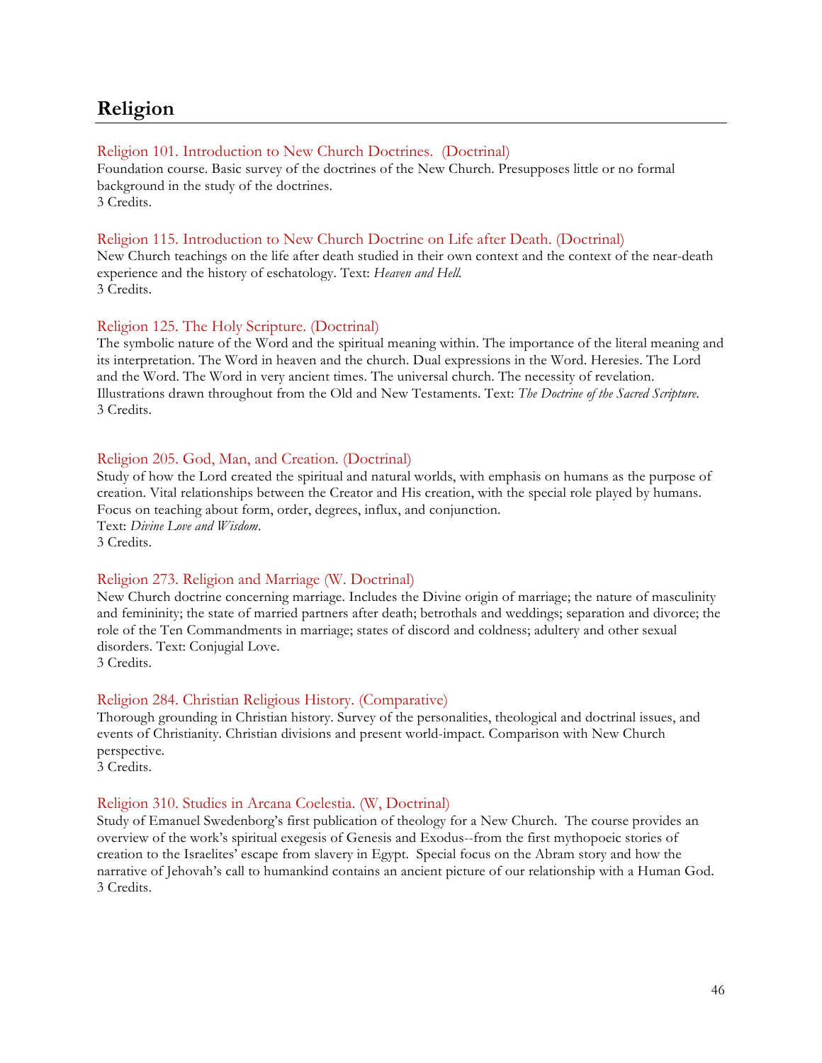# Religion

### Religion 101. Introduction to New Church Doctrines. (Doctrinal)

Foundation course. Basic survey of the doctrines of the New Church. Presupposes little or no formal background in the study of the doctrines.
3 Credits.

### Religion 115. Introduction to New Church Doctrine on Life after Death. (Doctrinal)

New Church teachings on the life after death studied in their own context and the context of the near-death experience and the history of eschatology. Text: *Heaven and Hell.*
3 Credits.

### Religion 125. The Holy Scripture. (Doctrinal)

The symbolic nature of the Word and the spiritual meaning within. The importance of the literal meaning and its interpretation. The Word in heaven and the church. Dual expressions in the Word. Heresies. The Lord and the Word. The Word in very ancient times. The universal church. The necessity of revelation. Illustrations drawn throughout from the Old and New Testaments. Text: *The Doctrine of the Sacred Scripture.*
3 Credits.

### Religion 205. God, Man, and Creation. (Doctrinal)

Study of how the Lord created the spiritual and natural worlds, with emphasis on humans as the purpose of creation. Vital relationships between the Creator and His creation, with the special role played by humans. Focus on teaching about form, order, degrees, influx, and conjunction.
Text: *Divine Love and Wisdom*.
3 Credits.

### Religion 273. Religion and Marriage (W. Doctrinal)

New Church doctrine concerning marriage. Includes the Divine origin of marriage; the nature of masculinity and femininity; the state of married partners after death; betrothals and weddings; separation and divorce; the role of the Ten Commandments in marriage; states of discord and coldness; adultery and other sexual disorders. Text: Conjugial Love.
3 Credits.

### Religion 284. Christian Religious History. (Comparative)

Thorough grounding in Christian history. Survey of the personalities, theological and doctrinal issues, and events of Christianity. Christian divisions and present world-impact. Comparison with New Church perspective.
3 Credits.

### Religion 310. Studies in Arcana Coelestia. (W, Doctrinal)

Study of Emanuel Swedenborg's first publication of theology for a New Church. The course provides an overview of the work's spiritual exegesis of Genesis and Exodus--from the first mythopoeic stories of creation to the Israelites' escape from slavery in Egypt. Special focus on the Abram story and how the narrative of Jehovah's call to humankind contains an ancient picture of our relationship with a Human God.
3 Credits.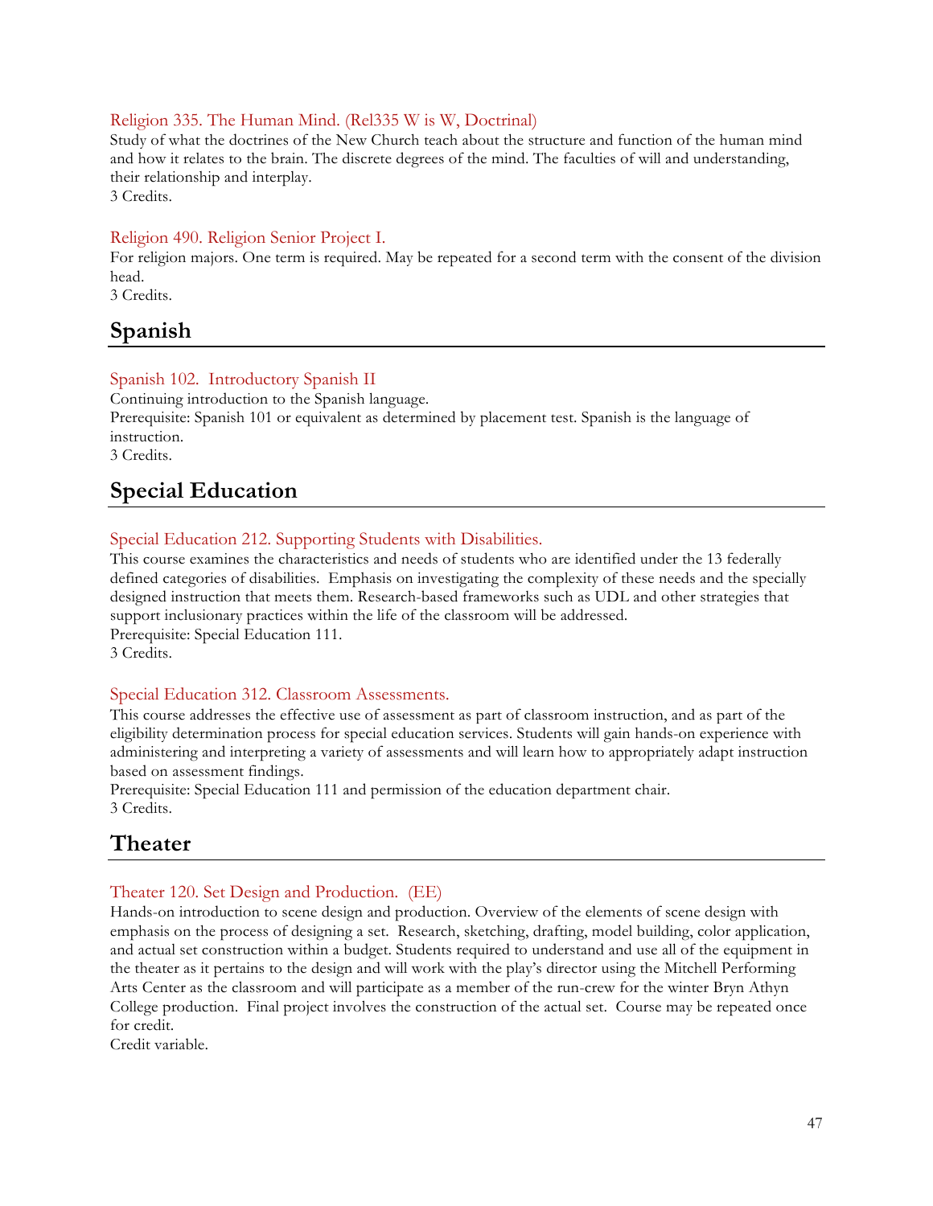### Religion 335. The Human Mind. (Rel335 W is W, Doctrinal)

Study of what the doctrines of the New Church teach about the structure and function of the human mind and how it relates to the brain. The discrete degrees of the mind. The faculties of will and understanding, their relationship and interplay.
3 Credits.

### Religion 490. Religion Senior Project I.

For religion majors. One term is required. May be repeated for a second term with the consent of the division head.
3 Credits.

## Spanish

### Spanish 102. Introductory Spanish II

Continuing introduction to the Spanish language.
Prerequisite: Spanish 101 or equivalent as determined by placement test. Spanish is the language of instruction.
3 Credits.

## Special Education

### Special Education 212. Supporting Students with Disabilities.

This course examines the characteristics and needs of students who are identified under the 13 federally defined categories of disabilities. Emphasis on investigating the complexity of these needs and the specially designed instruction that meets them. Research-based frameworks such as UDL and other strategies that support inclusionary practices within the life of the classroom will be addressed.
Prerequisite: Special Education 111.
3 Credits.

### Special Education 312. Classroom Assessments.

This course addresses the effective use of assessment as part of classroom instruction, and as part of the eligibility determination process for special education services. Students will gain hands-on experience with administering and interpreting a variety of assessments and will learn how to appropriately adapt instruction based on assessment findings.
Prerequisite: Special Education 111 and permission of the education department chair.
3 Credits.

## Theater

### Theater 120. Set Design and Production. (EE)

Hands-on introduction to scene design and production. Overview of the elements of scene design with emphasis on the process of designing a set. Research, sketching, drafting, model building, color application, and actual set construction within a budget. Students required to understand and use all of the equipment in the theater as it pertains to the design and will work with the play's director using the Mitchell Performing Arts Center as the classroom and will participate as a member of the run-crew for the winter Bryn Athyn College production. Final project involves the construction of the actual set. Course may be repeated once for credit.
Credit variable.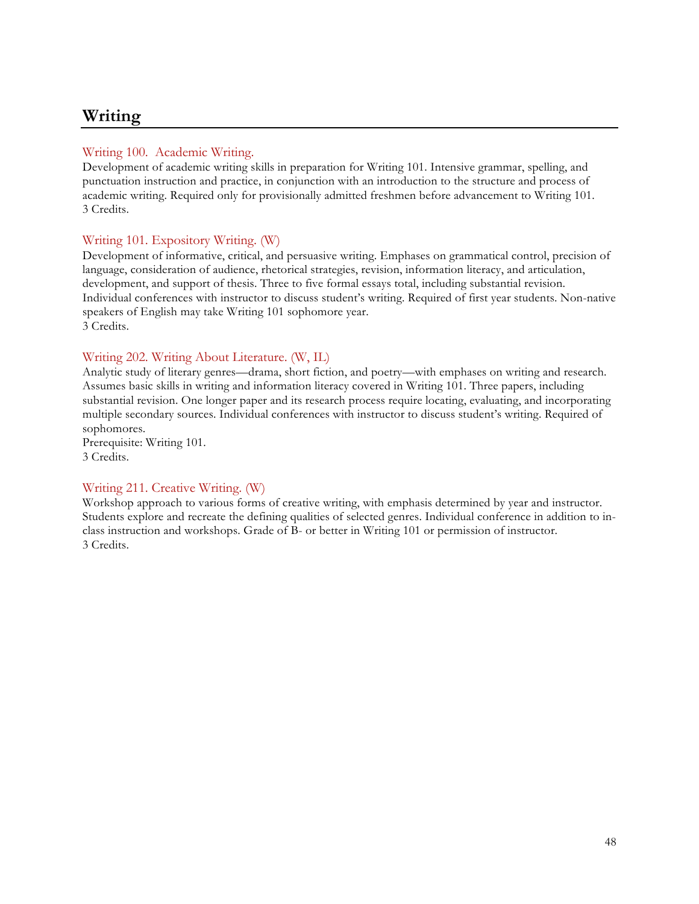## Writing

### Writing 100. Academic Writing.

Development of academic writing skills in preparation for Writing 101. Intensive grammar, spelling, and punctuation instruction and practice, in conjunction with an introduction to the structure and process of academic writing. Required only for provisionally admitted freshmen before advancement to Writing 101.
3 Credits.

### Writing 101. Expository Writing. (W)

Development of informative, critical, and persuasive writing. Emphases on grammatical control, precision of language, consideration of audience, rhetorical strategies, revision, information literacy, and articulation, development, and support of thesis. Three to five formal essays total, including substantial revision. Individual conferences with instructor to discuss student's writing. Required of first year students. Non-native speakers of English may take Writing 101 sophomore year.
3 Credits.

### Writing 202. Writing About Literature. (W, IL)

Analytic study of literary genres—drama, short fiction, and poetry—with emphases on writing and research. Assumes basic skills in writing and information literacy covered in Writing 101. Three papers, including substantial revision. One longer paper and its research process require locating, evaluating, and incorporating multiple secondary sources. Individual conferences with instructor to discuss student's writing. Required of sophomores.
Prerequisite: Writing 101.
3 Credits.

### Writing 211. Creative Writing. (W)

Workshop approach to various forms of creative writing, with emphasis determined by year and instructor. Students explore and recreate the defining qualities of selected genres. Individual conference in addition to in-class instruction and workshops. Grade of B- or better in Writing 101 or permission of instructor.
3 Credits.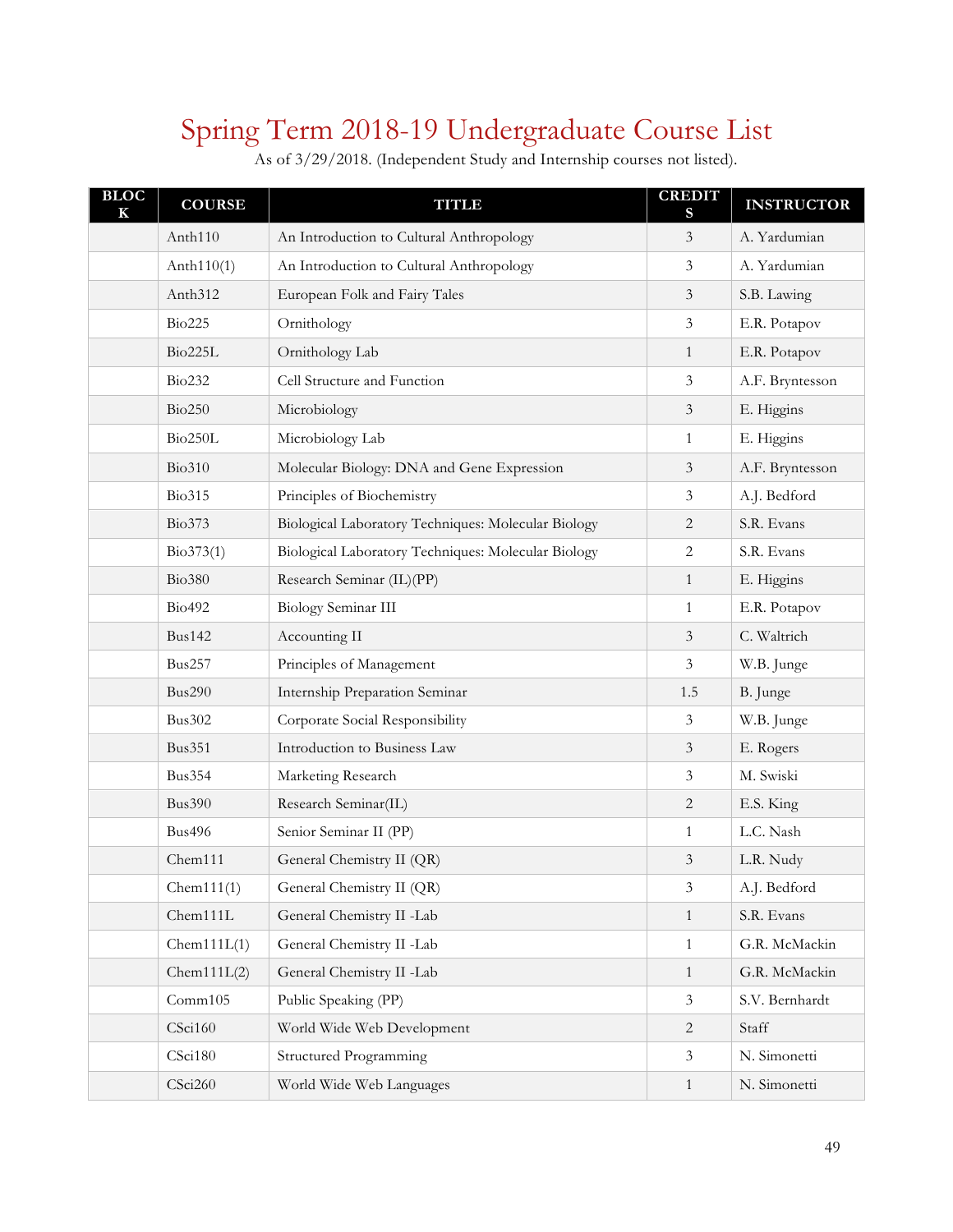# Spring Term 2018-19 Undergraduate Course List

As of 3/29/2018. (Independent Study and Internship courses not listed).

| BLOCK | COURSE | TITLE | CREDITS | INSTRUCTOR |
|---|---|---|---|---|
| | Anth110 | An Introduction to Cultural Anthropology | 3 | A. Yardumian |
| | Anth110(1) | An Introduction to Cultural Anthropology | 3 | A. Yardumian |
| | Anth312 | European Folk and Fairy Tales | 3 | S.B. Lawing |
| | Bio225 | Ornithology | 3 | E.R. Potapov |
| | Bio225L | Ornithology Lab | 1 | E.R. Potapov |
| | Bio232 | Cell Structure and Function | 3 | A.F. Bryntesson |
| | Bio250 | Microbiology | 3 | E. Higgins |
| | Bio250L | Microbiology Lab | 1 | E. Higgins |
| | Bio310 | Molecular Biology: DNA and Gene Expression | 3 | A.F. Bryntesson |
| | Bio315 | Principles of Biochemistry | 3 | A.J. Bedford |
| | Bio373 | Biological Laboratory Techniques: Molecular Biology | 2 | S.R. Evans |
| | Bio373(1) | Biological Laboratory Techniques: Molecular Biology | 2 | S.R. Evans |
| | Bio380 | Research Seminar (IL)(PP) | 1 | E. Higgins |
| | Bio492 | Biology Seminar III | 1 | E.R. Potapov |
| | Bus142 | Accounting II | 3 | C. Waltrich |
| | Bus257 | Principles of Management | 3 | W.B. Junge |
| | Bus290 | Internship Preparation Seminar | 1.5 | B. Junge |
| | Bus302 | Corporate Social Responsibility | 3 | W.B. Junge |
| | Bus351 | Introduction to Business Law | 3 | E. Rogers |
| | Bus354 | Marketing Research | 3 | M. Swiski |
| | Bus390 | Research Seminar(IL) | 2 | E.S. King |
| | Bus496 | Senior Seminar II (PP) | 1 | L.C. Nash |
| | Chem111 | General Chemistry II (QR) | 3 | L.R. Nudy |
| | Chem111(1) | General Chemistry II (QR) | 3 | A.J. Bedford |
| | Chem111L | General Chemistry II -Lab | 1 | S.R. Evans |
| | Chem111L(1) | General Chemistry II -Lab | 1 | G.R. McMackin |
| | Chem111L(2) | General Chemistry II -Lab | 1 | G.R. McMackin |
| | Comm105 | Public Speaking (PP) | 3 | S.V. Bernhardt |
| | CSci160 | World Wide Web Development | 2 | Staff |
| | CSci180 | Structured Programming | 3 | N. Simonetti |
| | CSci260 | World Wide Web Languages | 1 | N. Simonetti |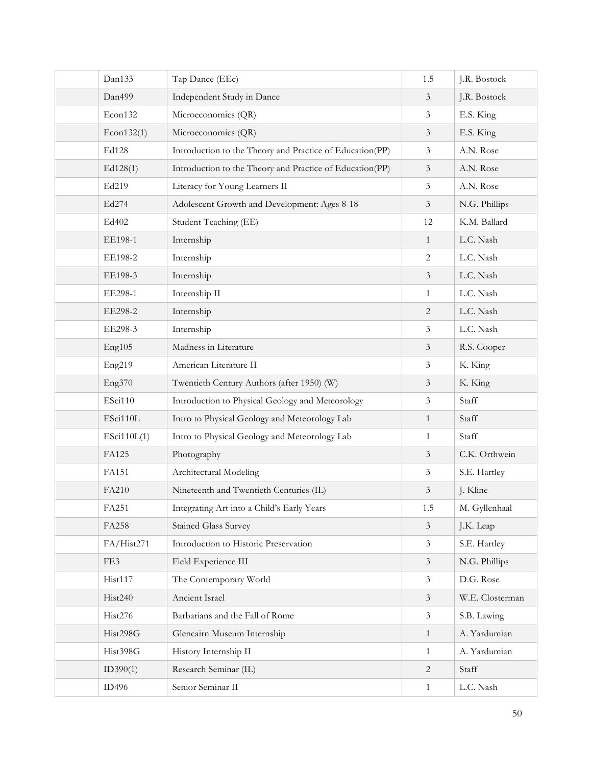|  |  |  |  |  |
|---|---|---|---|---|
|  | Dan133 | Tap Dance (EEc) | 1.5 | J.R. Bostock |
|  | Dan499 | Independent Study in Dance | 3 | J.R. Bostock |
|  | Econ132 | Microeconomics (QR) | 3 | E.S. King |
|  | Econ132(1) | Microeconomics (QR) | 3 | E.S. King |
|  | Ed128 | Introduction to the Theory and Practice of Education(PP) | 3 | A.N. Rose |
|  | Ed128(1) | Introduction to the Theory and Practice of Education(PP) | 3 | A.N. Rose |
|  | Ed219 | Literacy for Young Learners II | 3 | A.N. Rose |
|  | Ed274 | Adolescent Growth and Development: Ages 8-18 | 3 | N.G. Phillips |
|  | Ed402 | Student Teaching (EE) | 12 | K.M. Ballard |
|  | EE198-1 | Internship | 1 | L.C. Nash |
|  | EE198-2 | Internship | 2 | L.C. Nash |
|  | EE198-3 | Internship | 3 | L.C. Nash |
|  | EE298-1 | Internship II | 1 | L.C. Nash |
|  | EE298-2 | Internship | 2 | L.C. Nash |
|  | EE298-3 | Internship | 3 | L.C. Nash |
|  | Eng105 | Madness in Literature | 3 | R.S. Cooper |
|  | Eng219 | American Literature II | 3 | K. King |
|  | Eng370 | Twentieth Century Authors (after 1950) (W) | 3 | K. King |
|  | ESci110 | Introduction to Physical Geology and Meteorology | 3 | Staff |
|  | ESci110L | Intro to Physical Geology and Meteorology Lab | 1 | Staff |
|  | ESci110L(1) | Intro to Physical Geology and Meteorology Lab | 1 | Staff |
|  | FA125 | Photography | 3 | C.K. Orthwein |
|  | FA151 | Architectural Modeling | 3 | S.E. Hartley |
|  | FA210 | Nineteenth and Twentieth Centuries (IL) | 3 | J. Kline |
|  | FA251 | Integrating Art into a Child's Early Years | 1.5 | M. Gyllenhaal |
|  | FA258 | Stained Glass Survey | 3 | J.K. Leap |
|  | FA/Hist271 | Introduction to Historic Preservation | 3 | S.E. Hartley |
|  | FE3 | Field Experience III | 3 | N.G. Phillips |
|  | Hist117 | The Contemporary World | 3 | D.G. Rose |
|  | Hist240 | Ancient Israel | 3 | W.E. Closterman |
|  | Hist276 | Barbarians and the Fall of Rome | 3 | S.B. Lawing |
|  | Hist298G | Glencairn Museum Internship | 1 | A. Yardumian |
|  | Hist398G | History Internship II | 1 | A. Yardumian |
|  | ID390(1) | Research Seminar (IL) | 2 | Staff |
|  | ID496 | Senior Seminar II | 1 | L.C. Nash |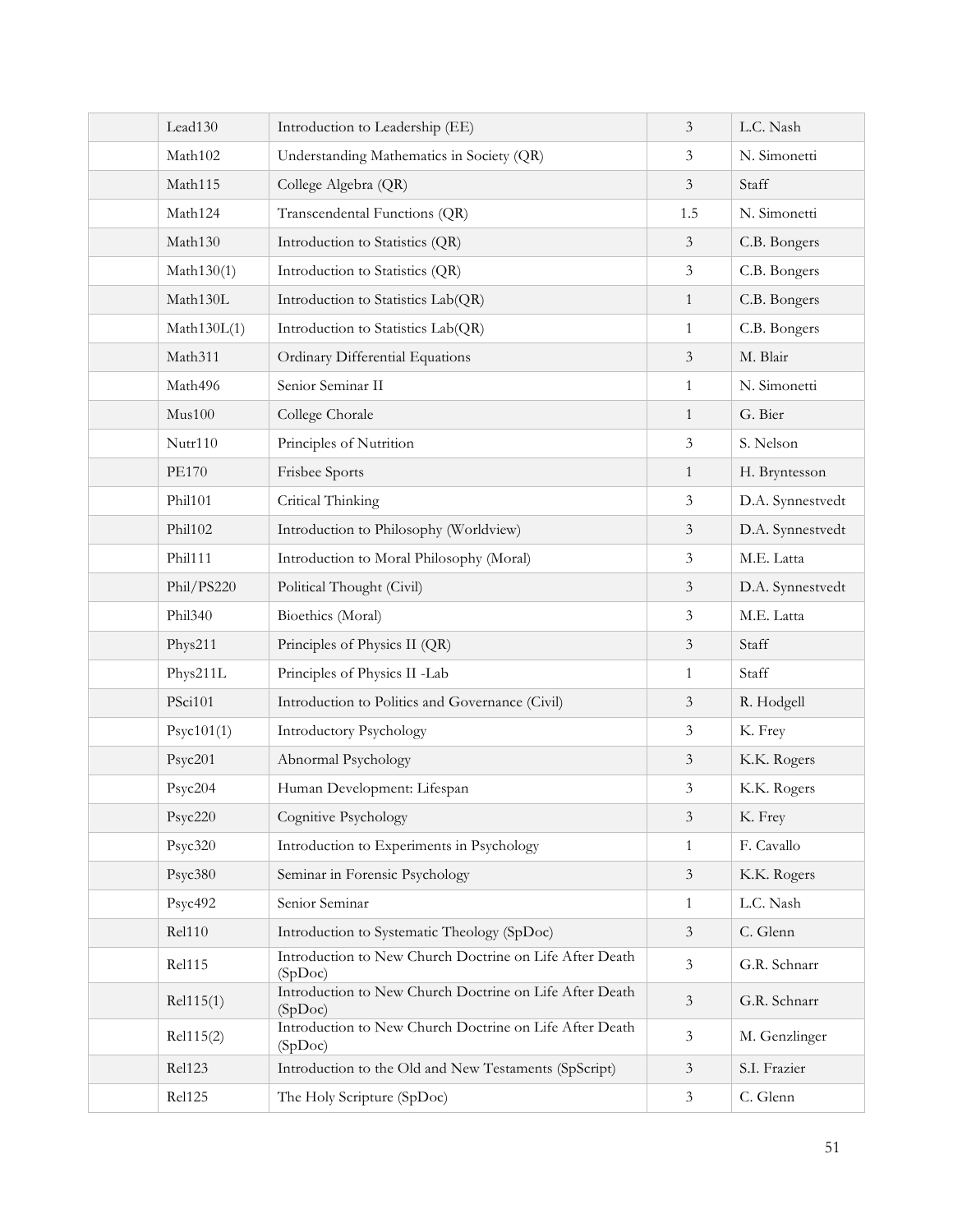| | | | | |
|---|---|---|---|---|
| | Lead130 | Introduction to Leadership (EE) | 3 | L.C. Nash |
| | Math102 | Understanding Mathematics in Society (QR) | 3 | N. Simonetti |
| | Math115 | College Algebra (QR) | 3 | Staff |
| | Math124 | Transcendental Functions (QR) | 1.5 | N. Simonetti |
| | Math130 | Introduction to Statistics (QR) | 3 | C.B. Bongers |
| | Math130(1) | Introduction to Statistics (QR) | 3 | C.B. Bongers |
| | Math130L | Introduction to Statistics Lab(QR) | 1 | C.B. Bongers |
| | Math130L(1) | Introduction to Statistics Lab(QR) | 1 | C.B. Bongers |
| | Math311 | Ordinary Differential Equations | 3 | M. Blair |
| | Math496 | Senior Seminar II | 1 | N. Simonetti |
| | Mus100 | College Chorale | 1 | G. Bier |
| | Nutr110 | Principles of Nutrition | 3 | S. Nelson |
| | PE170 | Frisbee Sports | 1 | H. Bryntesson |
| | Phil101 | Critical Thinking | 3 | D.A. Synnestvedt |
| | Phil102 | Introduction to Philosophy (Worldview) | 3 | D.A. Synnestvedt |
| | Phil111 | Introduction to Moral Philosophy (Moral) | 3 | M.E. Latta |
| | Phil/PS220 | Political Thought (Civil) | 3 | D.A. Synnestvedt |
| | Phil340 | Bioethics (Moral) | 3 | M.E. Latta |
| | Phys211 | Principles of Physics II (QR) | 3 | Staff |
| | Phys211L | Principles of Physics II -Lab | 1 | Staff |
| | PSci101 | Introduction to Politics and Governance (Civil) | 3 | R. Hodgell |
| | Psyc101(1) | Introductory Psychology | 3 | K. Frey |
| | Psyc201 | Abnormal Psychology | 3 | K.K. Rogers |
| | Psyc204 | Human Development: Lifespan | 3 | K.K. Rogers |
| | Psyc220 | Cognitive Psychology | 3 | K. Frey |
| | Psyc320 | Introduction to Experiments in Psychology | 1 | F. Cavallo |
| | Psyc380 | Seminar in Forensic Psychology | 3 | K.K. Rogers |
| | Psyc492 | Senior Seminar | 1 | L.C. Nash |
| | Rel110 | Introduction to Systematic Theology (SpDoc) | 3 | C. Glenn |
| | Rel115 | Introduction to New Church Doctrine on Life After Death (SpDoc) | 3 | G.R. Schnarr |
| | Rel115(1) | Introduction to New Church Doctrine on Life After Death (SpDoc) | 3 | G.R. Schnarr |
| | Rel115(2) | Introduction to New Church Doctrine on Life After Death (SpDoc) | 3 | M. Genzlinger |
| | Rel123 | Introduction to the Old and New Testaments (SpScript) | 3 | S.I. Frazier |
| | Rel125 | The Holy Scripture (SpDoc) | 3 | C. Glenn |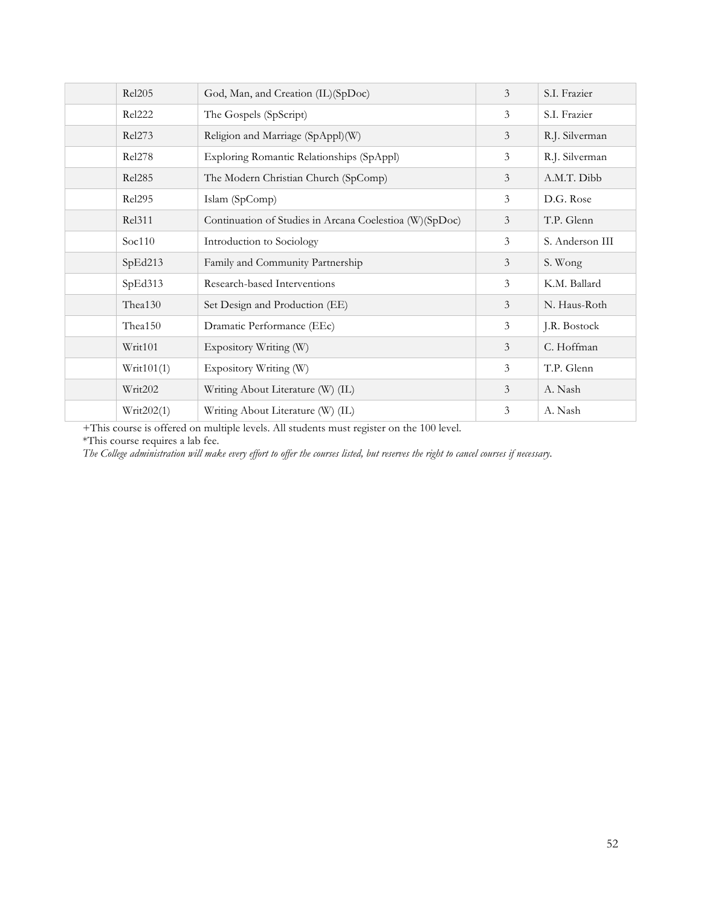| | | | | |
|---|---|---|---|---|
| | Rel205 | God, Man, and Creation (IL)(SpDoc) | 3 | S.I. Frazier |
| | Rel222 | The Gospels (SpScript) | 3 | S.I. Frazier |
| | Rel273 | Religion and Marriage (SpAppl)(W) | 3 | R.J. Silverman |
| | Rel278 | Exploring Romantic Relationships (SpAppl) | 3 | R.J. Silverman |
| | Rel285 | The Modern Christian Church (SpComp) | 3 | A.M.T. Dibb |
| | Rel295 | Islam (SpComp) | 3 | D.G. Rose |
| | Rel311 | Continuation of Studies in Arcana Coelestioa (W)(SpDoc) | 3 | T.P. Glenn |
| | Soc110 | Introduction to Sociology | 3 | S. Anderson III |
| | SpEd213 | Family and Community Partnership | 3 | S. Wong |
| | SpEd313 | Research-based Interventions | 3 | K.M. Ballard |
| | Thea130 | Set Design and Production (EE) | 3 | N. Haus-Roth |
| | Thea150 | Dramatic Performance (EEc) | 3 | J.R. Bostock |
| | Writ101 | Expository Writing (W) | 3 | C. Hoffman |
| | Writ101(1) | Expository Writing (W) | 3 | T.P. Glenn |
| | Writ202 | Writing About Literature (W) (IL) | 3 | A. Nash |
| | Writ202(1) | Writing About Literature (W) (IL) | 3 | A. Nash |

+This course is offered on multiple levels. All students must register on the 100 level.

*This course requires a lab fee.

*The College administration will make every effort to offer the courses listed, but reserves the right to cancel courses if necessary.*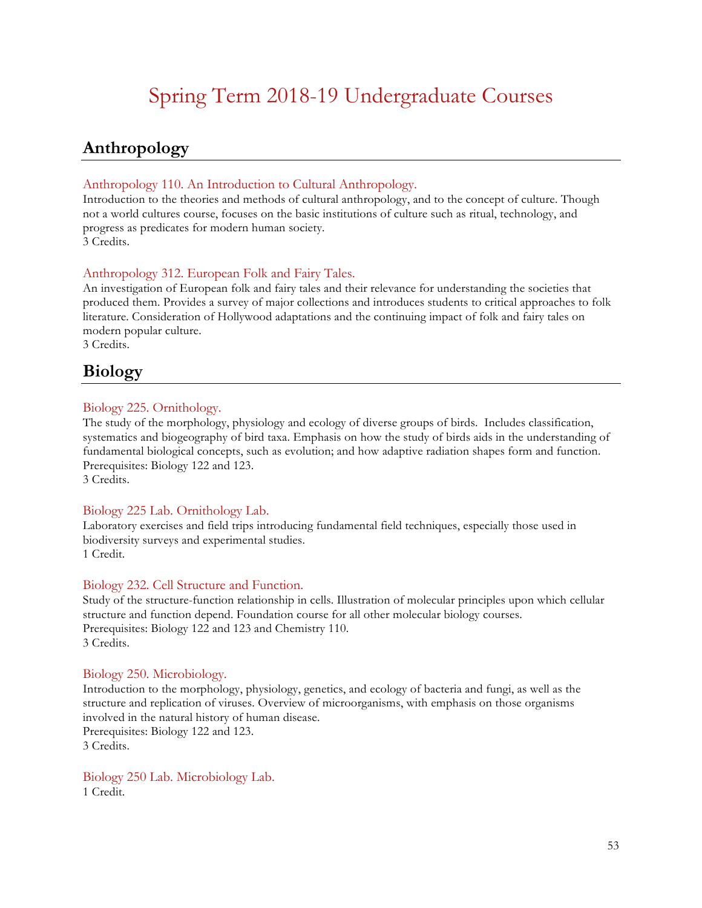# Spring Term 2018-19 Undergraduate Courses

## Anthropology

### Anthropology 110. An Introduction to Cultural Anthropology.

Introduction to the theories and methods of cultural anthropology, and to the concept of culture. Though not a world cultures course, focuses on the basic institutions of culture such as ritual, technology, and progress as predicates for modern human society.
3 Credits.

### Anthropology 312. European Folk and Fairy Tales.

An investigation of European folk and fairy tales and their relevance for understanding the societies that produced them. Provides a survey of major collections and introduces students to critical approaches to folk literature. Consideration of Hollywood adaptations and the continuing impact of folk and fairy tales on modern popular culture.
3 Credits.

## Biology

### Biology 225. Ornithology.

The study of the morphology, physiology and ecology of diverse groups of birds. Includes classification, systematics and biogeography of bird taxa. Emphasis on how the study of birds aids in the understanding of fundamental biological concepts, such as evolution; and how adaptive radiation shapes form and function.
Prerequisites: Biology 122 and 123.
3 Credits.

### Biology 225 Lab. Ornithology Lab.

Laboratory exercises and field trips introducing fundamental field techniques, especially those used in biodiversity surveys and experimental studies.
1 Credit.

### Biology 232. Cell Structure and Function.

Study of the structure-function relationship in cells. Illustration of molecular principles upon which cellular structure and function depend. Foundation course for all other molecular biology courses.
Prerequisites: Biology 122 and 123 and Chemistry 110.
3 Credits.

### Biology 250. Microbiology.

Introduction to the morphology, physiology, genetics, and ecology of bacteria and fungi, as well as the structure and replication of viruses. Overview of microorganisms, with emphasis on those organisms involved in the natural history of human disease.
Prerequisites: Biology 122 and 123.
3 Credits.

### Biology 250 Lab. Microbiology Lab.

1 Credit.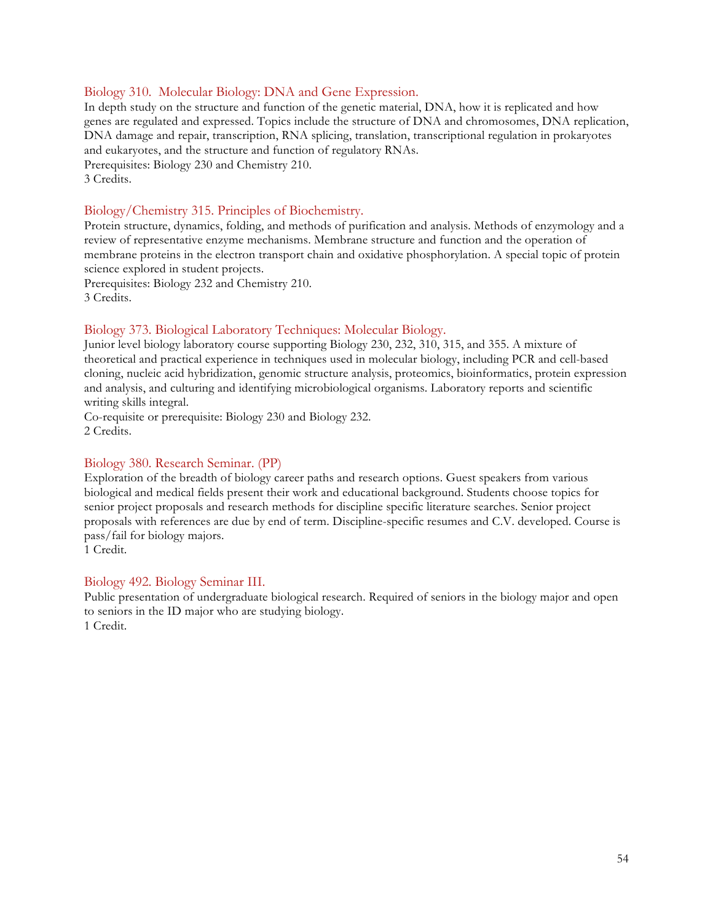### Biology 310. Molecular Biology: DNA and Gene Expression.

In depth study on the structure and function of the genetic material, DNA, how it is replicated and how genes are regulated and expressed. Topics include the structure of DNA and chromosomes, DNA replication, DNA damage and repair, transcription, RNA splicing, translation, transcriptional regulation in prokaryotes and eukaryotes, and the structure and function of regulatory RNAs.
Prerequisites: Biology 230 and Chemistry 210.
3 Credits.

### Biology/Chemistry 315. Principles of Biochemistry.

Protein structure, dynamics, folding, and methods of purification and analysis. Methods of enzymology and a review of representative enzyme mechanisms. Membrane structure and function and the operation of membrane proteins in the electron transport chain and oxidative phosphorylation. A special topic of protein science explored in student projects.
Prerequisites: Biology 232 and Chemistry 210.
3 Credits.

### Biology 373. Biological Laboratory Techniques: Molecular Biology.

Junior level biology laboratory course supporting Biology 230, 232, 310, 315, and 355. A mixture of theoretical and practical experience in techniques used in molecular biology, including PCR and cell-based cloning, nucleic acid hybridization, genomic structure analysis, proteomics, bioinformatics, protein expression and analysis, and culturing and identifying microbiological organisms. Laboratory reports and scientific writing skills integral.
Co-requisite or prerequisite: Biology 230 and Biology 232.
2 Credits.

### Biology 380. Research Seminar. (PP)

Exploration of the breadth of biology career paths and research options. Guest speakers from various biological and medical fields present their work and educational background. Students choose topics for senior project proposals and research methods for discipline specific literature searches. Senior project proposals with references are due by end of term. Discipline-specific resumes and C.V. developed. Course is pass/fail for biology majors.
1 Credit.

### Biology 492. Biology Seminar III.

Public presentation of undergraduate biological research. Required of seniors in the biology major and open to seniors in the ID major who are studying biology.
1 Credit.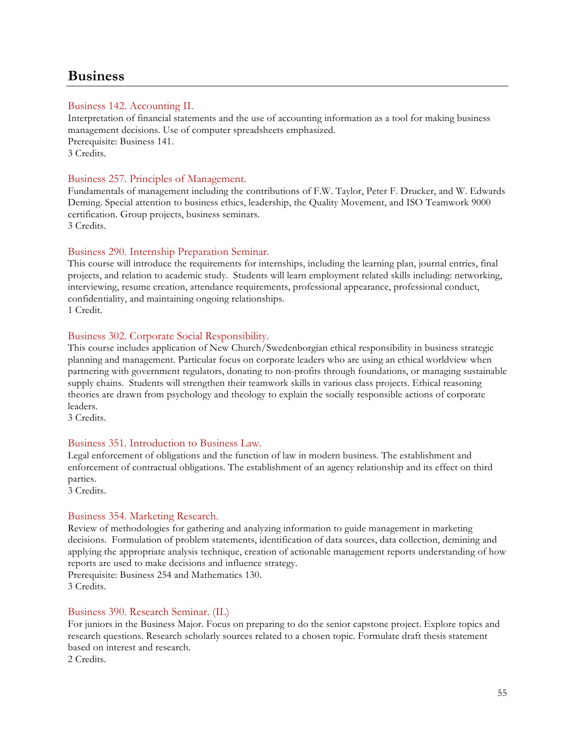# Business

### Business 142. Accounting II.

Interpretation of financial statements and the use of accounting information as a tool for making business management decisions. Use of computer spreadsheets emphasized.
Prerequisite: Business 141.
3 Credits.

### Business 257. Principles of Management.

Fundamentals of management including the contributions of F.W. Taylor, Peter F. Drucker, and W. Edwards Deming. Special attention to business ethics, leadership, the Quality Movement, and ISO Teamwork 9000 certification. Group projects, business seminars.
3 Credits.

### Business 290. Internship Preparation Seminar.

This course will introduce the requirements for internships, including the learning plan, journal entries, final projects, and relation to academic study. Students will learn employment related skills including: networking, interviewing, resume creation, attendance requirements, professional appearance, professional conduct, confidentiality, and maintaining ongoing relationships.
1 Credit.

### Business 302. Corporate Social Responsibility.

This course includes application of New Church/Swedenborgian ethical responsibility in business strategic planning and management. Particular focus on corporate leaders who are using an ethical worldview when partnering with government regulators, donating to non-profits through foundations, or managing sustainable supply chains. Students will strengthen their teamwork skills in various class projects. Ethical reasoning theories are drawn from psychology and theology to explain the socially responsible actions of corporate leaders.
3 Credits.

### Business 351. Introduction to Business Law.

Legal enforcement of obligations and the function of law in modern business. The establishment and enforcement of contractual obligations. The establishment of an agency relationship and its effect on third parties.
3 Credits.

### Business 354. Marketing Research.

Review of methodologies for gathering and analyzing information to guide management in marketing decisions. Formulation of problem statements, identification of data sources, data collection, demining and applying the appropriate analysis technique, creation of actionable management reports understanding of how reports are used to make decisions and influence strategy.
Prerequisite: Business 254 and Mathematics 130.
3 Credits.

### Business 390. Research Seminar. (IL)

For juniors in the Business Major. Focus on preparing to do the senior capstone project. Explore topics and research questions. Research scholarly sources related to a chosen topic. Formulate draft thesis statement based on interest and research.
2 Credits.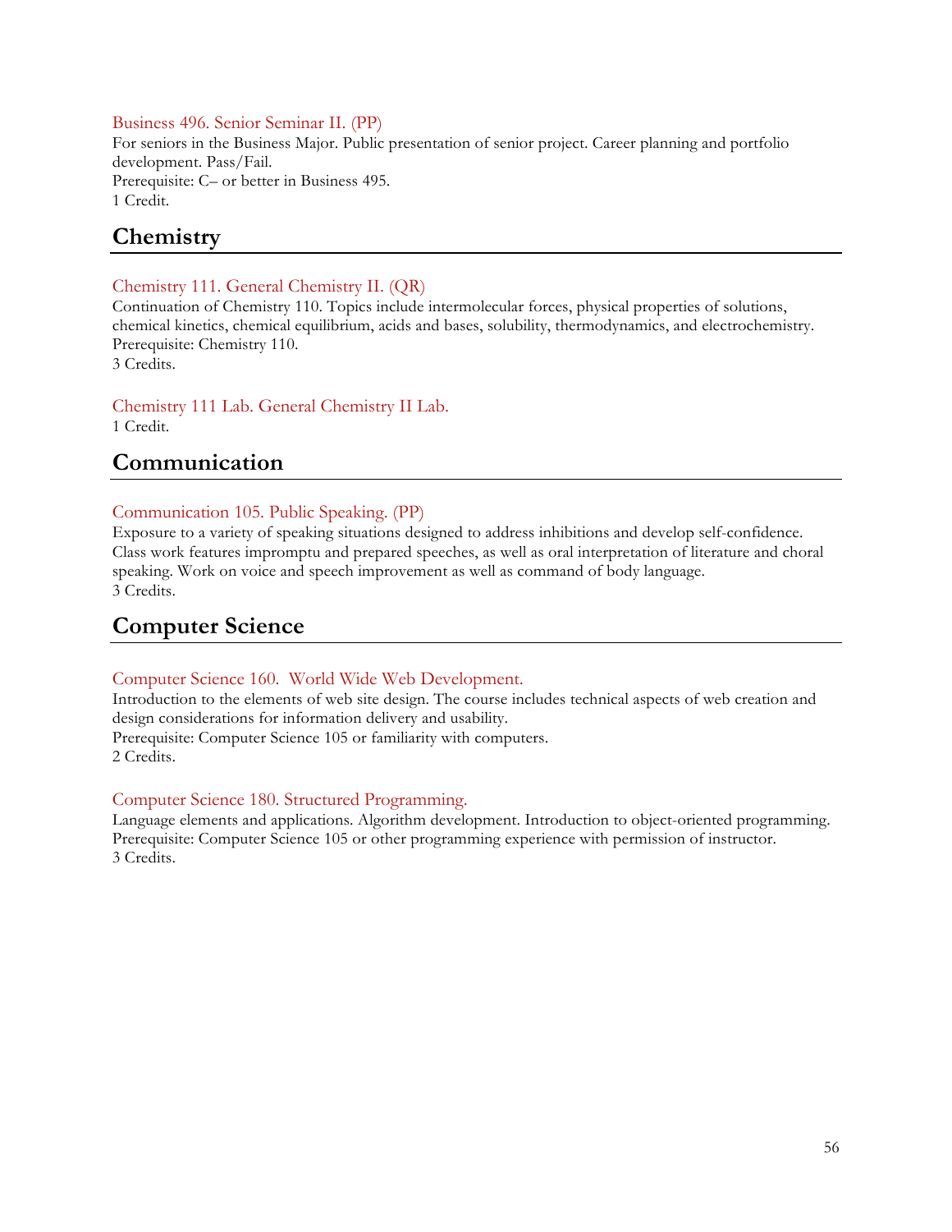### Business 496. Senior Seminar II. (PP)

For seniors in the Business Major. Public presentation of senior project. Career planning and portfolio development. Pass/Fail.
Prerequisite: C– or better in Business 495.
1 Credit.

## Chemistry

### Chemistry 111. General Chemistry II. (QR)

Continuation of Chemistry 110. Topics include intermolecular forces, physical properties of solutions, chemical kinetics, chemical equilibrium, acids and bases, solubility, thermodynamics, and electrochemistry.
Prerequisite: Chemistry 110.
3 Credits.

### Chemistry 111 Lab. General Chemistry II Lab.

1 Credit.

## Communication

### Communication 105. Public Speaking. (PP)

Exposure to a variety of speaking situations designed to address inhibitions and develop self-confidence. Class work features impromptu and prepared speeches, as well as oral interpretation of literature and choral speaking. Work on voice and speech improvement as well as command of body language.
3 Credits.

## Computer Science

### Computer Science 160. World Wide Web Development.

Introduction to the elements of web site design. The course includes technical aspects of web creation and design considerations for information delivery and usability.
Prerequisite: Computer Science 105 or familiarity with computers.
2 Credits.

### Computer Science 180. Structured Programming.

Language elements and applications. Algorithm development. Introduction to object-oriented programming.
Prerequisite: Computer Science 105 or other programming experience with permission of instructor.
3 Credits.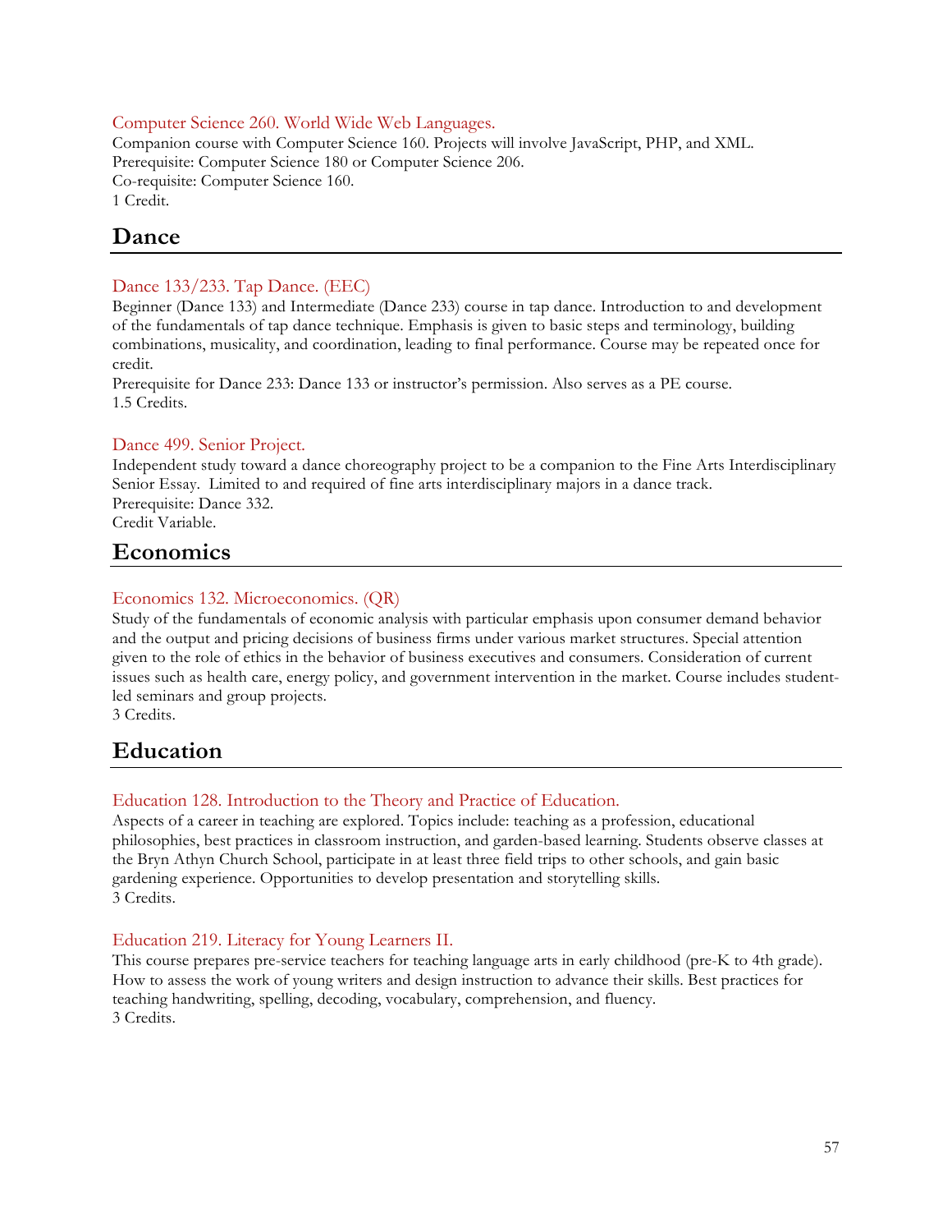### Computer Science 260. World Wide Web Languages.

Companion course with Computer Science 160. Projects will involve JavaScript, PHP, and XML.
Prerequisite: Computer Science 180 or Computer Science 206.
Co-requisite: Computer Science 160.
1 Credit.

## Dance

### Dance 133/233. Tap Dance. (EEC)

Beginner (Dance 133) and Intermediate (Dance 233) course in tap dance. Introduction to and development of the fundamentals of tap dance technique. Emphasis is given to basic steps and terminology, building combinations, musicality, and coordination, leading to final performance. Course may be repeated once for credit.
Prerequisite for Dance 233: Dance 133 or instructor's permission. Also serves as a PE course.
1.5 Credits.

### Dance 499. Senior Project.

Independent study toward a dance choreography project to be a companion to the Fine Arts Interdisciplinary Senior Essay. Limited to and required of fine arts interdisciplinary majors in a dance track.
Prerequisite: Dance 332.
Credit Variable.

## Economics

### Economics 132. Microeconomics. (QR)

Study of the fundamentals of economic analysis with particular emphasis upon consumer demand behavior and the output and pricing decisions of business firms under various market structures. Special attention given to the role of ethics in the behavior of business executives and consumers. Consideration of current issues such as health care, energy policy, and government intervention in the market. Course includes student-led seminars and group projects.
3 Credits.

## Education

### Education 128. Introduction to the Theory and Practice of Education.

Aspects of a career in teaching are explored. Topics include: teaching as a profession, educational philosophies, best practices in classroom instruction, and garden-based learning. Students observe classes at the Bryn Athyn Church School, participate in at least three field trips to other schools, and gain basic gardening experience. Opportunities to develop presentation and storytelling skills.
3 Credits.

### Education 219. Literacy for Young Learners II.

This course prepares pre-service teachers for teaching language arts in early childhood (pre-K to 4th grade). How to assess the work of young writers and design instruction to advance their skills. Best practices for teaching handwriting, spelling, decoding, vocabulary, comprehension, and fluency.
3 Credits.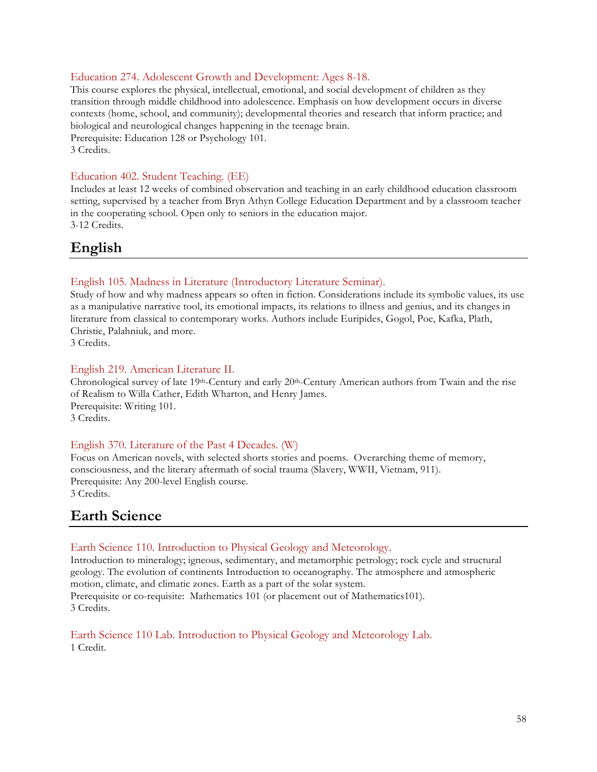### Education 274. Adolescent Growth and Development: Ages 8-18.

This course explores the physical, intellectual, emotional, and social development of children as they transition through middle childhood into adolescence. Emphasis on how development occurs in diverse contexts (home, school, and community); developmental theories and research that inform practice; and biological and neurological changes happening in the teenage brain.
Prerequisite: Education 128 or Psychology 101.
3 Credits.

### Education 402. Student Teaching. (EE)

Includes at least 12 weeks of combined observation and teaching in an early childhood education classroom setting, supervised by a teacher from Bryn Athyn College Education Department and by a classroom teacher in the cooperating school. Open only to seniors in the education major.
3-12 Credits.

## English

### English 105. Madness in Literature (Introductory Literature Seminar).

Study of how and why madness appears so often in fiction. Considerations include its symbolic values, its use as a manipulative narrative tool, its emotional impacts, its relations to illness and genius, and its changes in literature from classical to contemporary works. Authors include Euripides, Gogol, Poe, Kafka, Plath, Christie, Palahniuk, and more.
3 Credits.

### English 219. American Literature II.

Chronological survey of late 19th-Century and early 20th-Century American authors from Twain and the rise of Realism to Willa Cather, Edith Wharton, and Henry James.
Prerequisite: Writing 101.
3 Credits.

### English 370. Literature of the Past 4 Decades. (W)

Focus on American novels, with selected shorts stories and poems. Overarching theme of memory, consciousness, and the literary aftermath of social trauma (Slavery, WWII, Vietnam, 911).
Prerequisite: Any 200-level English course.
3 Credits.

## Earth Science

### Earth Science 110. Introduction to Physical Geology and Meteorology.

Introduction to mineralogy; igneous, sedimentary, and metamorphic petrology; rock cycle and structural geology. The evolution of continents Introduction to oceanography. The atmosphere and atmospheric motion, climate, and climatic zones. Earth as a part of the solar system.
Prerequisite or co-requisite: Mathematics 101 (or placement out of Mathematics101).
3 Credits.

### Earth Science 110 Lab. Introduction to Physical Geology and Meteorology Lab.

1 Credit.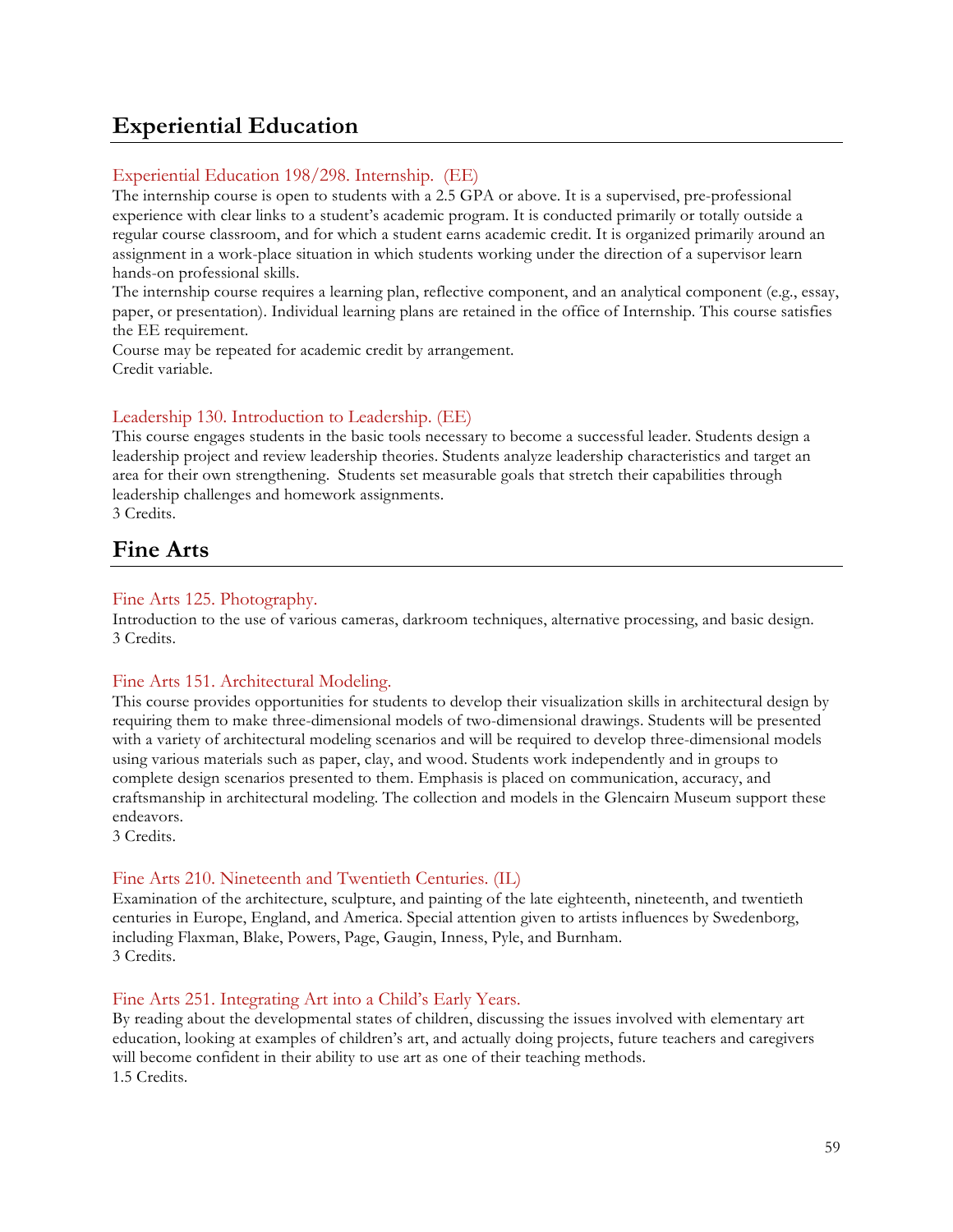## Experiential Education

### Experiential Education 198/298. Internship. (EE)

The internship course is open to students with a 2.5 GPA or above. It is a supervised, pre-professional experience with clear links to a student's academic program. It is conducted primarily or totally outside a regular course classroom, and for which a student earns academic credit. It is organized primarily around an assignment in a work-place situation in which students working under the direction of a supervisor learn hands-on professional skills.
The internship course requires a learning plan, reflective component, and an analytical component (e.g., essay, paper, or presentation). Individual learning plans are retained in the office of Internship. This course satisfies the EE requirement.
Course may be repeated for academic credit by arrangement.
Credit variable.

### Leadership 130. Introduction to Leadership. (EE)

This course engages students in the basic tools necessary to become a successful leader. Students design a leadership project and review leadership theories. Students analyze leadership characteristics and target an area for their own strengthening. Students set measurable goals that stretch their capabilities through leadership challenges and homework assignments.
3 Credits.

## Fine Arts

### Fine Arts 125. Photography.

Introduction to the use of various cameras, darkroom techniques, alternative processing, and basic design.
3 Credits.

### Fine Arts 151. Architectural Modeling.

This course provides opportunities for students to develop their visualization skills in architectural design by requiring them to make three-dimensional models of two-dimensional drawings. Students will be presented with a variety of architectural modeling scenarios and will be required to develop three-dimensional models using various materials such as paper, clay, and wood. Students work independently and in groups to complete design scenarios presented to them. Emphasis is placed on communication, accuracy, and craftsmanship in architectural modeling. The collection and models in the Glencairn Museum support these endeavors.
3 Credits.

### Fine Arts 210. Nineteenth and Twentieth Centuries. (IL)

Examination of the architecture, sculpture, and painting of the late eighteenth, nineteenth, and twentieth centuries in Europe, England, and America. Special attention given to artists influences by Swedenborg, including Flaxman, Blake, Powers, Page, Gaugin, Inness, Pyle, and Burnham.
3 Credits.

### Fine Arts 251. Integrating Art into a Child's Early Years.

By reading about the developmental states of children, discussing the issues involved with elementary art education, looking at examples of children's art, and actually doing projects, future teachers and caregivers will become confident in their ability to use art as one of their teaching methods.
1.5 Credits.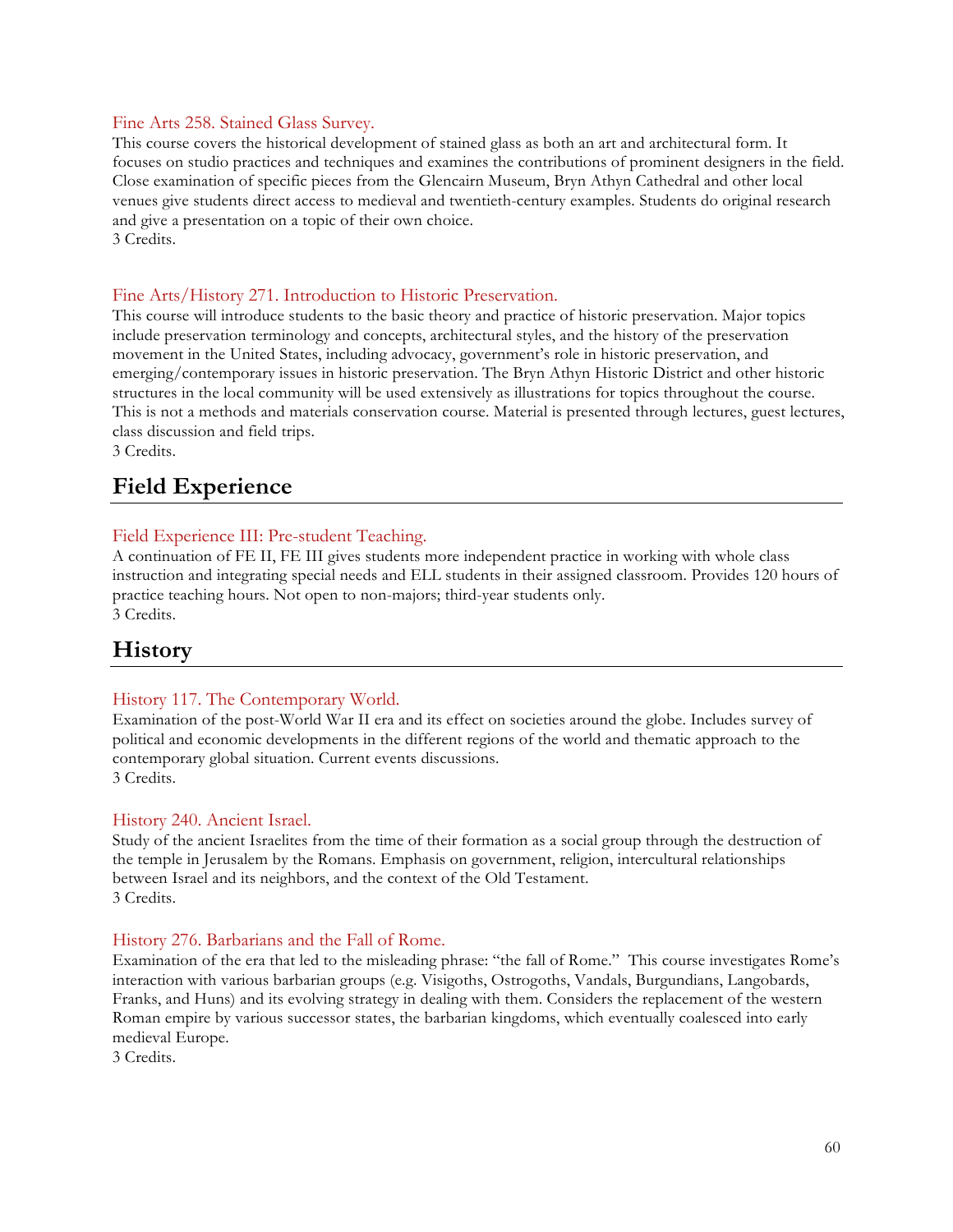### Fine Arts 258. Stained Glass Survey.

This course covers the historical development of stained glass as both an art and architectural form. It focuses on studio practices and techniques and examines the contributions of prominent designers in the field. Close examination of specific pieces from the Glencairn Museum, Bryn Athyn Cathedral and other local venues give students direct access to medieval and twentieth-century examples. Students do original research and give a presentation on a topic of their own choice.
3 Credits.

### Fine Arts/History 271. Introduction to Historic Preservation.

This course will introduce students to the basic theory and practice of historic preservation. Major topics include preservation terminology and concepts, architectural styles, and the history of the preservation movement in the United States, including advocacy, government's role in historic preservation, and emerging/contemporary issues in historic preservation. The Bryn Athyn Historic District and other historic structures in the local community will be used extensively as illustrations for topics throughout the course. This is not a methods and materials conservation course. Material is presented through lectures, guest lectures, class discussion and field trips.
3 Credits.

## Field Experience

### Field Experience III: Pre-student Teaching.

A continuation of FE II, FE III gives students more independent practice in working with whole class instruction and integrating special needs and ELL students in their assigned classroom. Provides 120 hours of practice teaching hours. Not open to non-majors; third-year students only.
3 Credits.

## History

### History 117. The Contemporary World.

Examination of the post-World War II era and its effect on societies around the globe. Includes survey of political and economic developments in the different regions of the world and thematic approach to the contemporary global situation. Current events discussions.
3 Credits.

### History 240. Ancient Israel.

Study of the ancient Israelites from the time of their formation as a social group through the destruction of the temple in Jerusalem by the Romans. Emphasis on government, religion, intercultural relationships between Israel and its neighbors, and the context of the Old Testament.
3 Credits.

### History 276. Barbarians and the Fall of Rome.

Examination of the era that led to the misleading phrase: "the fall of Rome." This course investigates Rome's interaction with various barbarian groups (e.g. Visigoths, Ostrogoths, Vandals, Burgundians, Langobards, Franks, and Huns) and its evolving strategy in dealing with them. Considers the replacement of the western Roman empire by various successor states, the barbarian kingdoms, which eventually coalesced into early medieval Europe.
3 Credits.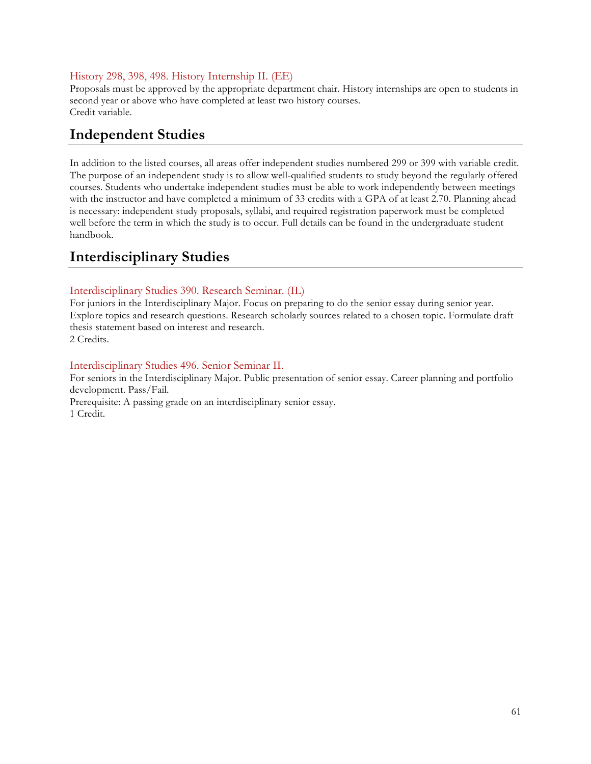### History 298, 398, 498. History Internship II. (EE)

Proposals must be approved by the appropriate department chair. History internships are open to students in second year or above who have completed at least two history courses.
Credit variable.

## Independent Studies

In addition to the listed courses, all areas offer independent studies numbered 299 or 399 with variable credit. The purpose of an independent study is to allow well-qualified students to study beyond the regularly offered courses. Students who undertake independent studies must be able to work independently between meetings with the instructor and have completed a minimum of 33 credits with a GPA of at least 2.70. Planning ahead is necessary: independent study proposals, syllabi, and required registration paperwork must be completed well before the term in which the study is to occur. Full details can be found in the undergraduate student handbook.

## Interdisciplinary Studies

### Interdisciplinary Studies 390. Research Seminar. (IL)

For juniors in the Interdisciplinary Major. Focus on preparing to do the senior essay during senior year. Explore topics and research questions. Research scholarly sources related to a chosen topic. Formulate draft thesis statement based on interest and research.
2 Credits.

### Interdisciplinary Studies 496. Senior Seminar II.

For seniors in the Interdisciplinary Major. Public presentation of senior essay. Career planning and portfolio development. Pass/Fail.
Prerequisite: A passing grade on an interdisciplinary senior essay.
1 Credit.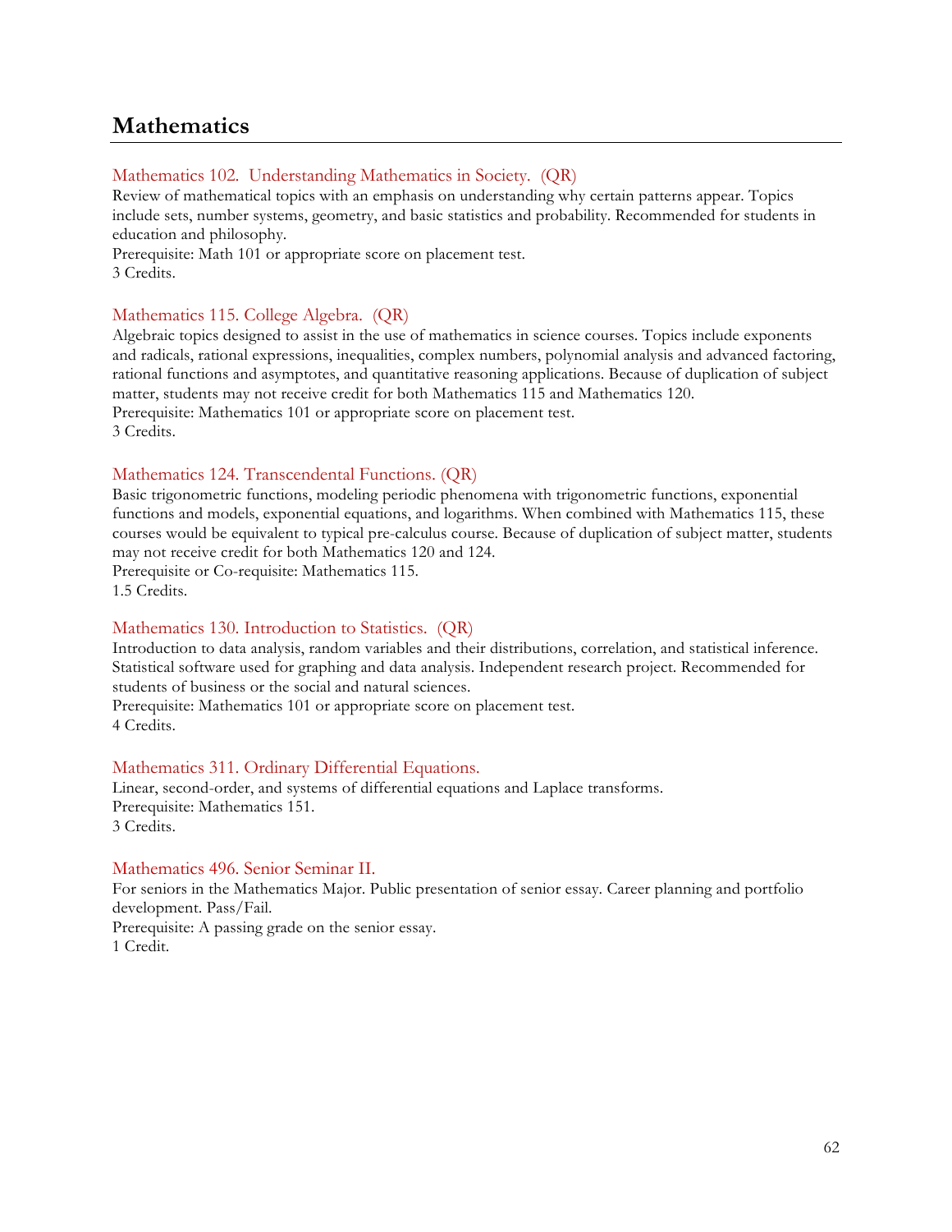# Mathematics

### Mathematics 102. Understanding Mathematics in Society. (QR)

Review of mathematical topics with an emphasis on understanding why certain patterns appear. Topics include sets, number systems, geometry, and basic statistics and probability. Recommended for students in education and philosophy.
Prerequisite: Math 101 or appropriate score on placement test.
3 Credits.

### Mathematics 115. College Algebra. (QR)

Algebraic topics designed to assist in the use of mathematics in science courses. Topics include exponents and radicals, rational expressions, inequalities, complex numbers, polynomial analysis and advanced factoring, rational functions and asymptotes, and quantitative reasoning applications. Because of duplication of subject matter, students may not receive credit for both Mathematics 115 and Mathematics 120.
Prerequisite: Mathematics 101 or appropriate score on placement test.
3 Credits.

### Mathematics 124. Transcendental Functions. (QR)

Basic trigonometric functions, modeling periodic phenomena with trigonometric functions, exponential functions and models, exponential equations, and logarithms. When combined with Mathematics 115, these courses would be equivalent to typical pre-calculus course. Because of duplication of subject matter, students may not receive credit for both Mathematics 120 and 124.
Prerequisite or Co-requisite: Mathematics 115.
1.5 Credits.

### Mathematics 130. Introduction to Statistics. (QR)

Introduction to data analysis, random variables and their distributions, correlation, and statistical inference. Statistical software used for graphing and data analysis. Independent research project. Recommended for students of business or the social and natural sciences.
Prerequisite: Mathematics 101 or appropriate score on placement test.
4 Credits.

### Mathematics 311. Ordinary Differential Equations.

Linear, second-order, and systems of differential equations and Laplace transforms.
Prerequisite: Mathematics 151.
3 Credits.

### Mathematics 496. Senior Seminar II.

For seniors in the Mathematics Major. Public presentation of senior essay. Career planning and portfolio development. Pass/Fail.
Prerequisite: A passing grade on the senior essay.
1 Credit.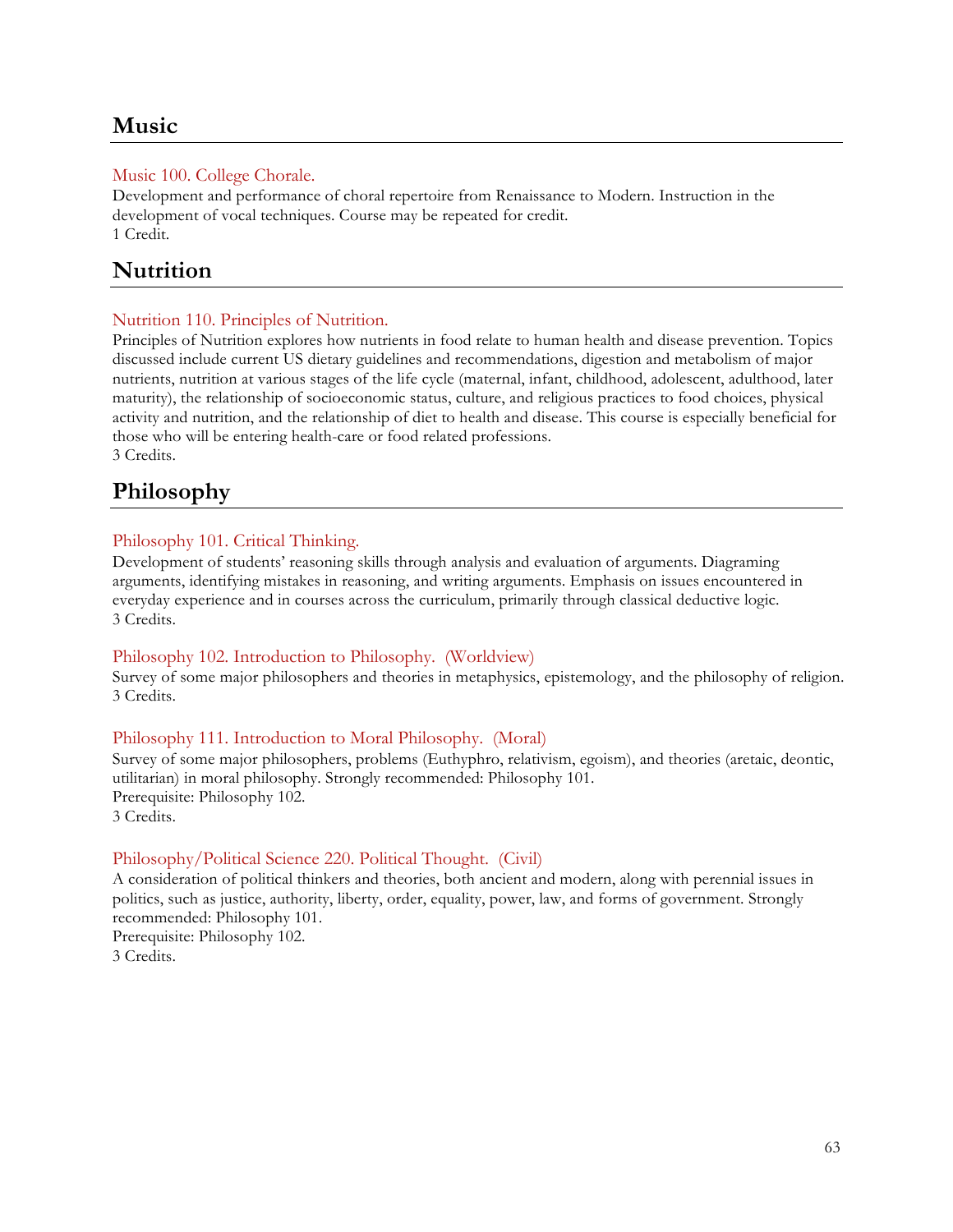## Music

### Music 100. College Chorale.

Development and performance of choral repertoire from Renaissance to Modern. Instruction in the development of vocal techniques. Course may be repeated for credit.
1 Credit.

## Nutrition

### Nutrition 110. Principles of Nutrition.

Principles of Nutrition explores how nutrients in food relate to human health and disease prevention. Topics discussed include current US dietary guidelines and recommendations, digestion and metabolism of major nutrients, nutrition at various stages of the life cycle (maternal, infant, childhood, adolescent, adulthood, later maturity), the relationship of socioeconomic status, culture, and religious practices to food choices, physical activity and nutrition, and the relationship of diet to health and disease. This course is especially beneficial for those who will be entering health-care or food related professions.
3 Credits.

## Philosophy

### Philosophy 101. Critical Thinking.

Development of students' reasoning skills through analysis and evaluation of arguments. Diagraming arguments, identifying mistakes in reasoning, and writing arguments. Emphasis on issues encountered in everyday experience and in courses across the curriculum, primarily through classical deductive logic.
3 Credits.

### Philosophy 102. Introduction to Philosophy. (Worldview)

Survey of some major philosophers and theories in metaphysics, epistemology, and the philosophy of religion.
3 Credits.

### Philosophy 111. Introduction to Moral Philosophy. (Moral)

Survey of some major philosophers, problems (Euthyphro, relativism, egoism), and theories (aretaic, deontic, utilitarian) in moral philosophy. Strongly recommended: Philosophy 101.
Prerequisite: Philosophy 102.
3 Credits.

### Philosophy/Political Science 220. Political Thought. (Civil)

A consideration of political thinkers and theories, both ancient and modern, along with perennial issues in politics, such as justice, authority, liberty, order, equality, power, law, and forms of government. Strongly recommended: Philosophy 101.
Prerequisite: Philosophy 102.
3 Credits.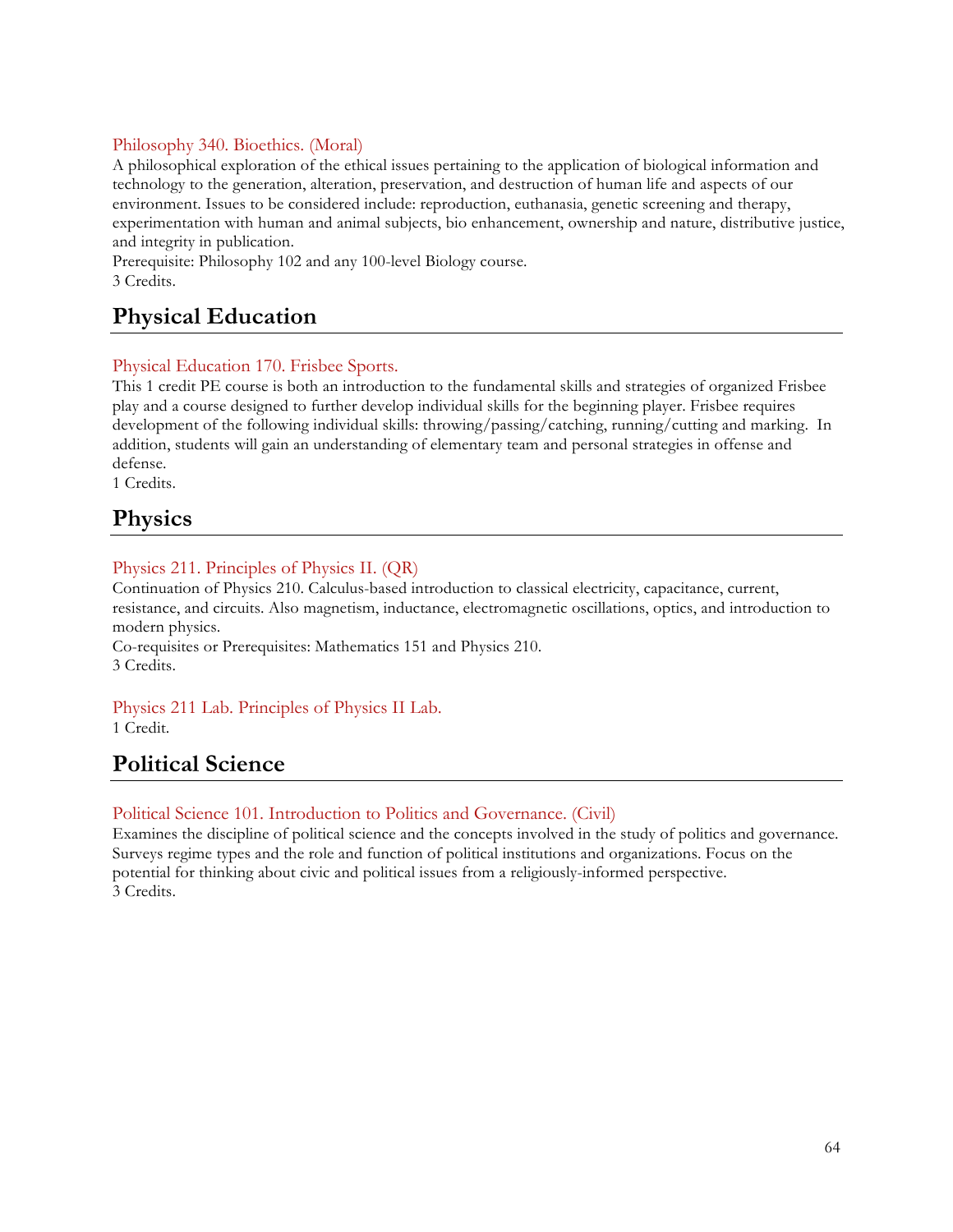### Philosophy 340. Bioethics. (Moral)

A philosophical exploration of the ethical issues pertaining to the application of biological information and technology to the generation, alteration, preservation, and destruction of human life and aspects of our environment. Issues to be considered include: reproduction, euthanasia, genetic screening and therapy, experimentation with human and animal subjects, bio enhancement, ownership and nature, distributive justice, and integrity in publication.
Prerequisite: Philosophy 102 and any 100-level Biology course.
3 Credits.

## Physical Education

### Physical Education 170. Frisbee Sports.

This 1 credit PE course is both an introduction to the fundamental skills and strategies of organized Frisbee play and a course designed to further develop individual skills for the beginning player. Frisbee requires development of the following individual skills: throwing/passing/catching, running/cutting and marking. In addition, students will gain an understanding of elementary team and personal strategies in offense and defense.
1 Credits.

## Physics

### Physics 211. Principles of Physics II. (QR)

Continuation of Physics 210. Calculus-based introduction to classical electricity, capacitance, current, resistance, and circuits. Also magnetism, inductance, electromagnetic oscillations, optics, and introduction to modern physics.
Co-requisites or Prerequisites: Mathematics 151 and Physics 210.
3 Credits.

### Physics 211 Lab. Principles of Physics II Lab.

1 Credit.

## Political Science

### Political Science 101. Introduction to Politics and Governance. (Civil)

Examines the discipline of political science and the concepts involved in the study of politics and governance. Surveys regime types and the role and function of political institutions and organizations. Focus on the potential for thinking about civic and political issues from a religiously-informed perspective.
3 Credits.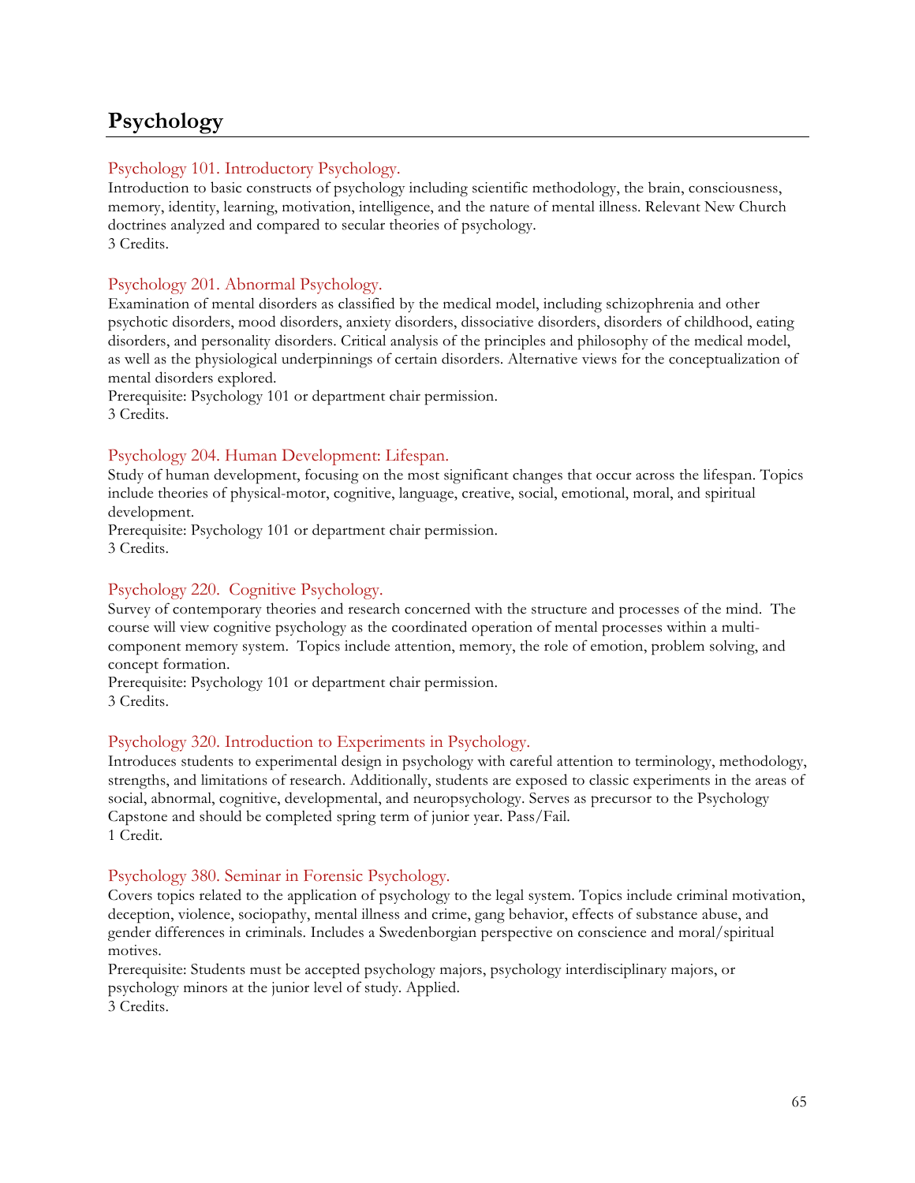# Psychology

### Psychology 101. Introductory Psychology.

Introduction to basic constructs of psychology including scientific methodology, the brain, consciousness, memory, identity, learning, motivation, intelligence, and the nature of mental illness. Relevant New Church doctrines analyzed and compared to secular theories of psychology.
3 Credits.

### Psychology 201. Abnormal Psychology.

Examination of mental disorders as classified by the medical model, including schizophrenia and other psychotic disorders, mood disorders, anxiety disorders, dissociative disorders, disorders of childhood, eating disorders, and personality disorders. Critical analysis of the principles and philosophy of the medical model, as well as the physiological underpinnings of certain disorders. Alternative views for the conceptualization of mental disorders explored.
Prerequisite: Psychology 101 or department chair permission.
3 Credits.

### Psychology 204. Human Development: Lifespan.

Study of human development, focusing on the most significant changes that occur across the lifespan. Topics include theories of physical-motor, cognitive, language, creative, social, emotional, moral, and spiritual development.
Prerequisite: Psychology 101 or department chair permission.
3 Credits.

### Psychology 220. Cognitive Psychology.

Survey of contemporary theories and research concerned with the structure and processes of the mind. The course will view cognitive psychology as the coordinated operation of mental processes within a multi-component memory system. Topics include attention, memory, the role of emotion, problem solving, and concept formation.
Prerequisite: Psychology 101 or department chair permission.
3 Credits.

### Psychology 320. Introduction to Experiments in Psychology.

Introduces students to experimental design in psychology with careful attention to terminology, methodology, strengths, and limitations of research. Additionally, students are exposed to classic experiments in the areas of social, abnormal, cognitive, developmental, and neuropsychology. Serves as precursor to the Psychology Capstone and should be completed spring term of junior year. Pass/Fail.
1 Credit.

### Psychology 380. Seminar in Forensic Psychology.

Covers topics related to the application of psychology to the legal system. Topics include criminal motivation, deception, violence, sociopathy, mental illness and crime, gang behavior, effects of substance abuse, and gender differences in criminals. Includes a Swedenborgian perspective on conscience and moral/spiritual motives.
Prerequisite: Students must be accepted psychology majors, psychology interdisciplinary majors, or psychology minors at the junior level of study. Applied.
3 Credits.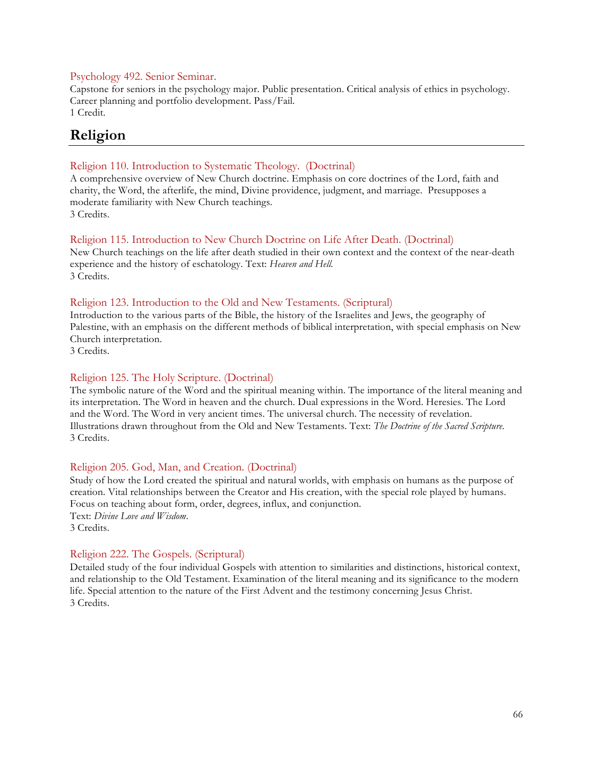### Psychology 492. Senior Seminar.

Capstone for seniors in the psychology major. Public presentation. Critical analysis of ethics in psychology. Career planning and portfolio development. Pass/Fail.
1 Credit.

## Religion

### Religion 110. Introduction to Systematic Theology. (Doctrinal)

A comprehensive overview of New Church doctrine. Emphasis on core doctrines of the Lord, faith and charity, the Word, the afterlife, the mind, Divine providence, judgment, and marriage. Presupposes a moderate familiarity with New Church teachings.
3 Credits.

### Religion 115. Introduction to New Church Doctrine on Life After Death. (Doctrinal)

New Church teachings on the life after death studied in their own context and the context of the near-death experience and the history of eschatology. Text: *Heaven and Hell.*
3 Credits.

### Religion 123. Introduction to the Old and New Testaments. (Scriptural)

Introduction to the various parts of the Bible, the history of the Israelites and Jews, the geography of Palestine, with an emphasis on the different methods of biblical interpretation, with special emphasis on New Church interpretation.
3 Credits.

### Religion 125. The Holy Scripture. (Doctrinal)

The symbolic nature of the Word and the spiritual meaning within. The importance of the literal meaning and its interpretation. The Word in heaven and the church. Dual expressions in the Word. Heresies. The Lord and the Word. The Word in very ancient times. The universal church. The necessity of revelation. Illustrations drawn throughout from the Old and New Testaments. Text: *The Doctrine of the Sacred Scripture.*
3 Credits.

### Religion 205. God, Man, and Creation. (Doctrinal)

Study of how the Lord created the spiritual and natural worlds, with emphasis on humans as the purpose of creation. Vital relationships between the Creator and His creation, with the special role played by humans. Focus on teaching about form, order, degrees, influx, and conjunction.
Text: *Divine Love and Wisdom*.
3 Credits.

### Religion 222. The Gospels. (Scriptural)

Detailed study of the four individual Gospels with attention to similarities and distinctions, historical context, and relationship to the Old Testament. Examination of the literal meaning and its significance to the modern life. Special attention to the nature of the First Advent and the testimony concerning Jesus Christ.
3 Credits.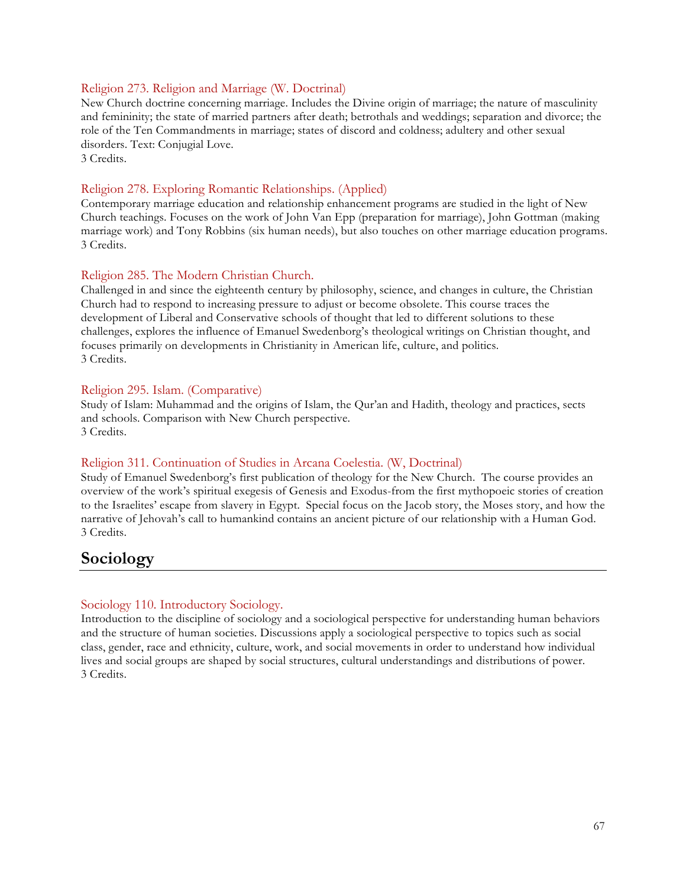### Religion 273. Religion and Marriage (W. Doctrinal)

New Church doctrine concerning marriage. Includes the Divine origin of marriage; the nature of masculinity and femininity; the state of married partners after death; betrothals and weddings; separation and divorce; the role of the Ten Commandments in marriage; states of discord and coldness; adultery and other sexual disorders. Text: Conjugial Love.
3 Credits.

### Religion 278. Exploring Romantic Relationships. (Applied)

Contemporary marriage education and relationship enhancement programs are studied in the light of New Church teachings. Focuses on the work of John Van Epp (preparation for marriage), John Gottman (making marriage work) and Tony Robbins (six human needs), but also touches on other marriage education programs.
3 Credits.

### Religion 285. The Modern Christian Church.

Challenged in and since the eighteenth century by philosophy, science, and changes in culture, the Christian Church had to respond to increasing pressure to adjust or become obsolete. This course traces the development of Liberal and Conservative schools of thought that led to different solutions to these challenges, explores the influence of Emanuel Swedenborg's theological writings on Christian thought, and focuses primarily on developments in Christianity in American life, culture, and politics.
3 Credits.

### Religion 295. Islam. (Comparative)

Study of Islam: Muhammad and the origins of Islam, the Qur'an and Hadith, theology and practices, sects and schools. Comparison with New Church perspective.
3 Credits.

### Religion 311. Continuation of Studies in Arcana Coelestia. (W, Doctrinal)

Study of Emanuel Swedenborg's first publication of theology for the New Church. The course provides an overview of the work's spiritual exegesis of Genesis and Exodus-from the first mythopoeic stories of creation to the Israelites' escape from slavery in Egypt. Special focus on the Jacob story, the Moses story, and how the narrative of Jehovah's call to humankind contains an ancient picture of our relationship with a Human God.
3 Credits.

## Sociology

### Sociology 110. Introductory Sociology.

Introduction to the discipline of sociology and a sociological perspective for understanding human behaviors and the structure of human societies. Discussions apply a sociological perspective to topics such as social class, gender, race and ethnicity, culture, work, and social movements in order to understand how individual lives and social groups are shaped by social structures, cultural understandings and distributions of power.
3 Credits.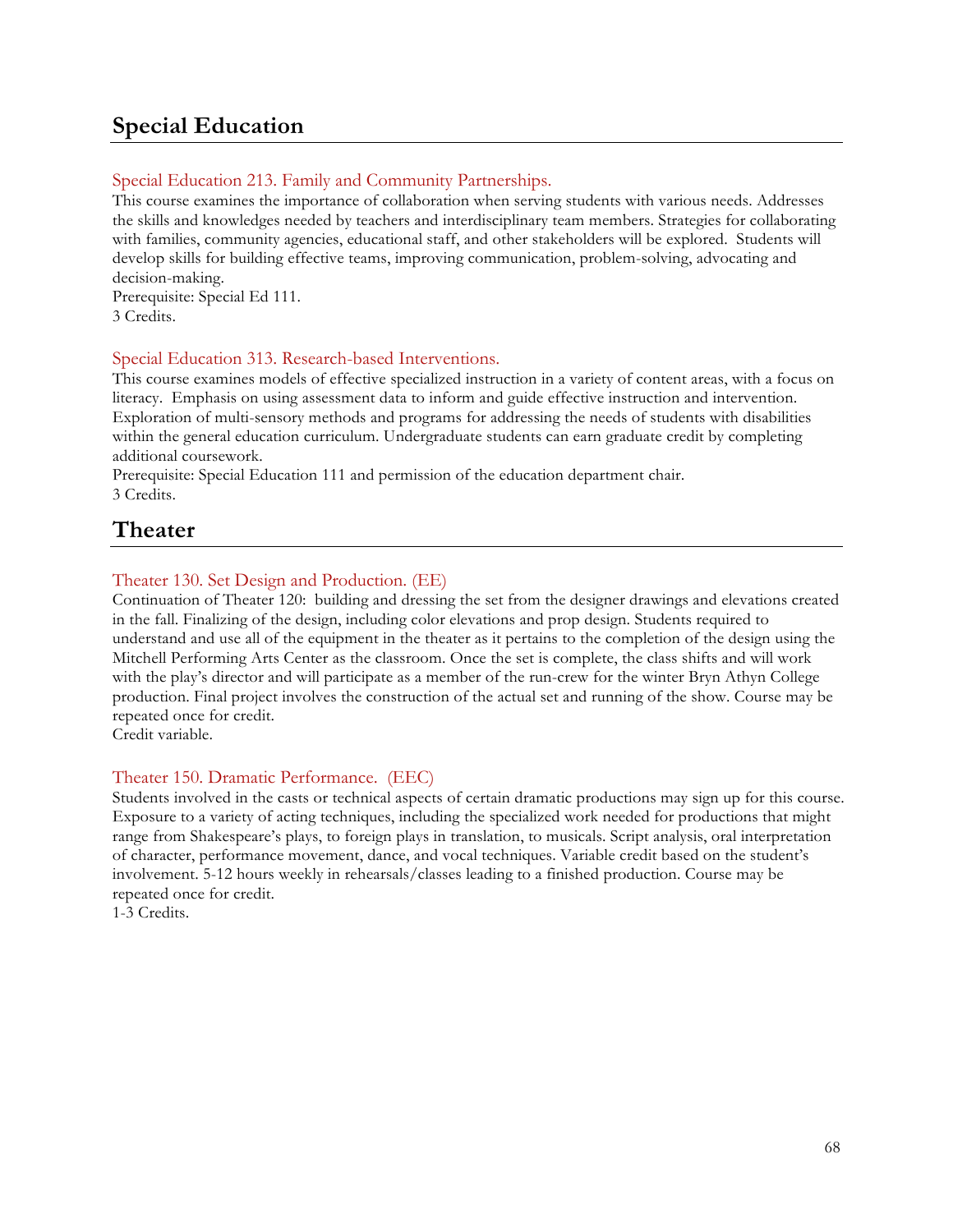## Special Education

### Special Education 213. Family and Community Partnerships.

This course examines the importance of collaboration when serving students with various needs. Addresses the skills and knowledges needed by teachers and interdisciplinary team members. Strategies for collaborating with families, community agencies, educational staff, and other stakeholders will be explored. Students will develop skills for building effective teams, improving communication, problem-solving, advocating and decision-making.
Prerequisite: Special Ed 111.
3 Credits.

### Special Education 313. Research-based Interventions.

This course examines models of effective specialized instruction in a variety of content areas, with a focus on literacy. Emphasis on using assessment data to inform and guide effective instruction and intervention. Exploration of multi-sensory methods and programs for addressing the needs of students with disabilities within the general education curriculum. Undergraduate students can earn graduate credit by completing additional coursework.
Prerequisite: Special Education 111 and permission of the education department chair.
3 Credits.

## Theater

### Theater 130. Set Design and Production. (EE)

Continuation of Theater 120: building and dressing the set from the designer drawings and elevations created in the fall. Finalizing of the design, including color elevations and prop design. Students required to understand and use all of the equipment in the theater as it pertains to the completion of the design using the Mitchell Performing Arts Center as the classroom. Once the set is complete, the class shifts and will work with the play's director and will participate as a member of the run-crew for the winter Bryn Athyn College production. Final project involves the construction of the actual set and running of the show. Course may be repeated once for credit.
Credit variable.

### Theater 150. Dramatic Performance. (EEC)

Students involved in the casts or technical aspects of certain dramatic productions may sign up for this course. Exposure to a variety of acting techniques, including the specialized work needed for productions that might range from Shakespeare's plays, to foreign plays in translation, to musicals. Script analysis, oral interpretation of character, performance movement, dance, and vocal techniques. Variable credit based on the student's involvement. 5-12 hours weekly in rehearsals/classes leading to a finished production. Course may be repeated once for credit.
1-3 Credits.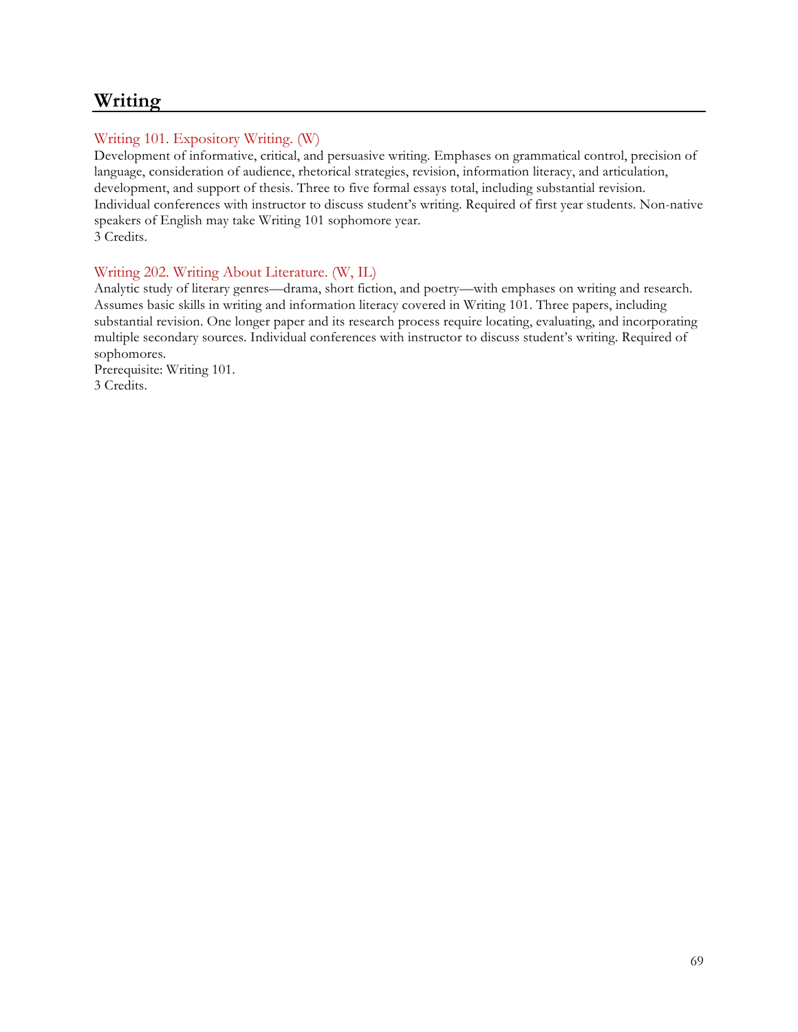# Writing

### Writing 101. Expository Writing. (W)

Development of informative, critical, and persuasive writing. Emphases on grammatical control, precision of language, consideration of audience, rhetorical strategies, revision, information literacy, and articulation, development, and support of thesis. Three to five formal essays total, including substantial revision. Individual conferences with instructor to discuss student's writing. Required of first year students. Non-native speakers of English may take Writing 101 sophomore year.
3 Credits.

### Writing 202. Writing About Literature. (W, IL)

Analytic study of literary genres—drama, short fiction, and poetry—with emphases on writing and research. Assumes basic skills in writing and information literacy covered in Writing 101. Three papers, including substantial revision. One longer paper and its research process require locating, evaluating, and incorporating multiple secondary sources. Individual conferences with instructor to discuss student's writing. Required of sophomores.
Prerequisite: Writing 101.
3 Credits.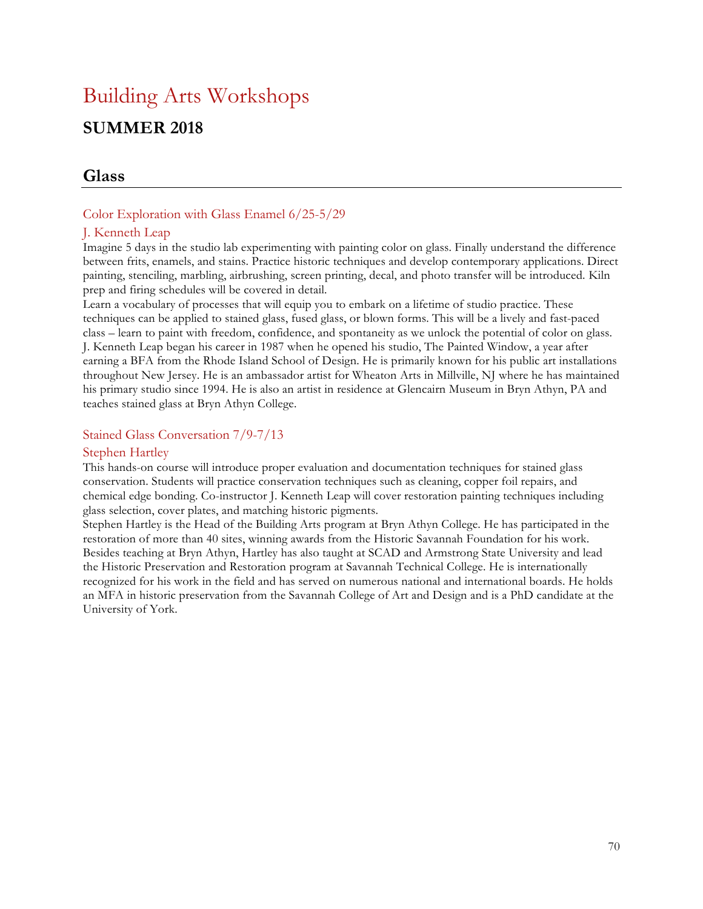# Building Arts Workshops

## SUMMER 2018

## Glass

### Color Exploration with Glass Enamel 6/25-5/29

### J. Kenneth Leap

Imagine 5 days in the studio lab experimenting with painting color on glass. Finally understand the difference between frits, enamels, and stains. Practice historic techniques and develop contemporary applications. Direct painting, stenciling, marbling, airbrushing, screen printing, decal, and photo transfer will be introduced. Kiln prep and firing schedules will be covered in detail.

Learn a vocabulary of processes that will equip you to embark on a lifetime of studio practice. These techniques can be applied to stained glass, fused glass, or blown forms. This will be a lively and fast-paced class – learn to paint with freedom, confidence, and spontaneity as we unlock the potential of color on glass.

J. Kenneth Leap began his career in 1987 when he opened his studio, The Painted Window, a year after earning a BFA from the Rhode Island School of Design. He is primarily known for his public art installations throughout New Jersey. He is an ambassador artist for Wheaton Arts in Millville, NJ where he has maintained his primary studio since 1994. He is also an artist in residence at Glencairn Museum in Bryn Athyn, PA and teaches stained glass at Bryn Athyn College.

### Stained Glass Conversation 7/9-7/13

### Stephen Hartley

This hands-on course will introduce proper evaluation and documentation techniques for stained glass conservation. Students will practice conservation techniques such as cleaning, copper foil repairs, and chemical edge bonding. Co-instructor J. Kenneth Leap will cover restoration painting techniques including glass selection, cover plates, and matching historic pigments.

Stephen Hartley is the Head of the Building Arts program at Bryn Athyn College. He has participated in the restoration of more than 40 sites, winning awards from the Historic Savannah Foundation for his work. Besides teaching at Bryn Athyn, Hartley has also taught at SCAD and Armstrong State University and lead the Historic Preservation and Restoration program at Savannah Technical College. He is internationally recognized for his work in the field and has served on numerous national and international boards. He holds an MFA in historic preservation from the Savannah College of Art and Design and is a PhD candidate at the University of York.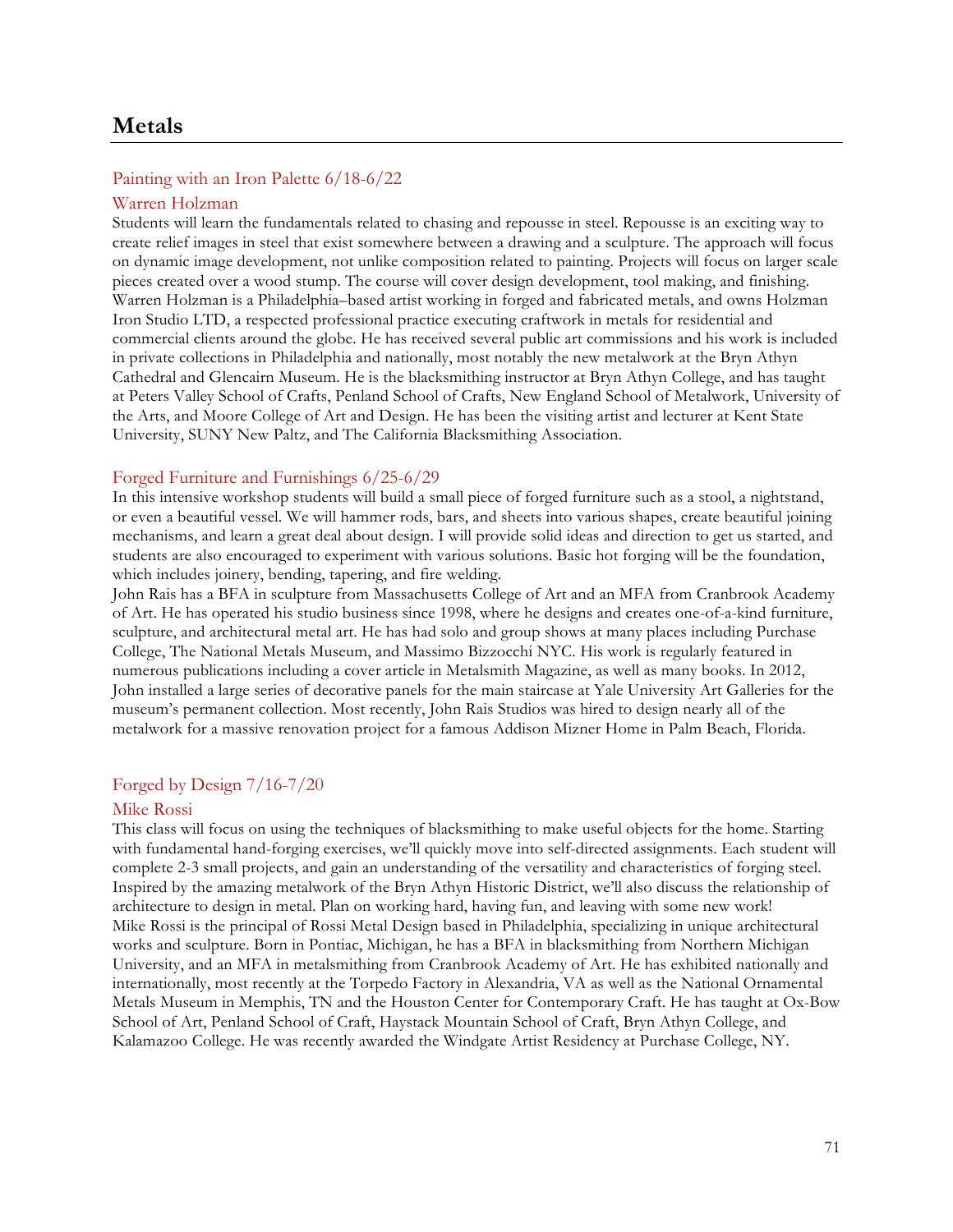# Metals

## Painting with an Iron Palette 6/18-6/22

### Warren Holzman

Students will learn the fundamentals related to chasing and repousse in steel. Repousse is an exciting way to create relief images in steel that exist somewhere between a drawing and a sculpture. The approach will focus on dynamic image development, not unlike composition related to painting. Projects will focus on larger scale pieces created over a wood stump. The course will cover design development, tool making, and finishing.
Warren Holzman is a Philadelphia–based artist working in forged and fabricated metals, and owns Holzman Iron Studio LTD, a respected professional practice executing craftwork in metals for residential and commercial clients around the globe. He has received several public art commissions and his work is included in private collections in Philadelphia and nationally, most notably the new metalwork at the Bryn Athyn Cathedral and Glencairn Museum. He is the blacksmithing instructor at Bryn Athyn College, and has taught at Peters Valley School of Crafts, Penland School of Crafts, New England School of Metalwork, University of the Arts, and Moore College of Art and Design. He has been the visiting artist and lecturer at Kent State University, SUNY New Paltz, and The California Blacksmithing Association.

## Forged Furniture and Furnishings 6/25-6/29

In this intensive workshop students will build a small piece of forged furniture such as a stool, a nightstand, or even a beautiful vessel. We will hammer rods, bars, and sheets into various shapes, create beautiful joining mechanisms, and learn a great deal about design. I will provide solid ideas and direction to get us started, and students are also encouraged to experiment with various solutions. Basic hot forging will be the foundation, which includes joinery, bending, tapering, and fire welding.
John Rais has a BFA in sculpture from Massachusetts College of Art and an MFA from Cranbrook Academy of Art. He has operated his studio business since 1998, where he designs and creates one-of-a-kind furniture, sculpture, and architectural metal art. He has had solo and group shows at many places including Purchase College, The National Metals Museum, and Massimo Bizzocchi NYC. His work is regularly featured in numerous publications including a cover article in Metalsmith Magazine, as well as many books. In 2012, John installed a large series of decorative panels for the main staircase at Yale University Art Galleries for the museum's permanent collection. Most recently, John Rais Studios was hired to design nearly all of the metalwork for a massive renovation project for a famous Addison Mizner Home in Palm Beach, Florida.

## Forged by Design 7/16-7/20

### Mike Rossi

This class will focus on using the techniques of blacksmithing to make useful objects for the home. Starting with fundamental hand-forging exercises, we'll quickly move into self-directed assignments. Each student will complete 2-3 small projects, and gain an understanding of the versatility and characteristics of forging steel. Inspired by the amazing metalwork of the Bryn Athyn Historic District, we'll also discuss the relationship of architecture to design in metal. Plan on working hard, having fun, and leaving with some new work!
Mike Rossi is the principal of Rossi Metal Design based in Philadelphia, specializing in unique architectural works and sculpture. Born in Pontiac, Michigan, he has a BFA in blacksmithing from Northern Michigan University, and an MFA in metalsmithing from Cranbrook Academy of Art. He has exhibited nationally and internationally, most recently at the Torpedo Factory in Alexandria, VA as well as the National Ornamental Metals Museum in Memphis, TN and the Houston Center for Contemporary Craft. He has taught at Ox-Bow School of Art, Penland School of Craft, Haystack Mountain School of Craft, Bryn Athyn College, and Kalamazoo College. He was recently awarded the Windgate Artist Residency at Purchase College, NY.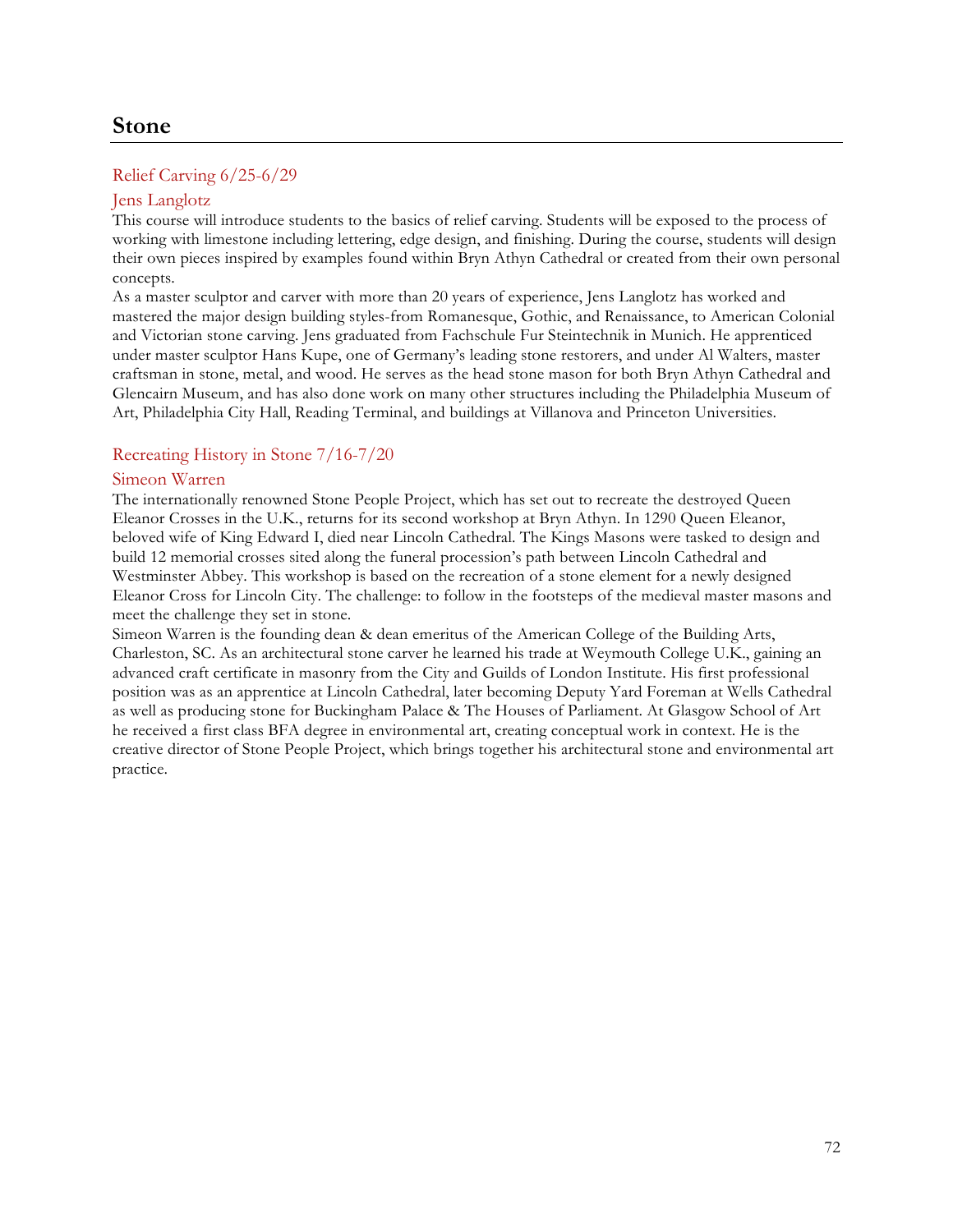## Stone

### Relief Carving 6/25-6/29

### Jens Langlotz

This course will introduce students to the basics of relief carving. Students will be exposed to the process of working with limestone including lettering, edge design, and finishing. During the course, students will design their own pieces inspired by examples found within Bryn Athyn Cathedral or created from their own personal concepts.

As a master sculptor and carver with more than 20 years of experience, Jens Langlotz has worked and mastered the major design building styles-from Romanesque, Gothic, and Renaissance, to American Colonial and Victorian stone carving. Jens graduated from Fachschule Fur Steintechnik in Munich. He apprenticed under master sculptor Hans Kupe, one of Germany's leading stone restorers, and under Al Walters, master craftsman in stone, metal, and wood. He serves as the head stone mason for both Bryn Athyn Cathedral and Glencairn Museum, and has also done work on many other structures including the Philadelphia Museum of Art, Philadelphia City Hall, Reading Terminal, and buildings at Villanova and Princeton Universities.

### Recreating History in Stone 7/16-7/20

### Simeon Warren

The internationally renowned Stone People Project, which has set out to recreate the destroyed Queen Eleanor Crosses in the U.K., returns for its second workshop at Bryn Athyn. In 1290 Queen Eleanor, beloved wife of King Edward I, died near Lincoln Cathedral. The Kings Masons were tasked to design and build 12 memorial crosses sited along the funeral procession's path between Lincoln Cathedral and Westminster Abbey. This workshop is based on the recreation of a stone element for a newly designed Eleanor Cross for Lincoln City. The challenge: to follow in the footsteps of the medieval master masons and meet the challenge they set in stone.

Simeon Warren is the founding dean & dean emeritus of the American College of the Building Arts, Charleston, SC. As an architectural stone carver he learned his trade at Weymouth College U.K., gaining an advanced craft certificate in masonry from the City and Guilds of London Institute. His first professional position was as an apprentice at Lincoln Cathedral, later becoming Deputy Yard Foreman at Wells Cathedral as well as producing stone for Buckingham Palace & The Houses of Parliament. At Glasgow School of Art he received a first class BFA degree in environmental art, creating conceptual work in context. He is the creative director of Stone People Project, which brings together his architectural stone and environmental art practice.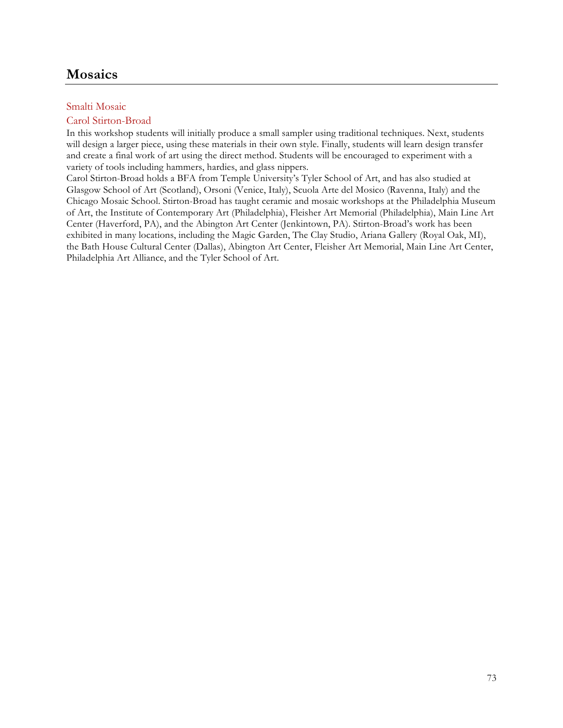## Mosaics

### Smalti Mosaic

### Carol Stirton-Broad

In this workshop students will initially produce a small sampler using traditional techniques. Next, students will design a larger piece, using these materials in their own style. Finally, students will learn design transfer and create a final work of art using the direct method. Students will be encouraged to experiment with a variety of tools including hammers, hardies, and glass nippers.

Carol Stirton-Broad holds a BFA from Temple University's Tyler School of Art, and has also studied at Glasgow School of Art (Scotland), Orsoni (Venice, Italy), Scuola Arte del Mosico (Ravenna, Italy) and the Chicago Mosaic School. Stirton-Broad has taught ceramic and mosaic workshops at the Philadelphia Museum of Art, the Institute of Contemporary Art (Philadelphia), Fleisher Art Memorial (Philadelphia), Main Line Art Center (Haverford, PA), and the Abington Art Center (Jenkintown, PA). Stirton-Broad's work has been exhibited in many locations, including the Magic Garden, The Clay Studio, Ariana Gallery (Royal Oak, MI), the Bath House Cultural Center (Dallas), Abington Art Center, Fleisher Art Memorial, Main Line Art Center, Philadelphia Art Alliance, and the Tyler School of Art.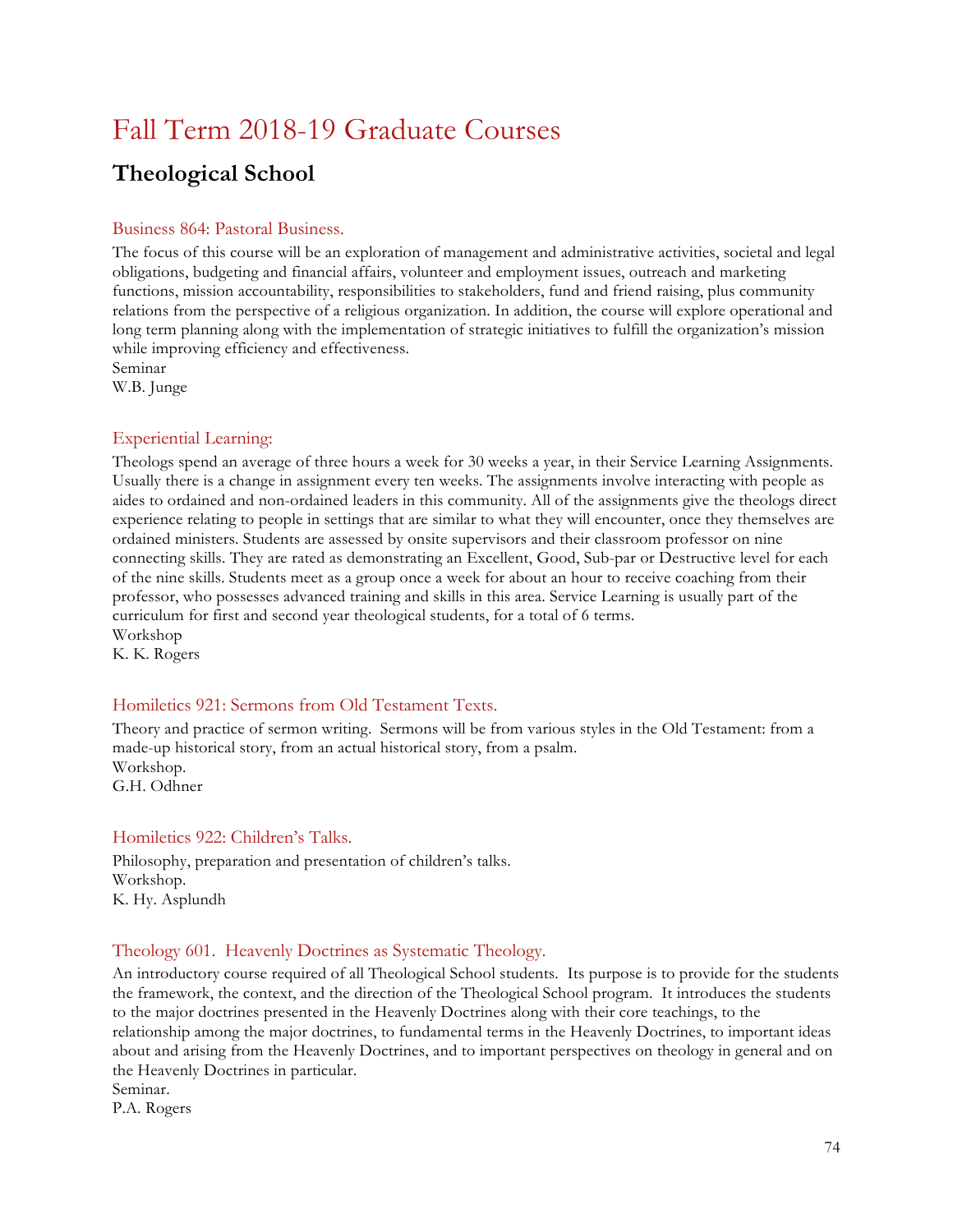# Fall Term 2018-19 Graduate Courses

## Theological School

### Business 864: Pastoral Business.

The focus of this course will be an exploration of management and administrative activities, societal and legal obligations, budgeting and financial affairs, volunteer and employment issues, outreach and marketing functions, mission accountability, responsibilities to stakeholders, fund and friend raising, plus community relations from the perspective of a religious organization. In addition, the course will explore operational and long term planning along with the implementation of strategic initiatives to fulfill the organization's mission while improving efficiency and effectiveness.
Seminar
W.B. Junge

### Experiential Learning:

Theologs spend an average of three hours a week for 30 weeks a year, in their Service Learning Assignments. Usually there is a change in assignment every ten weeks. The assignments involve interacting with people as aides to ordained and non-ordained leaders in this community. All of the assignments give the theologs direct experience relating to people in settings that are similar to what they will encounter, once they themselves are ordained ministers. Students are assessed by onsite supervisors and their classroom professor on nine connecting skills. They are rated as demonstrating an Excellent, Good, Sub-par or Destructive level for each of the nine skills. Students meet as a group once a week for about an hour to receive coaching from their professor, who possesses advanced training and skills in this area. Service Learning is usually part of the curriculum for first and second year theological students, for a total of 6 terms.
Workshop
K. K. Rogers

### Homiletics 921: Sermons from Old Testament Texts.

Theory and practice of sermon writing. Sermons will be from various styles in the Old Testament: from a made-up historical story, from an actual historical story, from a psalm.
Workshop.
G.H. Odhner

### Homiletics 922: Children's Talks.

Philosophy, preparation and presentation of children's talks.
Workshop.
K. Hy. Asplundh

### Theology 601. Heavenly Doctrines as Systematic Theology.

An introductory course required of all Theological School students. Its purpose is to provide for the students the framework, the context, and the direction of the Theological School program. It introduces the students to the major doctrines presented in the Heavenly Doctrines along with their core teachings, to the relationship among the major doctrines, to fundamental terms in the Heavenly Doctrines, to important ideas about and arising from the Heavenly Doctrines, and to important perspectives on theology in general and on the Heavenly Doctrines in particular.
Seminar.
P.A. Rogers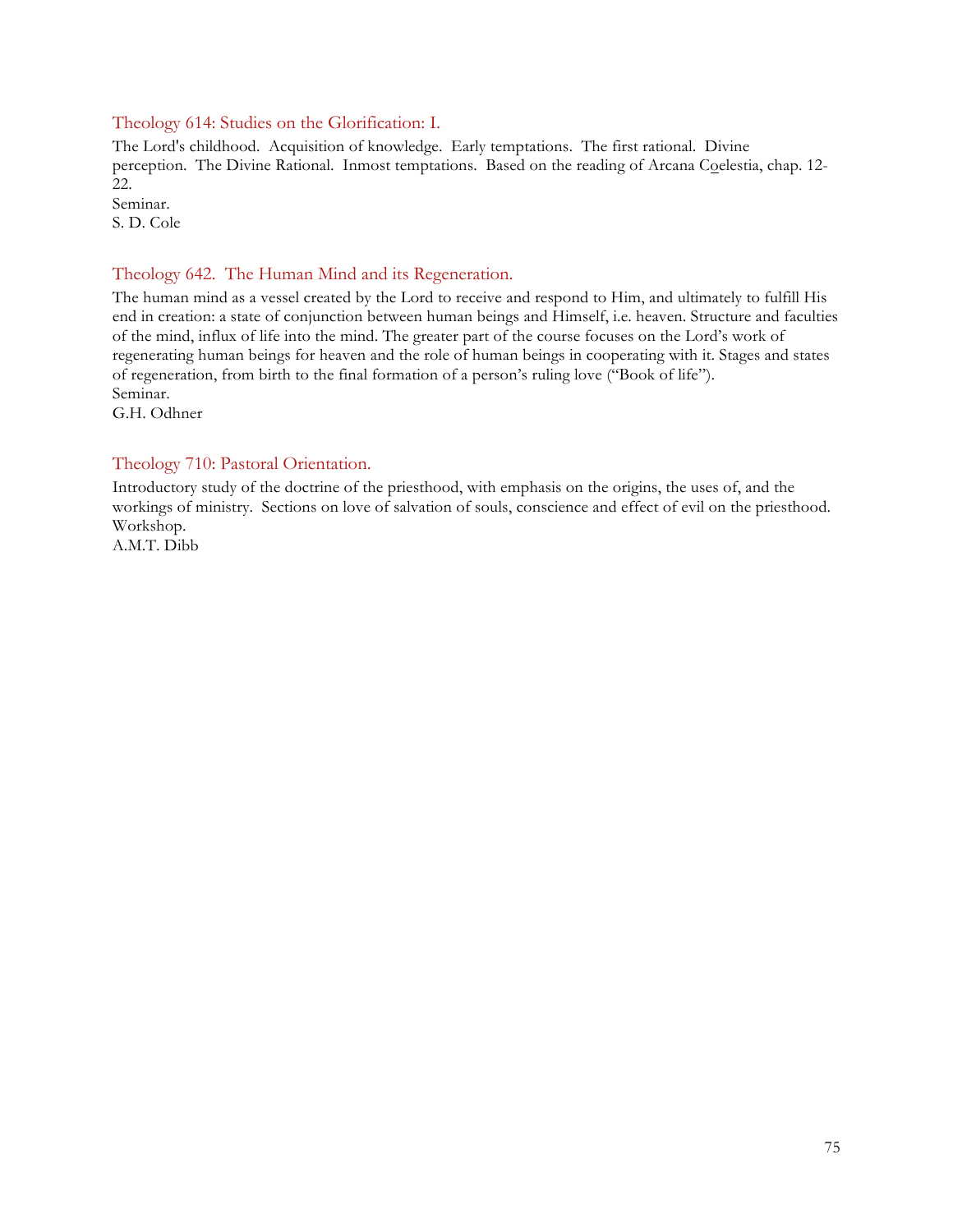### Theology 614: Studies on the Glorification: I.

The Lord's childhood. Acquisition of knowledge. Early temptations. The first rational. Divine perception. The Divine Rational. Inmost temptations. Based on the reading of Arcana Coelestia, chap. 12-22.
Seminar.
S. D. Cole

### Theology 642. The Human Mind and its Regeneration.

The human mind as a vessel created by the Lord to receive and respond to Him, and ultimately to fulfill His end in creation: a state of conjunction between human beings and Himself, i.e. heaven. Structure and faculties of the mind, influx of life into the mind. The greater part of the course focuses on the Lord's work of regenerating human beings for heaven and the role of human beings in cooperating with it. Stages and states of regeneration, from birth to the final formation of a person's ruling love ("Book of life").
Seminar.
G.H. Odhner

### Theology 710: Pastoral Orientation.

Introductory study of the doctrine of the priesthood, with emphasis on the origins, the uses of, and the workings of ministry. Sections on love of salvation of souls, conscience and effect of evil on the priesthood.
Workshop.
A.M.T. Dibb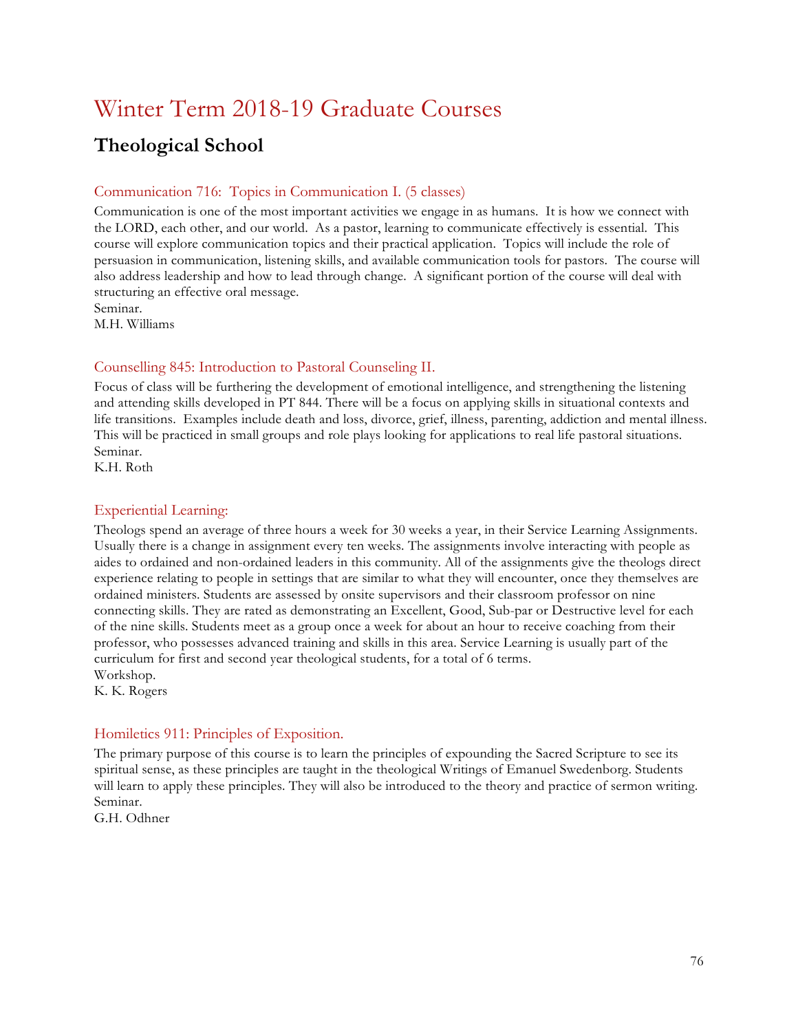# Winter Term 2018-19 Graduate Courses

## Theological School

### Communication 716: Topics in Communication I. (5 classes)

Communication is one of the most important activities we engage in as humans. It is how we connect with the LORD, each other, and our world. As a pastor, learning to communicate effectively is essential. This course will explore communication topics and their practical application. Topics will include the role of persuasion in communication, listening skills, and available communication tools for pastors. The course will also address leadership and how to lead through change. A significant portion of the course will deal with structuring an effective oral message.
Seminar.
M.H. Williams

### Counselling 845: Introduction to Pastoral Counseling II.

Focus of class will be furthering the development of emotional intelligence, and strengthening the listening and attending skills developed in PT 844. There will be a focus on applying skills in situational contexts and life transitions. Examples include death and loss, divorce, grief, illness, parenting, addiction and mental illness. This will be practiced in small groups and role plays looking for applications to real life pastoral situations.
Seminar.
K.H. Roth

### Experiential Learning:

Theologs spend an average of three hours a week for 30 weeks a year, in their Service Learning Assignments. Usually there is a change in assignment every ten weeks. The assignments involve interacting with people as aides to ordained and non-ordained leaders in this community. All of the assignments give the theologs direct experience relating to people in settings that are similar to what they will encounter, once they themselves are ordained ministers. Students are assessed by onsite supervisors and their classroom professor on nine connecting skills. They are rated as demonstrating an Excellent, Good, Sub-par or Destructive level for each of the nine skills. Students meet as a group once a week for about an hour to receive coaching from their professor, who possesses advanced training and skills in this area. Service Learning is usually part of the curriculum for first and second year theological students, for a total of 6 terms.
Workshop.
K. K. Rogers

### Homiletics 911: Principles of Exposition.

The primary purpose of this course is to learn the principles of expounding the Sacred Scripture to see its spiritual sense, as these principles are taught in the theological Writings of Emanuel Swedenborg. Students will learn to apply these principles. They will also be introduced to the theory and practice of sermon writing.
Seminar.
G.H. Odhner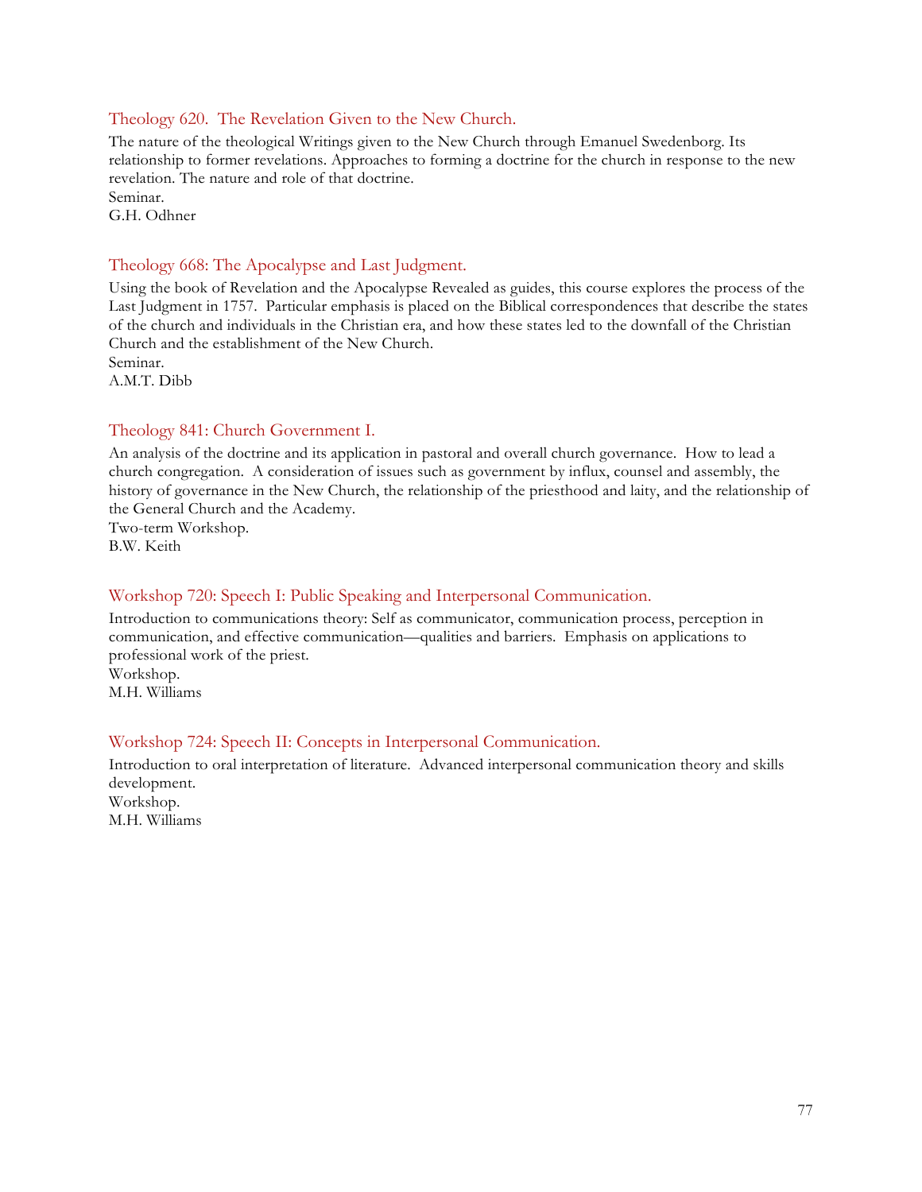### Theology 620. The Revelation Given to the New Church.

The nature of the theological Writings given to the New Church through Emanuel Swedenborg. Its relationship to former revelations. Approaches to forming a doctrine for the church in response to the new revelation. The nature and role of that doctrine.
Seminar.
G.H. Odhner

### Theology 668: The Apocalypse and Last Judgment.

Using the book of Revelation and the Apocalypse Revealed as guides, this course explores the process of the Last Judgment in 1757. Particular emphasis is placed on the Biblical correspondences that describe the states of the church and individuals in the Christian era, and how these states led to the downfall of the Christian Church and the establishment of the New Church.
Seminar.
A.M.T. Dibb

### Theology 841: Church Government I.

An analysis of the doctrine and its application in pastoral and overall church governance. How to lead a church congregation. A consideration of issues such as government by influx, counsel and assembly, the history of governance in the New Church, the relationship of the priesthood and laity, and the relationship of the General Church and the Academy.
Two-term Workshop.
B.W. Keith

### Workshop 720: Speech I: Public Speaking and Interpersonal Communication.

Introduction to communications theory: Self as communicator, communication process, perception in communication, and effective communication—qualities and barriers. Emphasis on applications to professional work of the priest.
Workshop.
M.H. Williams

### Workshop 724: Speech II: Concepts in Interpersonal Communication.

Introduction to oral interpretation of literature. Advanced interpersonal communication theory and skills development.
Workshop.
M.H. Williams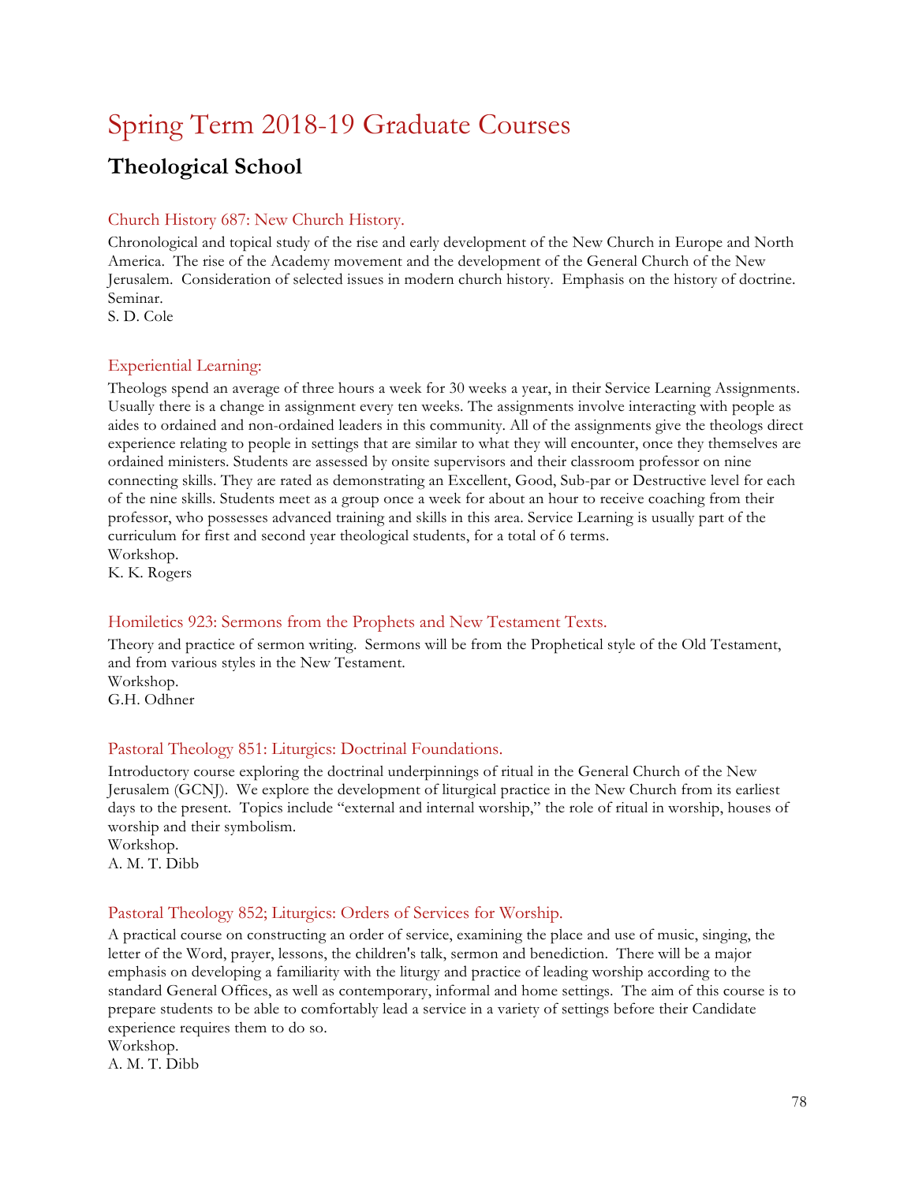# Spring Term 2018-19 Graduate Courses

## Theological School

### Church History 687: New Church History.

Chronological and topical study of the rise and early development of the New Church in Europe and North America. The rise of the Academy movement and the development of the General Church of the New Jerusalem. Consideration of selected issues in modern church history. Emphasis on the history of doctrine.
Seminar.
S. D. Cole

### Experiential Learning:

Theologs spend an average of three hours a week for 30 weeks a year, in their Service Learning Assignments. Usually there is a change in assignment every ten weeks. The assignments involve interacting with people as aides to ordained and non-ordained leaders in this community. All of the assignments give the theologs direct experience relating to people in settings that are similar to what they will encounter, once they themselves are ordained ministers. Students are assessed by onsite supervisors and their classroom professor on nine connecting skills. They are rated as demonstrating an Excellent, Good, Sub-par or Destructive level for each of the nine skills. Students meet as a group once a week for about an hour to receive coaching from their professor, who possesses advanced training and skills in this area. Service Learning is usually part of the curriculum for first and second year theological students, for a total of 6 terms.
Workshop.
K. K. Rogers

### Homiletics 923: Sermons from the Prophets and New Testament Texts.

Theory and practice of sermon writing. Sermons will be from the Prophetical style of the Old Testament, and from various styles in the New Testament.
Workshop.
G.H. Odhner

### Pastoral Theology 851: Liturgics: Doctrinal Foundations.

Introductory course exploring the doctrinal underpinnings of ritual in the General Church of the New Jerusalem (GCNJ). We explore the development of liturgical practice in the New Church from its earliest days to the present. Topics include "external and internal worship," the role of ritual in worship, houses of worship and their symbolism.
Workshop.
A. M. T. Dibb

### Pastoral Theology 852; Liturgics: Orders of Services for Worship.

A practical course on constructing an order of service, examining the place and use of music, singing, the letter of the Word, prayer, lessons, the children's talk, sermon and benediction. There will be a major emphasis on developing a familiarity with the liturgy and practice of leading worship according to the standard General Offices, as well as contemporary, informal and home settings. The aim of this course is to prepare students to be able to comfortably lead a service in a variety of settings before their Candidate experience requires them to do so.
Workshop.
A. M. T. Dibb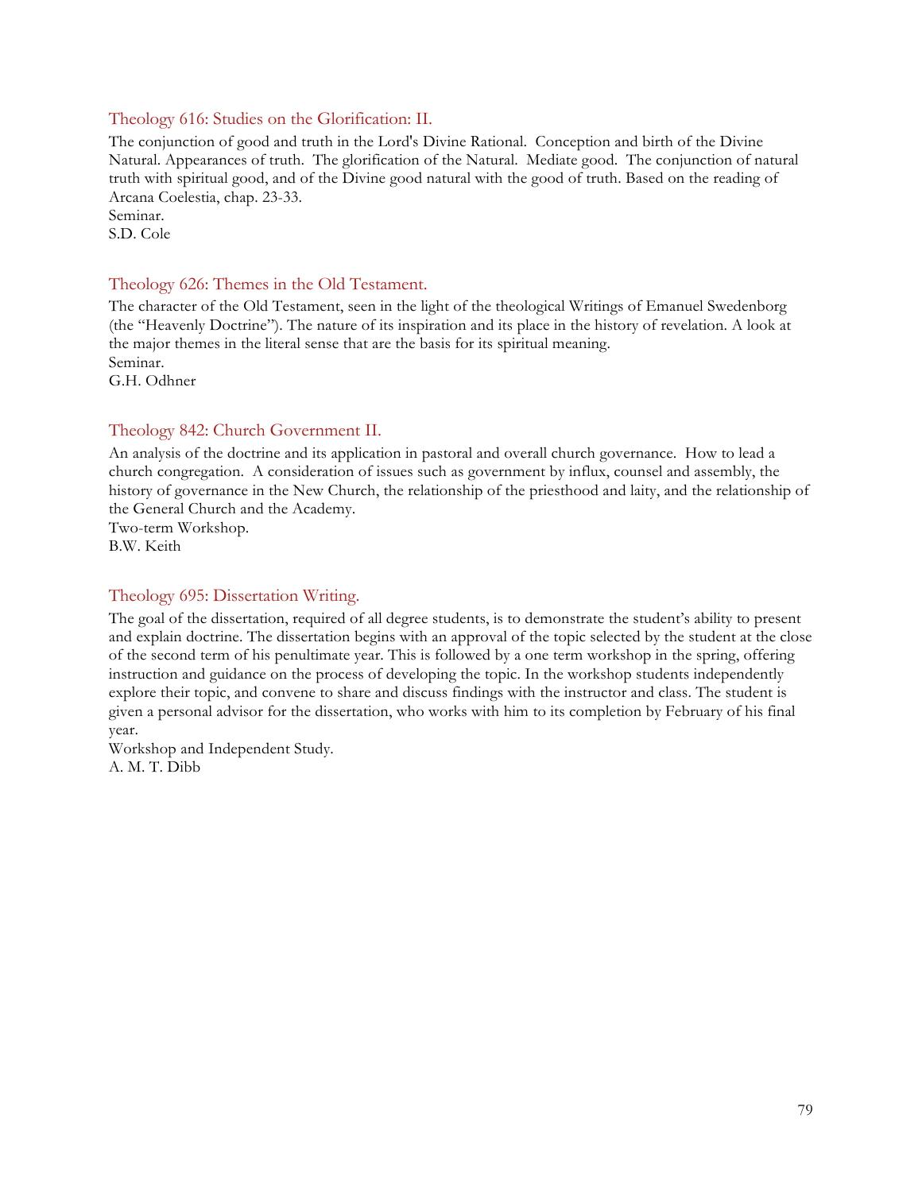### Theology 616: Studies on the Glorification: II.

The conjunction of good and truth in the Lord's Divine Rational. Conception and birth of the Divine Natural. Appearances of truth. The glorification of the Natural. Mediate good. The conjunction of natural truth with spiritual good, and of the Divine good natural with the good of truth. Based on the reading of Arcana Coelestia, chap. 23-33.
Seminar.
S.D. Cole

### Theology 626: Themes in the Old Testament.

The character of the Old Testament, seen in the light of the theological Writings of Emanuel Swedenborg (the "Heavenly Doctrine"). The nature of its inspiration and its place in the history of revelation. A look at the major themes in the literal sense that are the basis for its spiritual meaning.
Seminar.
G.H. Odhner

### Theology 842: Church Government II.

An analysis of the doctrine and its application in pastoral and overall church governance. How to lead a church congregation. A consideration of issues such as government by influx, counsel and assembly, the history of governance in the New Church, the relationship of the priesthood and laity, and the relationship of the General Church and the Academy.
Two-term Workshop.
B.W. Keith

### Theology 695: Dissertation Writing.

The goal of the dissertation, required of all degree students, is to demonstrate the student's ability to present and explain doctrine. The dissertation begins with an approval of the topic selected by the student at the close of the second term of his penultimate year. This is followed by a one term workshop in the spring, offering instruction and guidance on the process of developing the topic. In the workshop students independently explore their topic, and convene to share and discuss findings with the instructor and class. The student is given a personal advisor for the dissertation, who works with him to its completion by February of his final year.
Workshop and Independent Study.
A. M. T. Dibb